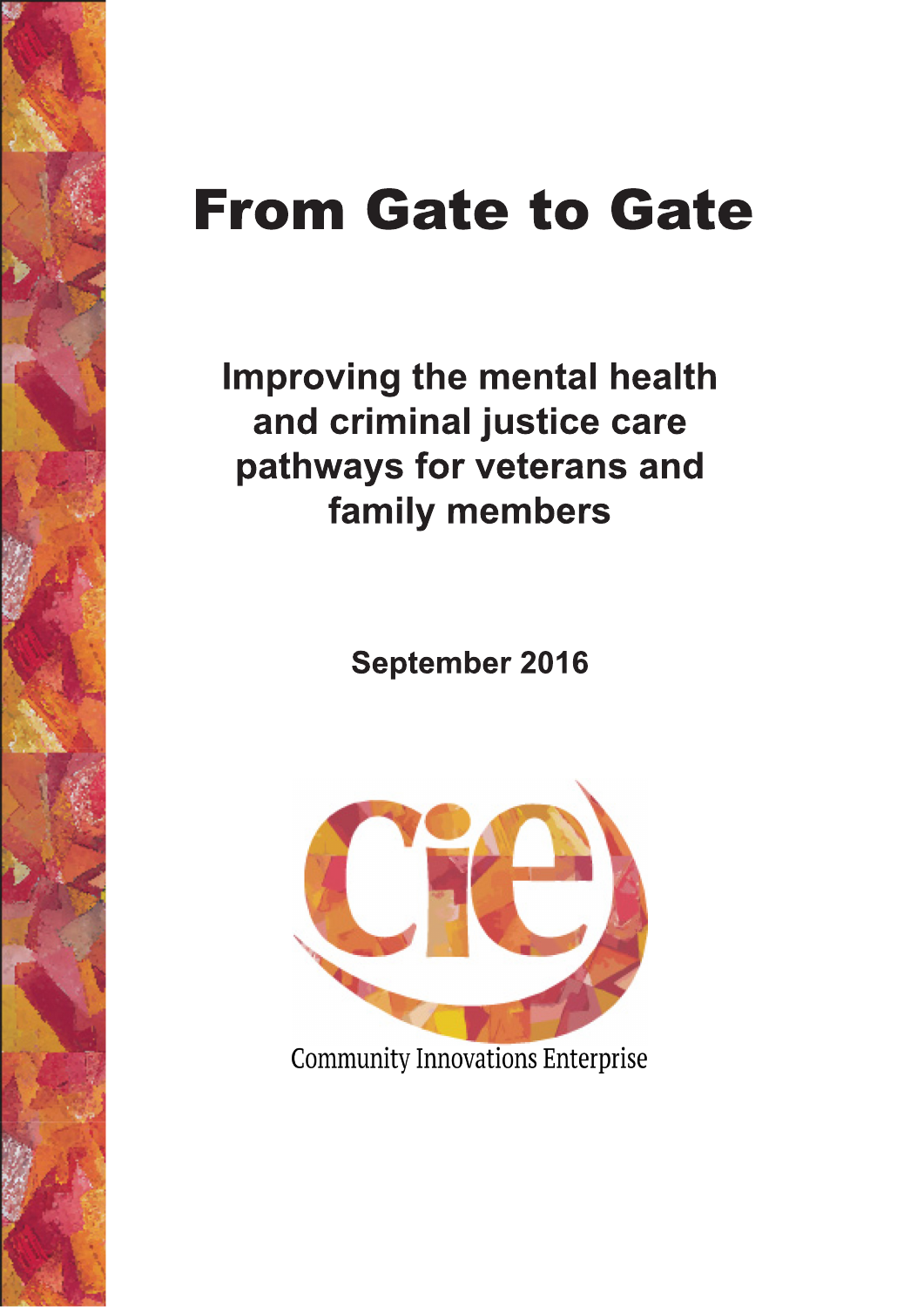# From Gate to Gate

## Improving the mental health and criminal justice care pathways for veterans and family members

**September 2016**

Community Innovations Enterprise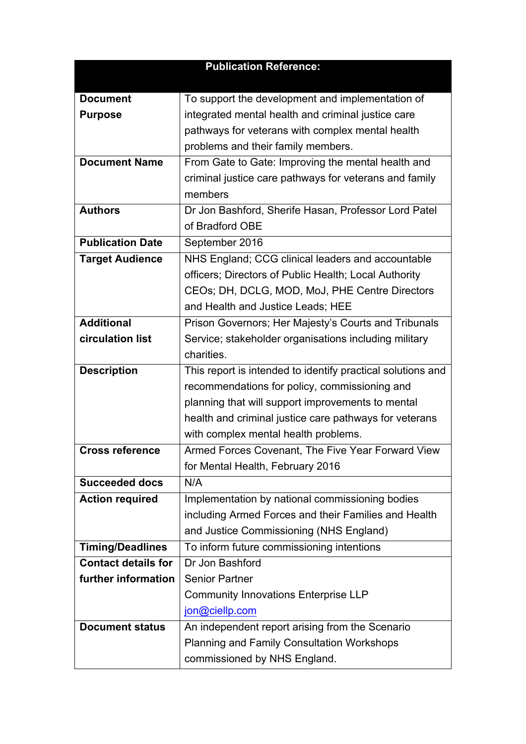| Publication Reference: | |
|---|---|
| **Document Purpose** | To support the development and implementation of integrated mental health and criminal justice care pathways for veterans with complex mental health problems and their family members. |
| **Document Name** | From Gate to Gate: Improving the mental health and criminal justice care pathways for veterans and family members |
| **Authors** | Dr Jon Bashford, Sherife Hasan, Professor Lord Patel of Bradford OBE |
| **Publication Date** | September 2016 |
| **Target Audience** | NHS England; CCG clinical leaders and accountable officers; Directors of Public Health; Local Authority CEOs; DH, DCLG, MOD, MoJ, PHE Centre Directors and Health and Justice Leads; HEE |
| **Additional circulation list** | Prison Governors; Her Majesty's Courts and Tribunals Service; stakeholder organisations including military charities. |
| **Description** | This report is intended to identify practical solutions and recommendations for policy, commissioning and planning that will support improvements to mental health and criminal justice care pathways for veterans with complex mental health problems. |
| **Cross reference** | Armed Forces Covenant, The Five Year Forward View for Mental Health, February 2016 |
| **Succeeded docs** | N/A |
| **Action required** | Implementation by national commissioning bodies including Armed Forces and their Families and Health and Justice Commissioning (NHS England) |
| **Timing/Deadlines** | To inform future commissioning intentions |
| **Contact details for further information** | Dr Jon Bashford<br>Senior Partner<br>Community Innovations Enterprise LLP<br>jon@ciellp.com |
| **Document status** | An independent report arising from the Scenario Planning and Family Consultation Workshops commissioned by NHS England. |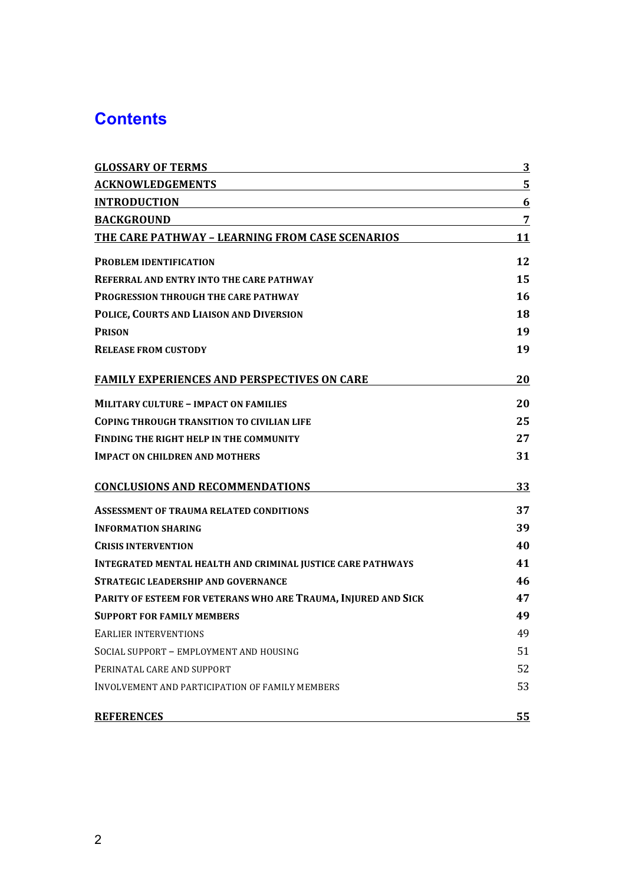# Contents

| | |
|---|---|
| **GLOSSARY OF TERMS** | **3** |
| **ACKNOWLEDGEMENTS** | **5** |
| **INTRODUCTION** | **6** |
| **BACKGROUND** | **7** |
| **THE CARE PATHWAY – LEARNING FROM CASE SCENARIOS** | **11** |
| **PROBLEM IDENTIFICATION** | **12** |
| **REFERRAL AND ENTRY INTO THE CARE PATHWAY** | **15** |
| **PROGRESSION THROUGH THE CARE PATHWAY** | **16** |
| **POLICE, COURTS AND LIAISON AND DIVERSION** | **18** |
| **PRISON** | **19** |
| **RELEASE FROM CUSTODY** | **19** |
| **FAMILY EXPERIENCES AND PERSPECTIVES ON CARE** | **20** |
| **MILITARY CULTURE – IMPACT ON FAMILIES** | **20** |
| **COPING THROUGH TRANSITION TO CIVILIAN LIFE** | **25** |
| **FINDING THE RIGHT HELP IN THE COMMUNITY** | **27** |
| **IMPACT ON CHILDREN AND MOTHERS** | **31** |
| **CONCLUSIONS AND RECOMMENDATIONS** | **33** |
| **ASSESSMENT OF TRAUMA RELATED CONDITIONS** | **37** |
| **INFORMATION SHARING** | **39** |
| **CRISIS INTERVENTION** | **40** |
| **INTEGRATED MENTAL HEALTH AND CRIMINAL JUSTICE CARE PATHWAYS** | **41** |
| **STRATEGIC LEADERSHIP AND GOVERNANCE** | **46** |
| **PARITY OF ESTEEM FOR VETERANS WHO ARE TRAUMA, INJURED AND SICK** | **47** |
| **SUPPORT FOR FAMILY MEMBERS** | **49** |
| EARLIER INTERVENTIONS | 49 |
| SOCIAL SUPPORT – EMPLOYMENT AND HOUSING | 51 |
| PERINATAL CARE AND SUPPORT | 52 |
| INVOLVEMENT AND PARTICIPATION OF FAMILY MEMBERS | 53 |
| **REFERENCES** | **55** |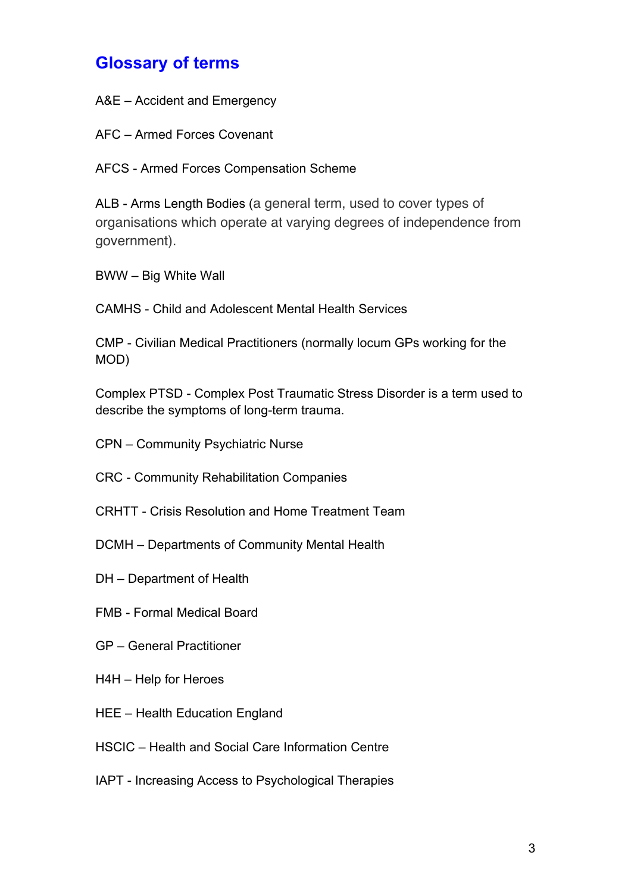## Glossary of terms

A&E – Accident and Emergency

AFC – Armed Forces Covenant

AFCS - Armed Forces Compensation Scheme

ALB - Arms Length Bodies (a general term, used to cover types of organisations which operate at varying degrees of independence from government).

BWW – Big White Wall

CAMHS - Child and Adolescent Mental Health Services

CMP - Civilian Medical Practitioners (normally locum GPs working for the MOD)

Complex PTSD - Complex Post Traumatic Stress Disorder is a term used to describe the symptoms of long-term trauma.

CPN – Community Psychiatric Nurse

CRC - Community Rehabilitation Companies

CRHTT - Crisis Resolution and Home Treatment Team

DCMH – Departments of Community Mental Health

DH – Department of Health

FMB - Formal Medical Board

GP – General Practitioner

H4H – Help for Heroes

HEE – Health Education England

HSCIC – Health and Social Care Information Centre

IAPT - Increasing Access to Psychological Therapies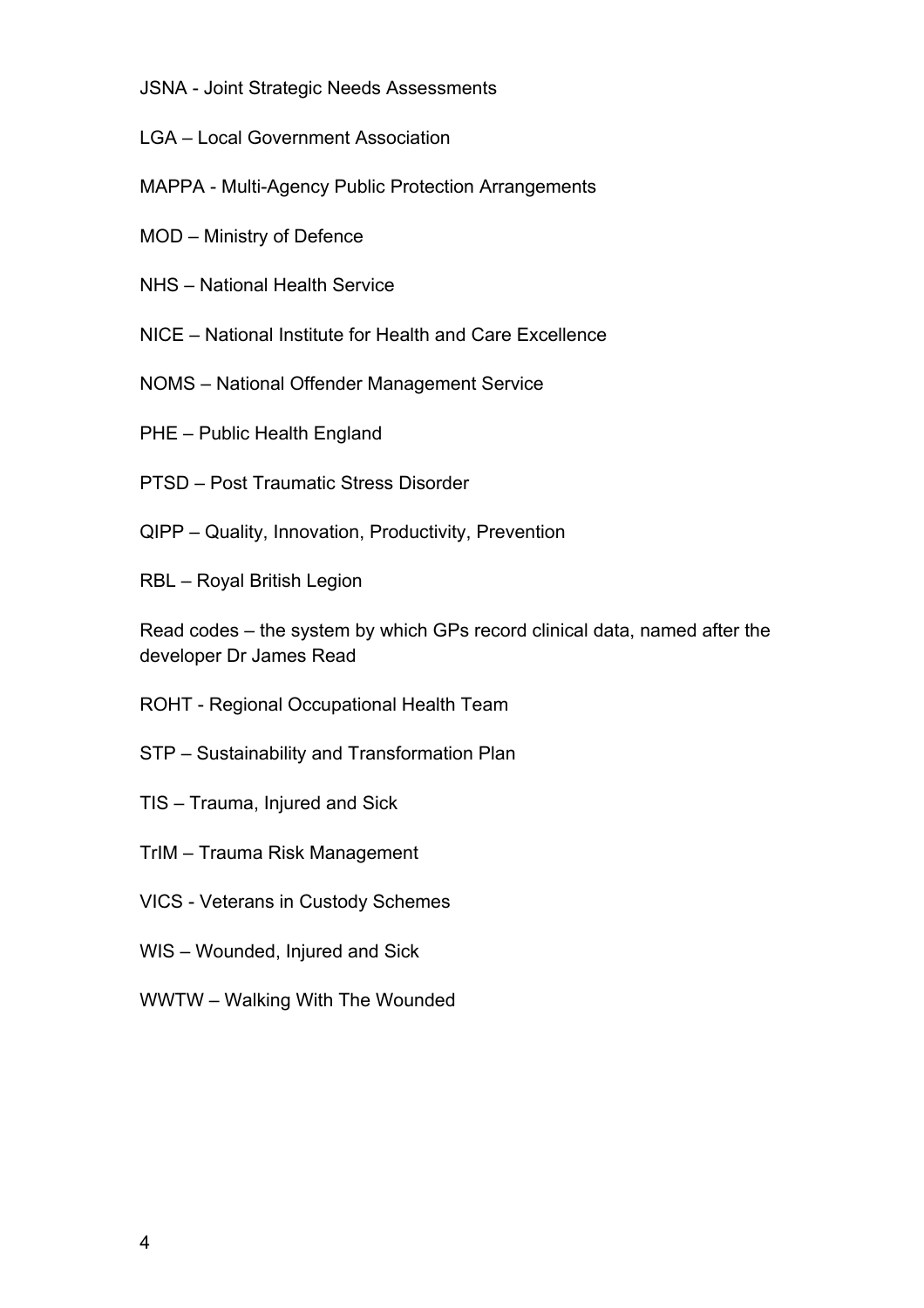JSNA - Joint Strategic Needs Assessments

LGA – Local Government Association

MAPPA - Multi-Agency Public Protection Arrangements

MOD – Ministry of Defence

NHS – National Health Service

NICE – National Institute for Health and Care Excellence

NOMS – National Offender Management Service

PHE – Public Health England

PTSD – Post Traumatic Stress Disorder

QIPP – Quality, Innovation, Productivity, Prevention

RBL – Royal British Legion

Read codes – the system by which GPs record clinical data, named after the developer Dr James Read

ROHT - Regional Occupational Health Team

STP – Sustainability and Transformation Plan

TIS – Trauma, Injured and Sick

TrIM – Trauma Risk Management

VICS - Veterans in Custody Schemes

WIS – Wounded, Injured and Sick

WWTW – Walking With The Wounded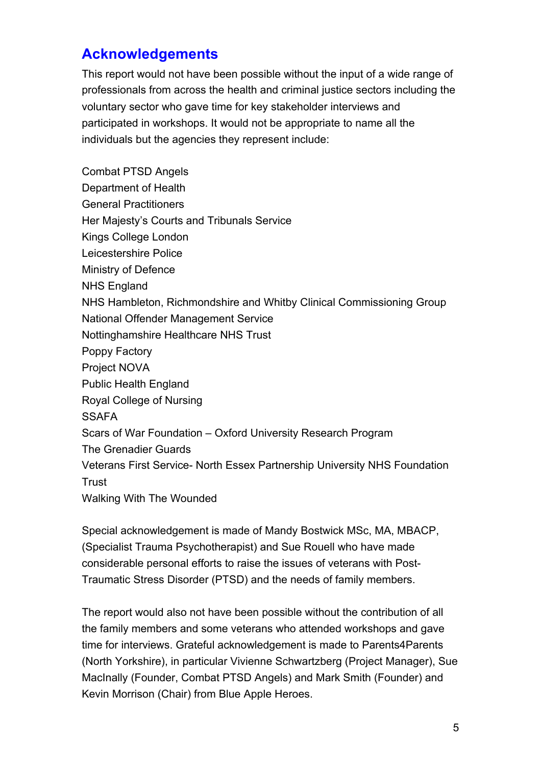# Acknowledgements

This report would not have been possible without the input of a wide range of professionals from across the health and criminal justice sectors including the voluntary sector who gave time for key stakeholder interviews and participated in workshops. It would not be appropriate to name all the individuals but the agencies they represent include:

Combat PTSD Angels
Department of Health
General Practitioners
Her Majesty's Courts and Tribunals Service
Kings College London
Leicestershire Police
Ministry of Defence
NHS England
NHS Hambleton, Richmondshire and Whitby Clinical Commissioning Group
National Offender Management Service
Nottinghamshire Healthcare NHS Trust
Poppy Factory
Project NOVA
Public Health England
Royal College of Nursing
SSAFA
Scars of War Foundation – Oxford University Research Program
The Grenadier Guards
Veterans First Service- North Essex Partnership University NHS Foundation Trust
Walking With The Wounded

Special acknowledgement is made of Mandy Bostwick MSc, MA, MBACP, (Specialist Trauma Psychotherapist) and Sue Rouell who have made considerable personal efforts to raise the issues of veterans with Post-Traumatic Stress Disorder (PTSD) and the needs of family members.

The report would also not have been possible without the contribution of all the family members and some veterans who attended workshops and gave time for interviews. Grateful acknowledgement is made to Parents4Parents (North Yorkshire), in particular Vivienne Schwartzberg (Project Manager), Sue MacInally (Founder, Combat PTSD Angels) and Mark Smith (Founder) and Kevin Morrison (Chair) from Blue Apple Heroes.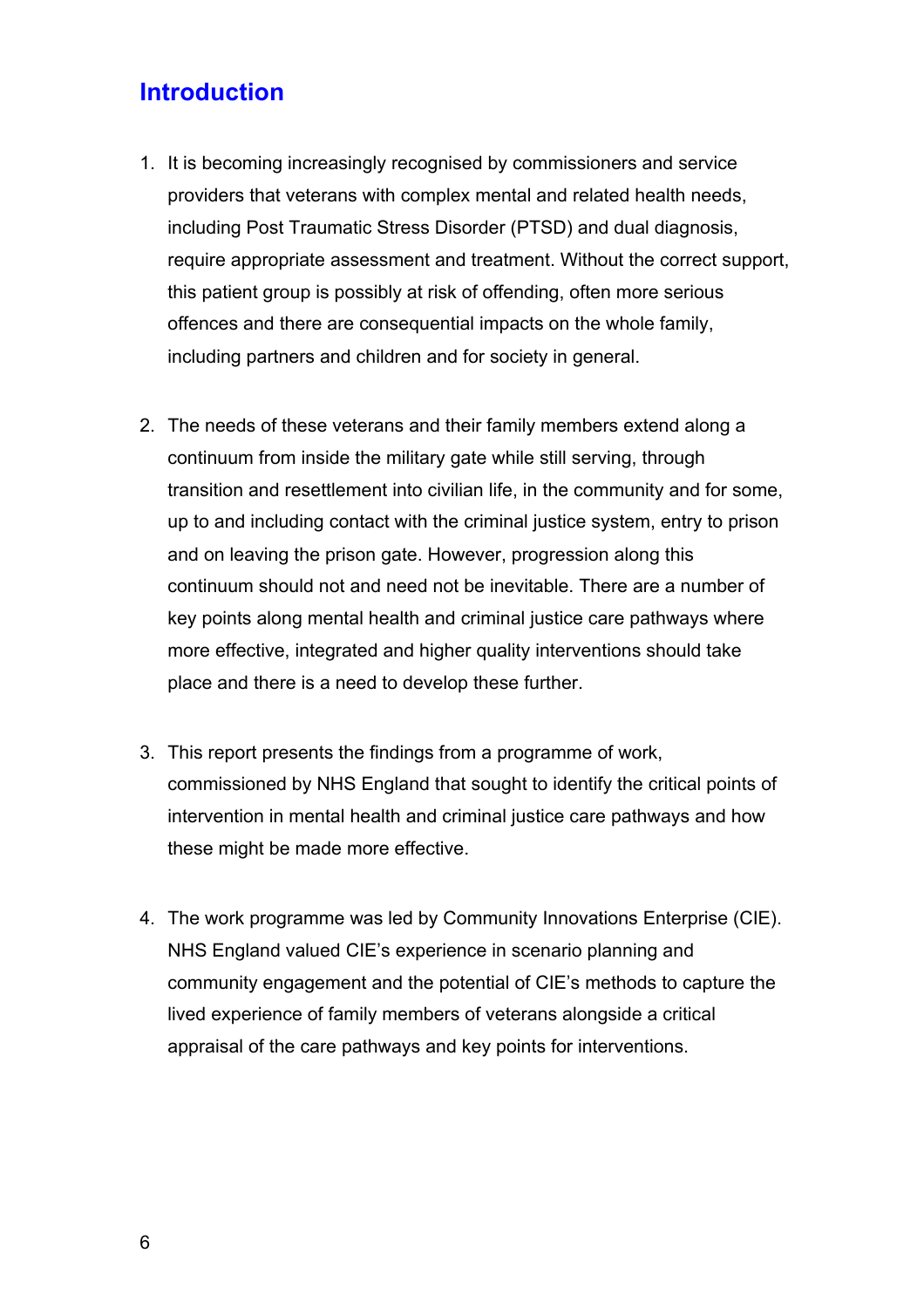# Introduction

1. It is becoming increasingly recognised by commissioners and service providers that veterans with complex mental and related health needs, including Post Traumatic Stress Disorder (PTSD) and dual diagnosis, require appropriate assessment and treatment. Without the correct support, this patient group is possibly at risk of offending, often more serious offences and there are consequential impacts on the whole family, including partners and children and for society in general.

2. The needs of these veterans and their family members extend along a continuum from inside the military gate while still serving, through transition and resettlement into civilian life, in the community and for some, up to and including contact with the criminal justice system, entry to prison and on leaving the prison gate. However, progression along this continuum should not and need not be inevitable. There are a number of key points along mental health and criminal justice care pathways where more effective, integrated and higher quality interventions should take place and there is a need to develop these further.

3. This report presents the findings from a programme of work, commissioned by NHS England that sought to identify the critical points of intervention in mental health and criminal justice care pathways and how these might be made more effective.

4. The work programme was led by Community Innovations Enterprise (CIE). NHS England valued CIE's experience in scenario planning and community engagement and the potential of CIE's methods to capture the lived experience of family members of veterans alongside a critical appraisal of the care pathways and key points for interventions.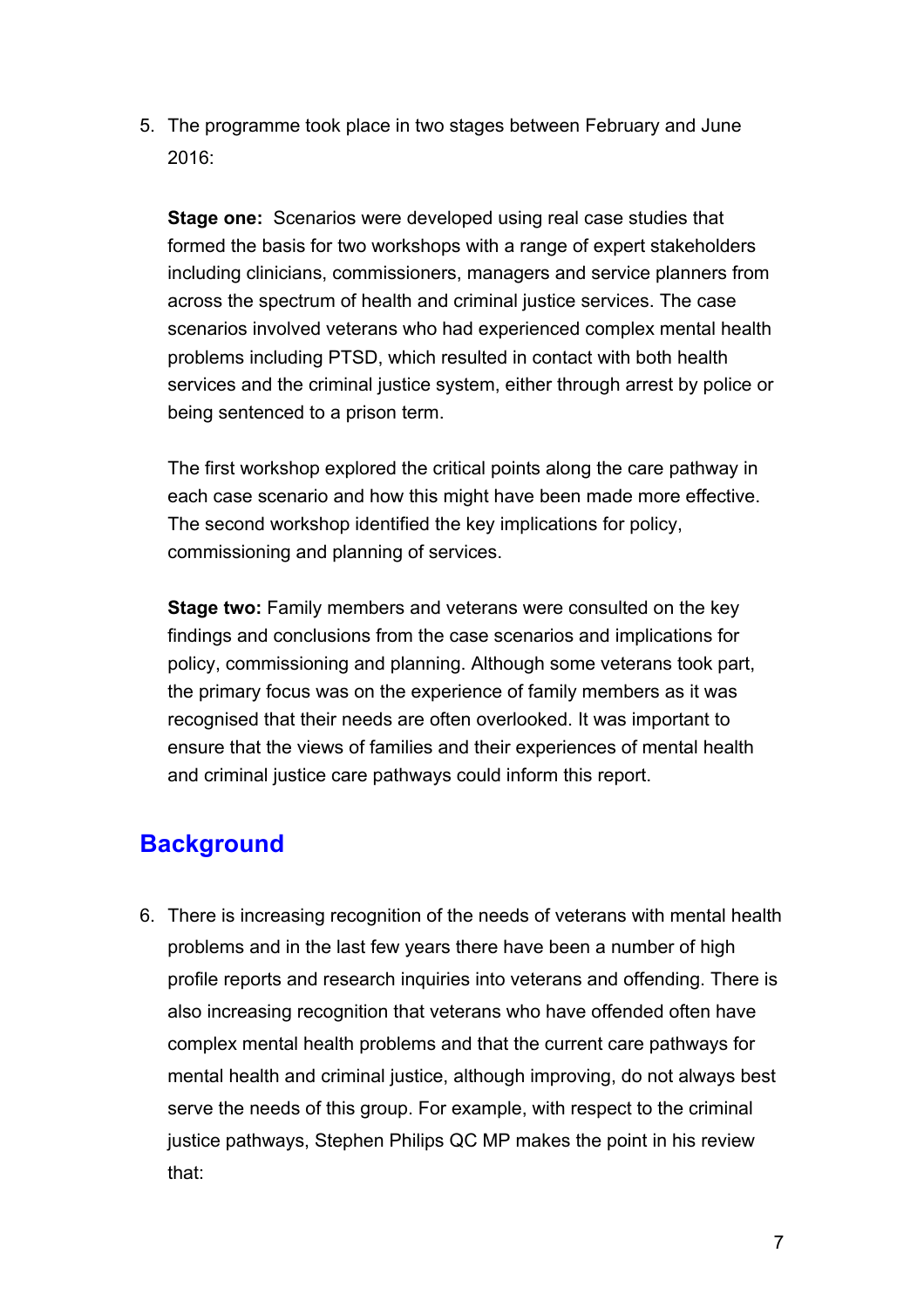5. The programme took place in two stages between February and June 2016:

   **Stage one:** Scenarios were developed using real case studies that formed the basis for two workshops with a range of expert stakeholders including clinicians, commissioners, managers and service planners from across the spectrum of health and criminal justice services. The case scenarios involved veterans who had experienced complex mental health problems including PTSD, which resulted in contact with both health services and the criminal justice system, either through arrest by police or being sentenced to a prison term.

   The first workshop explored the critical points along the care pathway in each case scenario and how this might have been made more effective. The second workshop identified the key implications for policy, commissioning and planning of services.

   **Stage two:** Family members and veterans were consulted on the key findings and conclusions from the case scenarios and implications for policy, commissioning and planning. Although some veterans took part, the primary focus was on the experience of family members as it was recognised that their needs are often overlooked. It was important to ensure that the views of families and their experiences of mental health and criminal justice care pathways could inform this report.

## Background

6. There is increasing recognition of the needs of veterans with mental health problems and in the last few years there have been a number of high profile reports and research inquiries into veterans and offending. There is also increasing recognition that veterans who have offended often have complex mental health problems and that the current care pathways for mental health and criminal justice, although improving, do not always best serve the needs of this group. For example, with respect to the criminal justice pathways, Stephen Philips QC MP makes the point in his review that: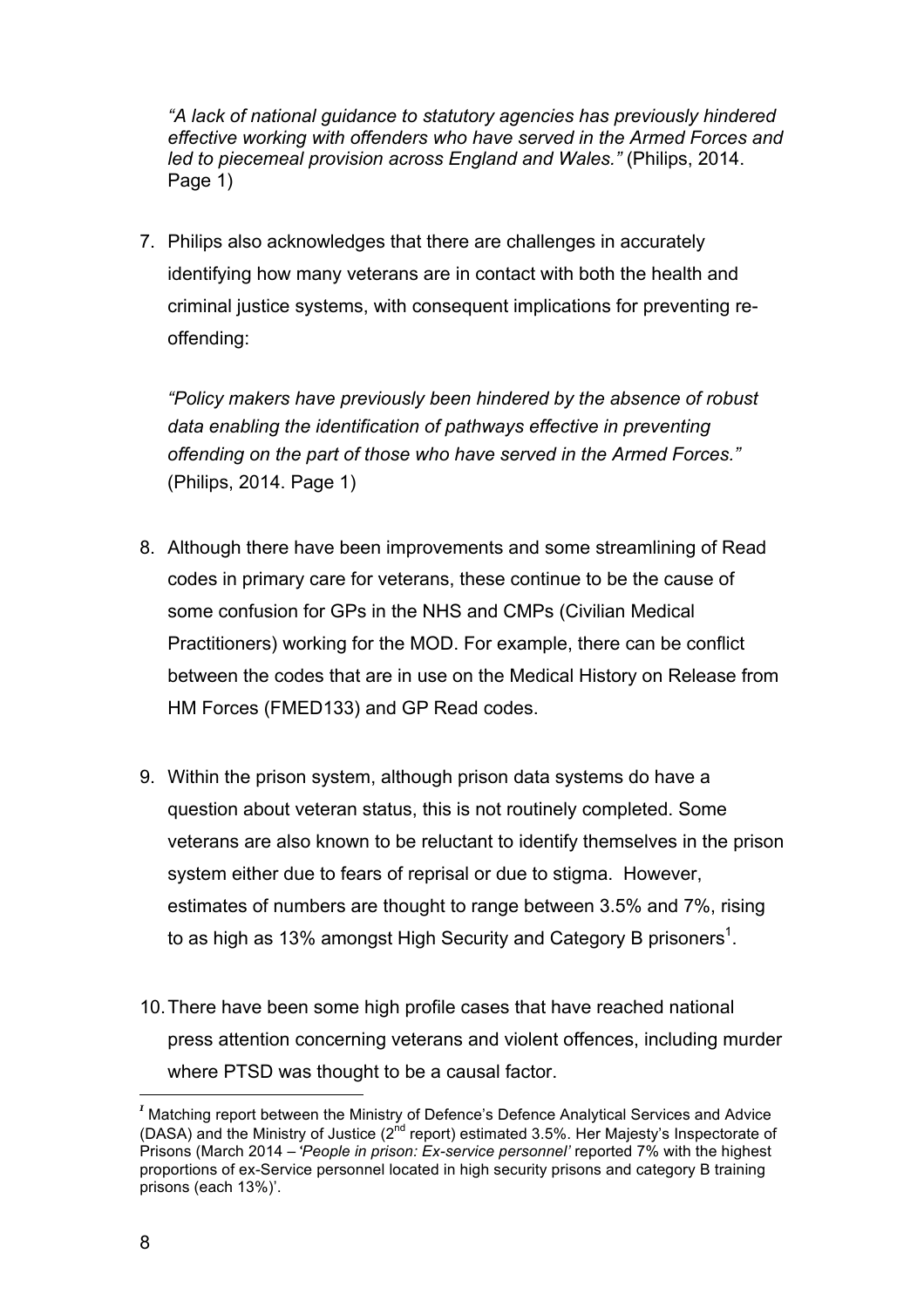*"A lack of national guidance to statutory agencies has previously hindered effective working with offenders who have served in the Armed Forces and led to piecemeal provision across England and Wales."* (Philips, 2014. Page 1)

7. Philips also acknowledges that there are challenges in accurately identifying how many veterans are in contact with both the health and criminal justice systems, with consequent implications for preventing re-offending:

   *"Policy makers have previously been hindered by the absence of robust data enabling the identification of pathways effective in preventing offending on the part of those who have served in the Armed Forces."* (Philips, 2014. Page 1)

8. Although there have been improvements and some streamlining of Read codes in primary care for veterans, these continue to be the cause of some confusion for GPs in the NHS and CMPs (Civilian Medical Practitioners) working for the MOD. For example, there can be conflict between the codes that are in use on the Medical History on Release from HM Forces (FMED133) and GP Read codes.

9. Within the prison system, although prison data systems do have a question about veteran status, this is not routinely completed. Some veterans are also known to be reluctant to identify themselves in the prison system either due to fears of reprisal or due to stigma. However, estimates of numbers are thought to range between 3.5% and 7%, rising to as high as 13% amongst High Security and Category B prisoners[1].

10. There have been some high profile cases that have reached national press attention concerning veterans and violent offences, including murder where PTSD was thought to be a causal factor.

---

[1] Matching report between the Ministry of Defence's Defence Analytical Services and Advice (DASA) and the Ministry of Justice (2nd report) estimated 3.5%. Her Majesty's Inspectorate of Prisons (March 2014 – *'People in prison: Ex-service personnel'* reported 7% with the highest proportions of ex-Service personnel located in high security prisons and category B training prisons (each 13%)'.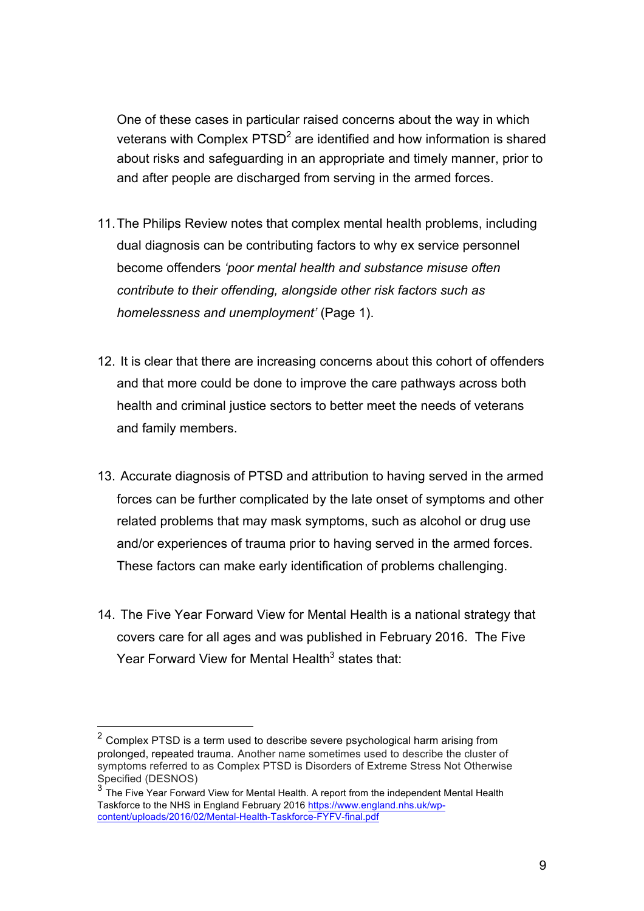One of these cases in particular raised concerns about the way in which veterans with Complex PTSD[2] are identified and how information is shared about risks and safeguarding in an appropriate and timely manner, prior to and after people are discharged from serving in the armed forces.

11. The Philips Review notes that complex mental health problems, including dual diagnosis can be contributing factors to why ex service personnel become offenders *'poor mental health and substance misuse often contribute to their offending, alongside other risk factors such as homelessness and unemployment'* (Page 1).

12. It is clear that there are increasing concerns about this cohort of offenders and that more could be done to improve the care pathways across both health and criminal justice sectors to better meet the needs of veterans and family members.

13. Accurate diagnosis of PTSD and attribution to having served in the armed forces can be further complicated by the late onset of symptoms and other related problems that may mask symptoms, such as alcohol or drug use and/or experiences of trauma prior to having served in the armed forces. These factors can make early identification of problems challenging.

14. The Five Year Forward View for Mental Health is a national strategy that covers care for all ages and was published in February 2016. The Five Year Forward View for Mental Health[3] states that:

---

[2] Complex PTSD is a term used to describe severe psychological harm arising from prolonged, repeated trauma. Another name sometimes used to describe the cluster of symptoms referred to as Complex PTSD is Disorders of Extreme Stress Not Otherwise Specified (DESNOS)

[3] The Five Year Forward View for Mental Health. A report from the independent Mental Health Taskforce to the NHS in England February 2016 https://www.england.nhs.uk/wp-content/uploads/2016/02/Mental-Health-Taskforce-FYFV-final.pdf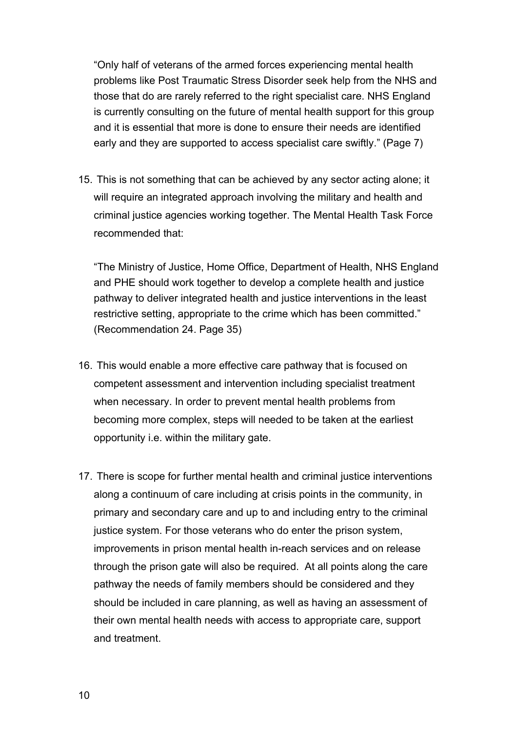“Only half of veterans of the armed forces experiencing mental health problems like Post Traumatic Stress Disorder seek help from the NHS and those that do are rarely referred to the right specialist care. NHS England is currently consulting on the future of mental health support for this group and it is essential that more is done to ensure their needs are identified early and they are supported to access specialist care swiftly.” (Page 7)

15. This is not something that can be achieved by any sector acting alone; it will require an integrated approach involving the military and health and criminal justice agencies working together. The Mental Health Task Force recommended that:

    “The Ministry of Justice, Home Office, Department of Health, NHS England and PHE should work together to develop a complete health and justice pathway to deliver integrated health and justice interventions in the least restrictive setting, appropriate to the crime which has been committed.” (Recommendation 24. Page 35)

16. This would enable a more effective care pathway that is focused on competent assessment and intervention including specialist treatment when necessary. In order to prevent mental health problems from becoming more complex, steps will needed to be taken at the earliest opportunity i.e. within the military gate.

17. There is scope for further mental health and criminal justice interventions along a continuum of care including at crisis points in the community, in primary and secondary care and up to and including entry to the criminal justice system. For those veterans who do enter the prison system, improvements in prison mental health in-reach services and on release through the prison gate will also be required. At all points along the care pathway the needs of family members should be considered and they should be included in care planning, as well as having an assessment of their own mental health needs with access to appropriate care, support and treatment.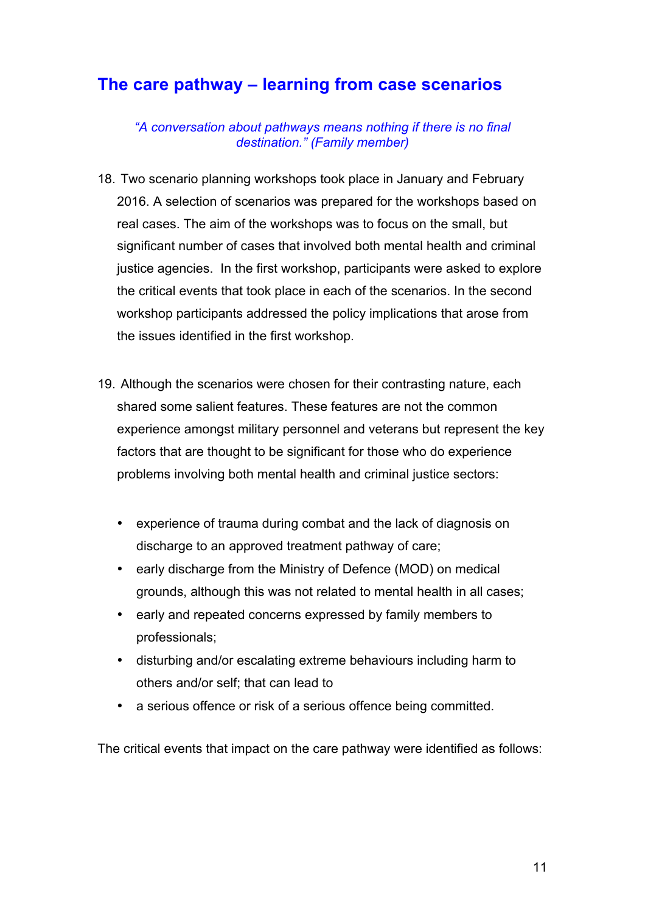## The care pathway – learning from case scenarios

> *"A conversation about pathways means nothing if there is no final destination." (Family member)*

18. Two scenario planning workshops took place in January and February 2016. A selection of scenarios was prepared for the workshops based on real cases. The aim of the workshops was to focus on the small, but significant number of cases that involved both mental health and criminal justice agencies. In the first workshop, participants were asked to explore the critical events that took place in each of the scenarios. In the second workshop participants addressed the policy implications that arose from the issues identified in the first workshop.

19. Although the scenarios were chosen for their contrasting nature, each shared some salient features. These features are not the common experience amongst military personnel and veterans but represent the key factors that are thought to be significant for those who do experience problems involving both mental health and criminal justice sectors:

    - experience of trauma during combat and the lack of diagnosis on discharge to an approved treatment pathway of care;
    - early discharge from the Ministry of Defence (MOD) on medical grounds, although this was not related to mental health in all cases;
    - early and repeated concerns expressed by family members to professionals;
    - disturbing and/or escalating extreme behaviours including harm to others and/or self; that can lead to
    - a serious offence or risk of a serious offence being committed.

The critical events that impact on the care pathway were identified as follows: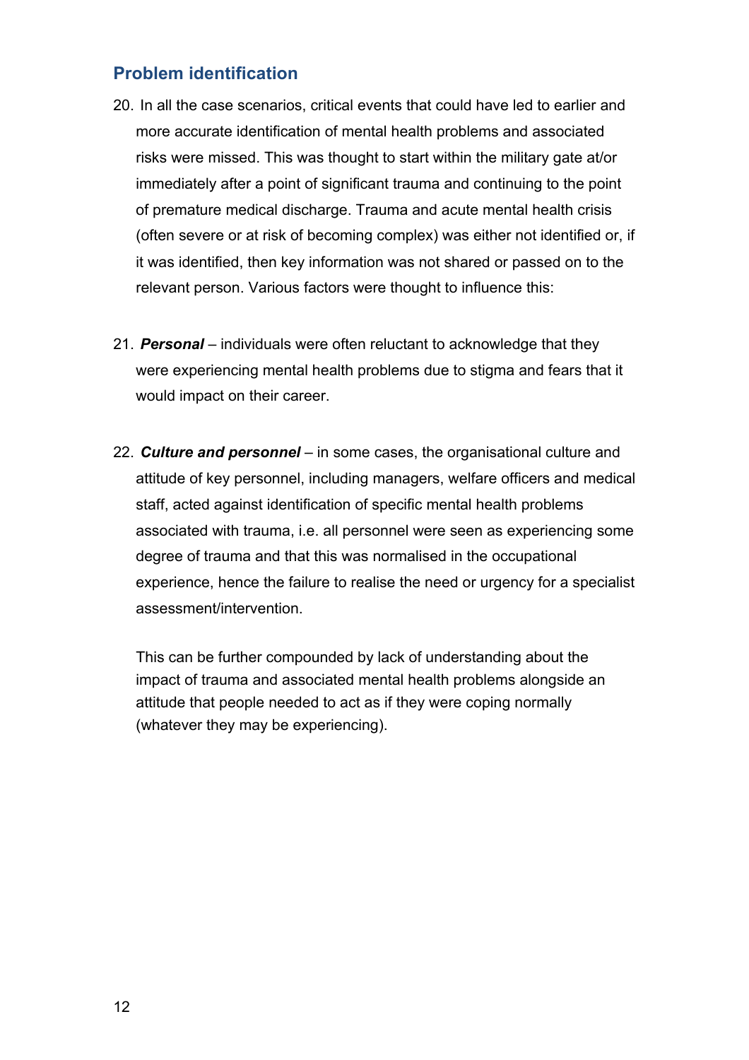## Problem identification

20. In all the case scenarios, critical events that could have led to earlier and more accurate identification of mental health problems and associated risks were missed. This was thought to start within the military gate at/or immediately after a point of significant trauma and continuing to the point of premature medical discharge. Trauma and acute mental health crisis (often severe or at risk of becoming complex) was either not identified or, if it was identified, then key information was not shared or passed on to the relevant person. Various factors were thought to influence this:

21. ***Personal*** – individuals were often reluctant to acknowledge that they were experiencing mental health problems due to stigma and fears that it would impact on their career.

22. ***Culture and personnel*** – in some cases, the organisational culture and attitude of key personnel, including managers, welfare officers and medical staff, acted against identification of specific mental health problems associated with trauma, i.e. all personnel were seen as experiencing some degree of trauma and that this was normalised in the occupational experience, hence the failure to realise the need or urgency for a specialist assessment/intervention.

    This can be further compounded by lack of understanding about the impact of trauma and associated mental health problems alongside an attitude that people needed to act as if they were coping normally (whatever they may be experiencing).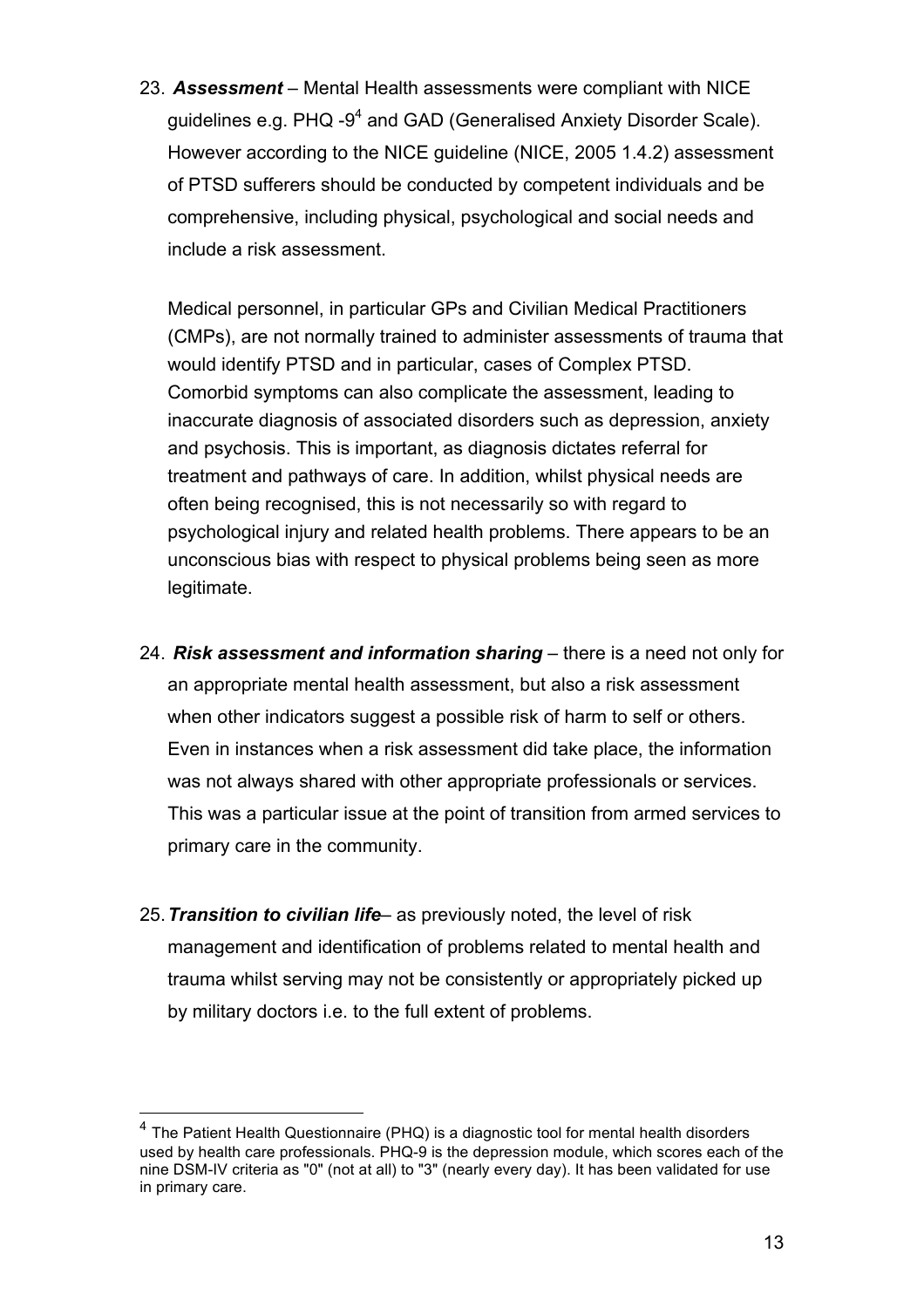23. ***Assessment*** – Mental Health assessments were compliant with NICE guidelines e.g. PHQ -9[4] and GAD (Generalised Anxiety Disorder Scale). However according to the NICE guideline (NICE, 2005 1.4.2) assessment of PTSD sufferers should be conducted by competent individuals and be comprehensive, including physical, psychological and social needs and include a risk assessment.

    Medical personnel, in particular GPs and Civilian Medical Practitioners (CMPs), are not normally trained to administer assessments of trauma that would identify PTSD and in particular, cases of Complex PTSD. Comorbid symptoms can also complicate the assessment, leading to inaccurate diagnosis of associated disorders such as depression, anxiety and psychosis. This is important, as diagnosis dictates referral for treatment and pathways of care. In addition, whilst physical needs are often being recognised, this is not necessarily so with regard to psychological injury and related health problems. There appears to be an unconscious bias with respect to physical problems being seen as more legitimate.

24. ***Risk assessment and information sharing*** – there is a need not only for an appropriate mental health assessment, but also a risk assessment when other indicators suggest a possible risk of harm to self or others. Even in instances when a risk assessment did take place, the information was not always shared with other appropriate professionals or services. This was a particular issue at the point of transition from armed services to primary care in the community.

25. ***Transition to civilian life***– as previously noted, the level of risk management and identification of problems related to mental health and trauma whilst serving may not be consistently or appropriately picked up by military doctors i.e. to the full extent of problems.

---

[4] The Patient Health Questionnaire (PHQ) is a diagnostic tool for mental health disorders used by health care professionals. PHQ-9 is the depression module, which scores each of the nine DSM-IV criteria as "0" (not at all) to "3" (nearly every day). It has been validated for use in primary care.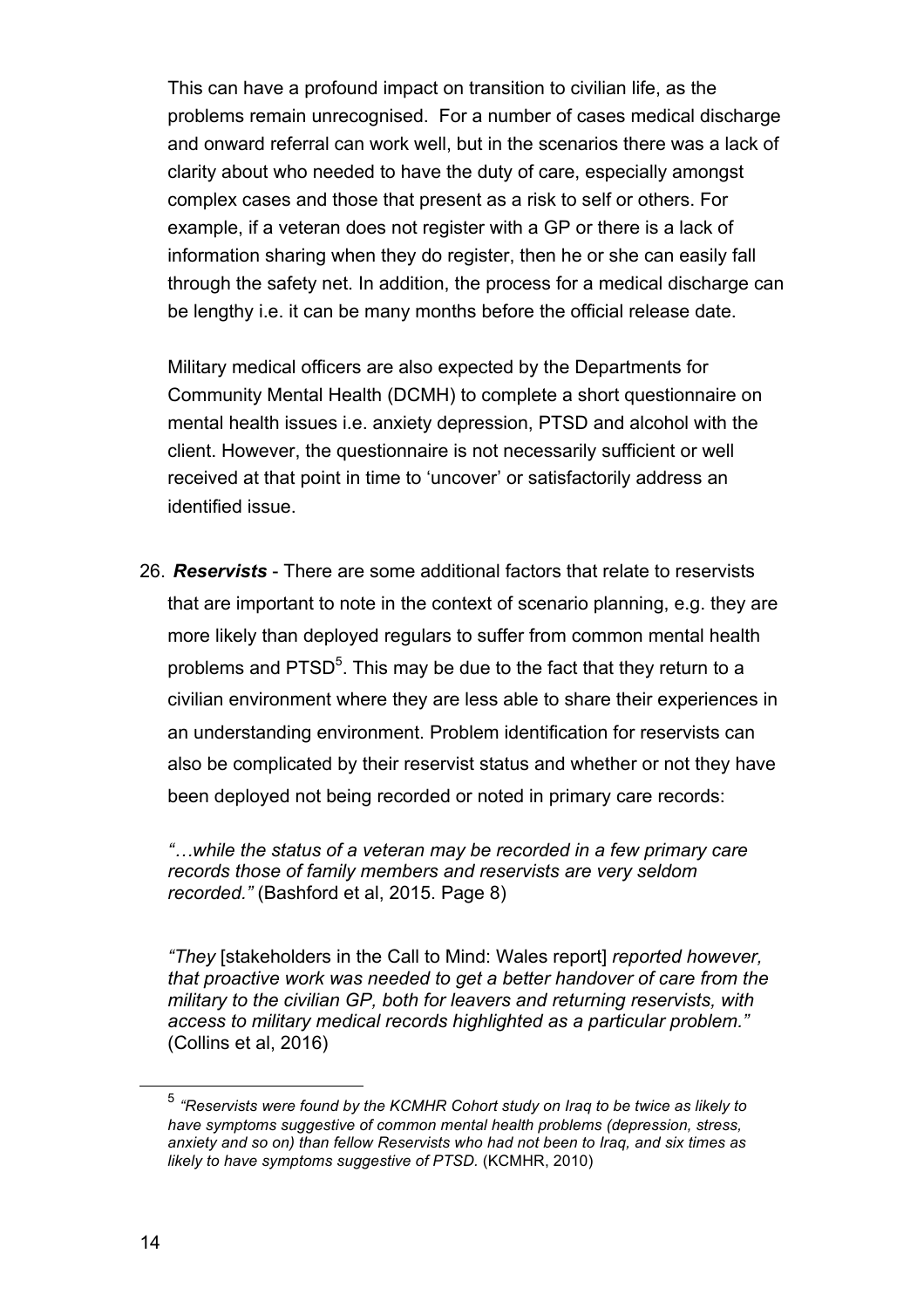This can have a profound impact on transition to civilian life, as the problems remain unrecognised. For a number of cases medical discharge and onward referral can work well, but in the scenarios there was a lack of clarity about who needed to have the duty of care, especially amongst complex cases and those that present as a risk to self or others. For example, if a veteran does not register with a GP or there is a lack of information sharing when they do register, then he or she can easily fall through the safety net. In addition, the process for a medical discharge can be lengthy i.e. it can be many months before the official release date.

Military medical officers are also expected by the Departments for Community Mental Health (DCMH) to complete a short questionnaire on mental health issues i.e. anxiety depression, PTSD and alcohol with the client. However, the questionnaire is not necessarily sufficient or well received at that point in time to 'uncover' or satisfactorily address an identified issue.

26. ***Reservists*** - There are some additional factors that relate to reservists that are important to note in the context of scenario planning, e.g. they are more likely than deployed regulars to suffer from common mental health problems and PTSD[5]. This may be due to the fact that they return to a civilian environment where they are less able to share their experiences in an understanding environment. Problem identification for reservists can also be complicated by their reservist status and whether or not they have been deployed not being recorded or noted in primary care records:

*"…while the status of a veteran may be recorded in a few primary care records those of family members and reservists are very seldom recorded."* (Bashford et al, 2015. Page 8)

*"They* [stakeholders in the Call to Mind: Wales report] *reported however, that proactive work was needed to get a better handover of care from the military to the civilian GP, both for leavers and returning reservists, with access to military medical records highlighted as a particular problem."* (Collins et al, 2016)

---

[5] *"Reservists were found by the KCMHR Cohort study on Iraq to be twice as likely to have symptoms suggestive of common mental health problems (depression, stress, anxiety and so on) than fellow Reservists who had not been to Iraq, and six times as likely to have symptoms suggestive of PTSD.* (KCMHR, 2010)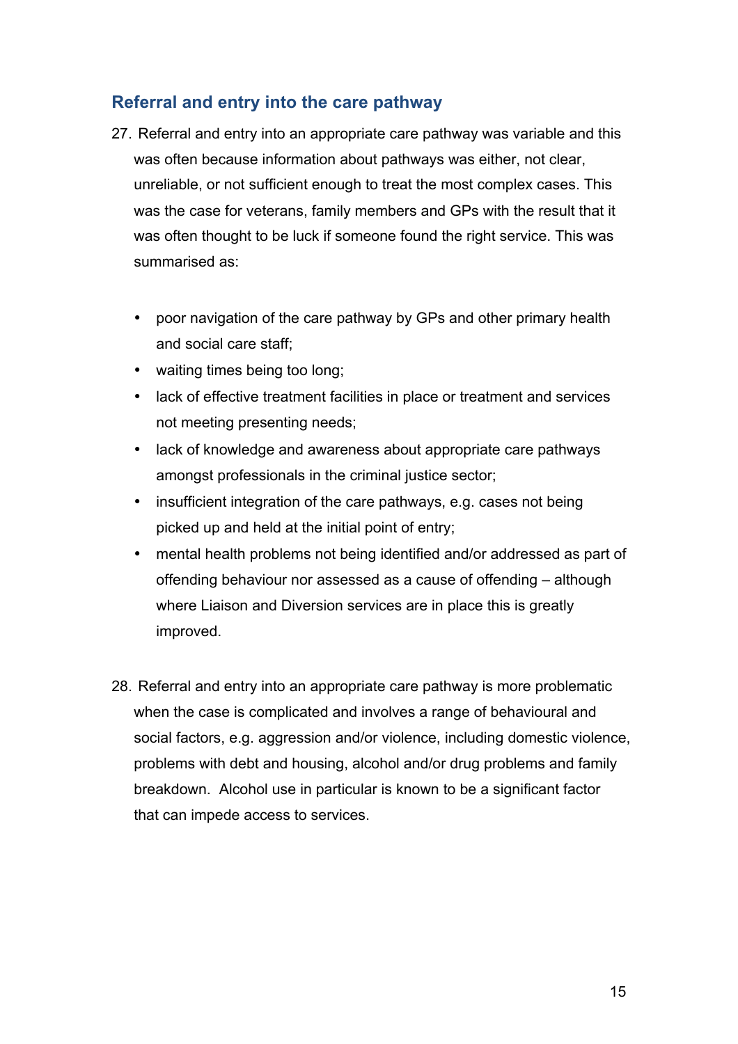## Referral and entry into the care pathway

27. Referral and entry into an appropriate care pathway was variable and this was often because information about pathways was either, not clear, unreliable, or not sufficient enough to treat the most complex cases. This was the case for veterans, family members and GPs with the result that it was often thought to be luck if someone found the right service. This was summarised as:

    - poor navigation of the care pathway by GPs and other primary health and social care staff;
    - waiting times being too long;
    - lack of effective treatment facilities in place or treatment and services not meeting presenting needs;
    - lack of knowledge and awareness about appropriate care pathways amongst professionals in the criminal justice sector;
    - insufficient integration of the care pathways, e.g. cases not being picked up and held at the initial point of entry;
    - mental health problems not being identified and/or addressed as part of offending behaviour nor assessed as a cause of offending – although where Liaison and Diversion services are in place this is greatly improved.

28. Referral and entry into an appropriate care pathway is more problematic when the case is complicated and involves a range of behavioural and social factors, e.g. aggression and/or violence, including domestic violence, problems with debt and housing, alcohol and/or drug problems and family breakdown. Alcohol use in particular is known to be a significant factor that can impede access to services.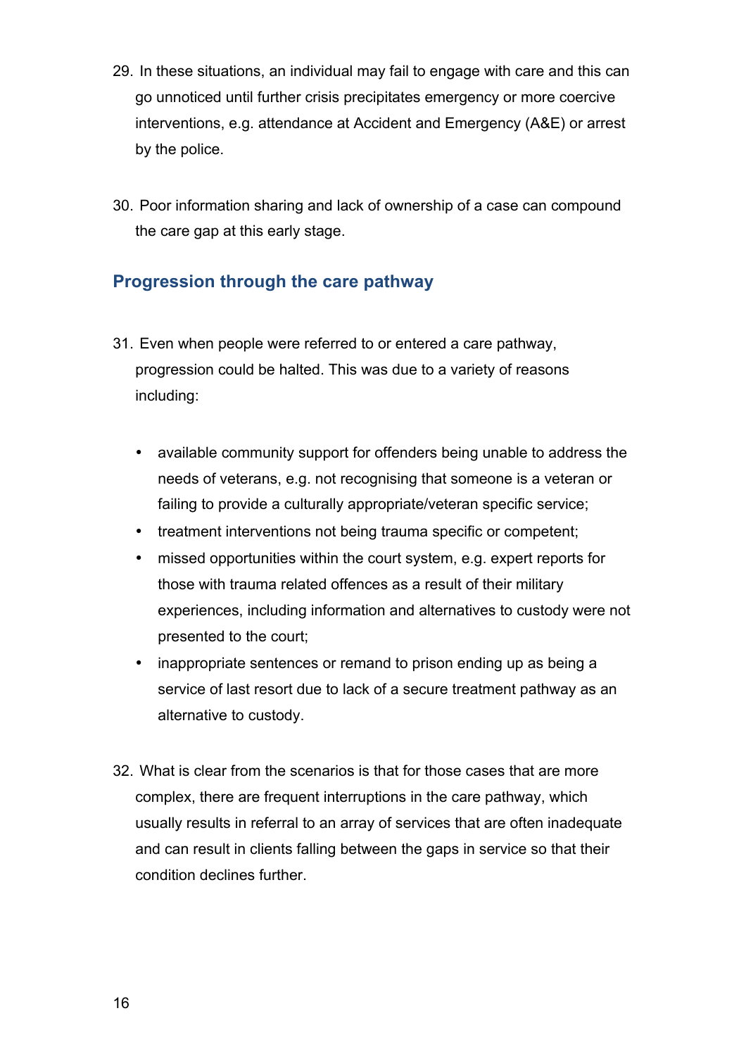29. In these situations, an individual may fail to engage with care and this can go unnoticed until further crisis precipitates emergency or more coercive interventions, e.g. attendance at Accident and Emergency (A&E) or arrest by the police.

30. Poor information sharing and lack of ownership of a case can compound the care gap at this early stage.

## Progression through the care pathway

31. Even when people were referred to or entered a care pathway, progression could be halted. This was due to a variety of reasons including:

    - available community support for offenders being unable to address the needs of veterans, e.g. not recognising that someone is a veteran or failing to provide a culturally appropriate/veteran specific service;
    - treatment interventions not being trauma specific or competent;
    - missed opportunities within the court system, e.g. expert reports for those with trauma related offences as a result of their military experiences, including information and alternatives to custody were not presented to the court;
    - inappropriate sentences or remand to prison ending up as being a service of last resort due to lack of a secure treatment pathway as an alternative to custody.

32. What is clear from the scenarios is that for those cases that are more complex, there are frequent interruptions in the care pathway, which usually results in referral to an array of services that are often inadequate and can result in clients falling between the gaps in service so that their condition declines further.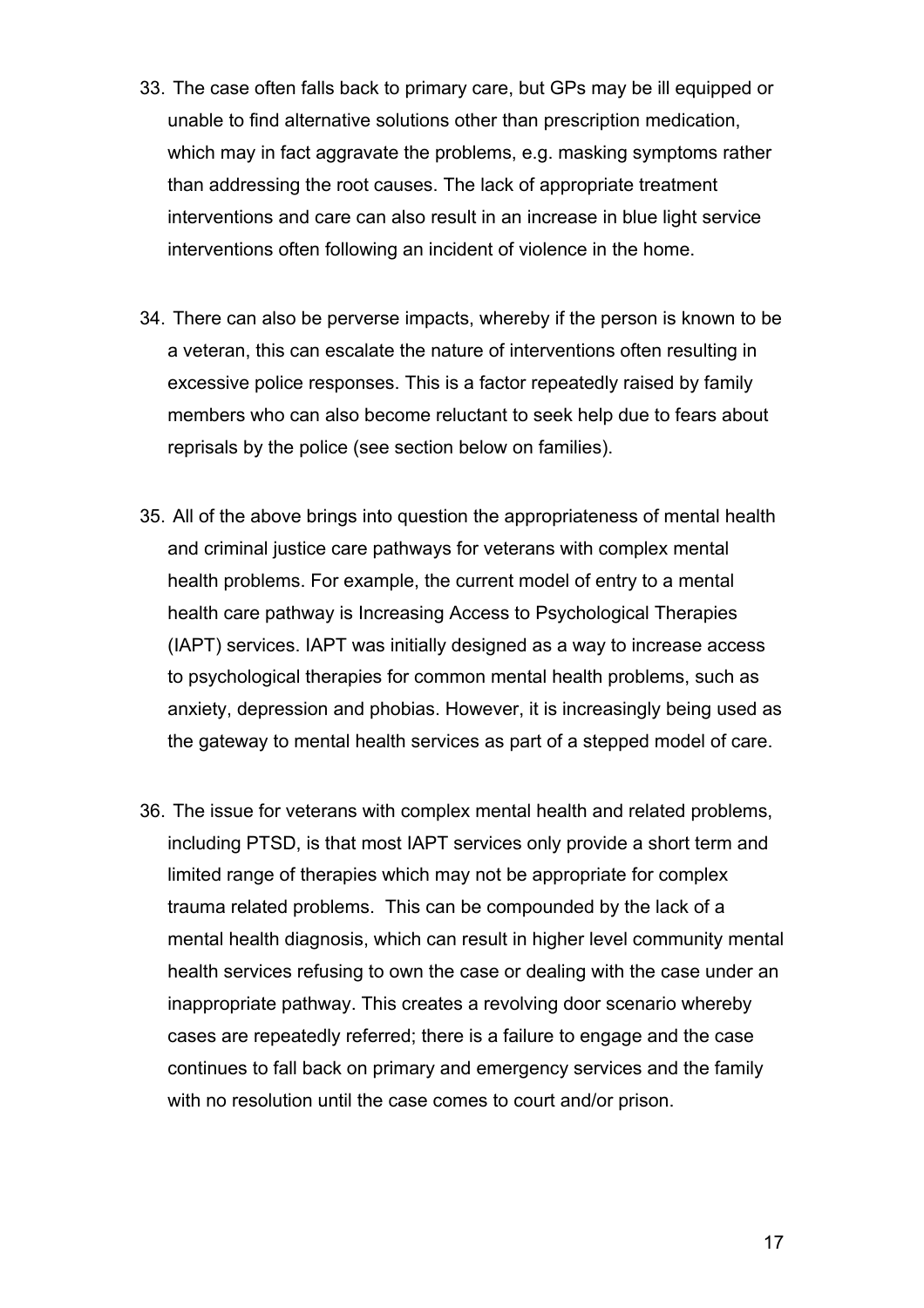33. The case often falls back to primary care, but GPs may be ill equipped or unable to find alternative solutions other than prescription medication, which may in fact aggravate the problems, e.g. masking symptoms rather than addressing the root causes. The lack of appropriate treatment interventions and care can also result in an increase in blue light service interventions often following an incident of violence in the home.

34. There can also be perverse impacts, whereby if the person is known to be a veteran, this can escalate the nature of interventions often resulting in excessive police responses. This is a factor repeatedly raised by family members who can also become reluctant to seek help due to fears about reprisals by the police (see section below on families).

35. All of the above brings into question the appropriateness of mental health and criminal justice care pathways for veterans with complex mental health problems. For example, the current model of entry to a mental health care pathway is Increasing Access to Psychological Therapies (IAPT) services. IAPT was initially designed as a way to increase access to psychological therapies for common mental health problems, such as anxiety, depression and phobias. However, it is increasingly being used as the gateway to mental health services as part of a stepped model of care.

36. The issue for veterans with complex mental health and related problems, including PTSD, is that most IAPT services only provide a short term and limited range of therapies which may not be appropriate for complex trauma related problems. This can be compounded by the lack of a mental health diagnosis, which can result in higher level community mental health services refusing to own the case or dealing with the case under an inappropriate pathway. This creates a revolving door scenario whereby cases are repeatedly referred; there is a failure to engage and the case continues to fall back on primary and emergency services and the family with no resolution until the case comes to court and/or prison.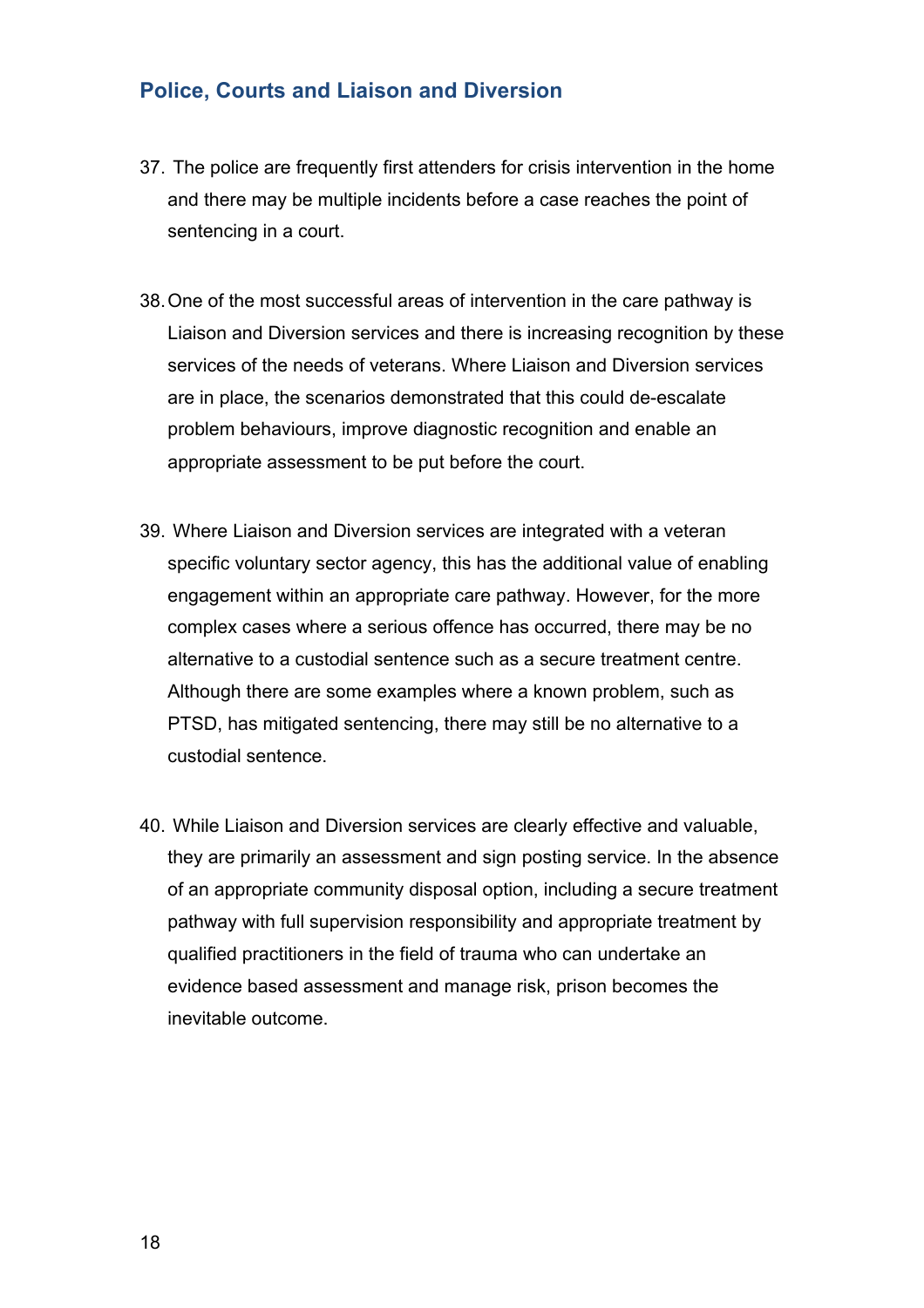## Police, Courts and Liaison and Diversion

37. The police are frequently first attenders for crisis intervention in the home and there may be multiple incidents before a case reaches the point of sentencing in a court.

38. One of the most successful areas of intervention in the care pathway is Liaison and Diversion services and there is increasing recognition by these services of the needs of veterans. Where Liaison and Diversion services are in place, the scenarios demonstrated that this could de-escalate problem behaviours, improve diagnostic recognition and enable an appropriate assessment to be put before the court.

39. Where Liaison and Diversion services are integrated with a veteran specific voluntary sector agency, this has the additional value of enabling engagement within an appropriate care pathway. However, for the more complex cases where a serious offence has occurred, there may be no alternative to a custodial sentence such as a secure treatment centre. Although there are some examples where a known problem, such as PTSD, has mitigated sentencing, there may still be no alternative to a custodial sentence.

40. While Liaison and Diversion services are clearly effective and valuable, they are primarily an assessment and sign posting service. In the absence of an appropriate community disposal option, including a secure treatment pathway with full supervision responsibility and appropriate treatment by qualified practitioners in the field of trauma who can undertake an evidence based assessment and manage risk, prison becomes the inevitable outcome.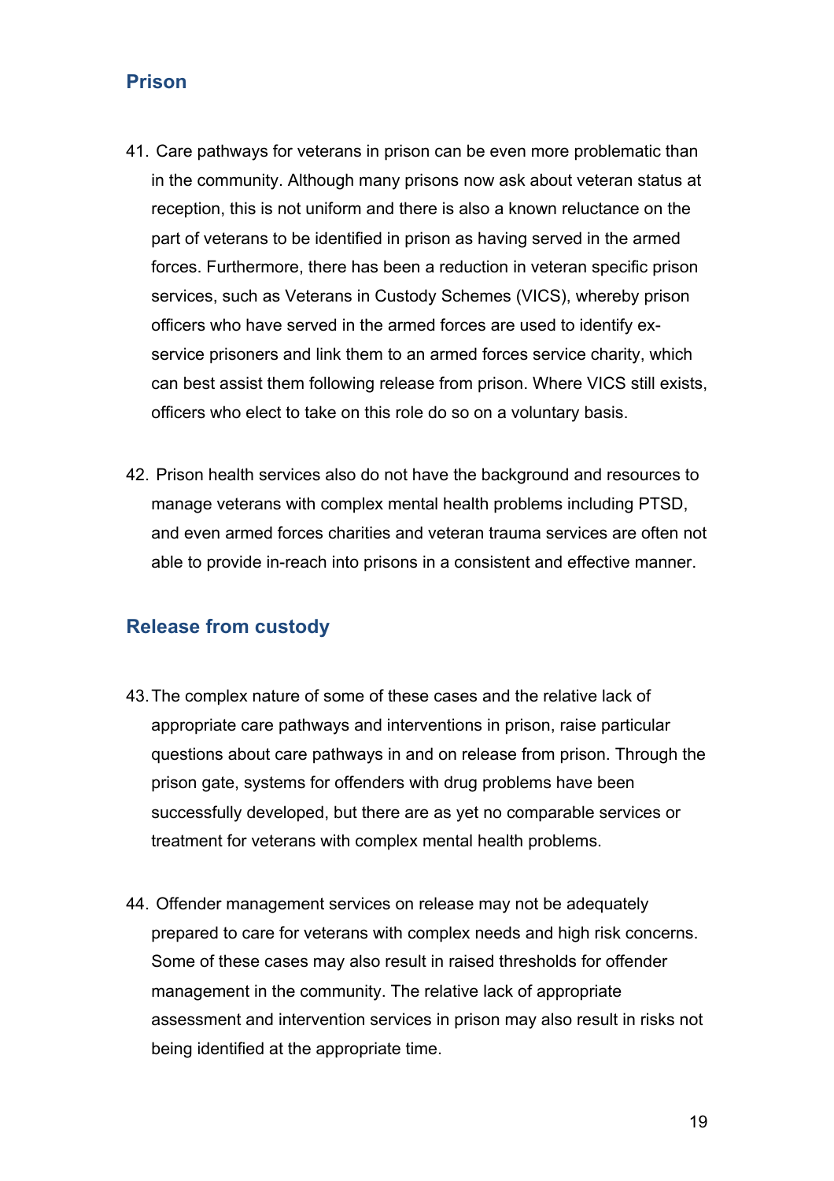## Prison

41. Care pathways for veterans in prison can be even more problematic than in the community. Although many prisons now ask about veteran status at reception, this is not uniform and there is also a known reluctance on the part of veterans to be identified in prison as having served in the armed forces. Furthermore, there has been a reduction in veteran specific prison services, such as Veterans in Custody Schemes (VICS), whereby prison officers who have served in the armed forces are used to identify ex-service prisoners and link them to an armed forces service charity, which can best assist them following release from prison. Where VICS still exists, officers who elect to take on this role do so on a voluntary basis.

42. Prison health services also do not have the background and resources to manage veterans with complex mental health problems including PTSD, and even armed forces charities and veteran trauma services are often not able to provide in-reach into prisons in a consistent and effective manner.

## Release from custody

43. The complex nature of some of these cases and the relative lack of appropriate care pathways and interventions in prison, raise particular questions about care pathways in and on release from prison. Through the prison gate, systems for offenders with drug problems have been successfully developed, but there are as yet no comparable services or treatment for veterans with complex mental health problems.

44. Offender management services on release may not be adequately prepared to care for veterans with complex needs and high risk concerns. Some of these cases may also result in raised thresholds for offender management in the community. The relative lack of appropriate assessment and intervention services in prison may also result in risks not being identified at the appropriate time.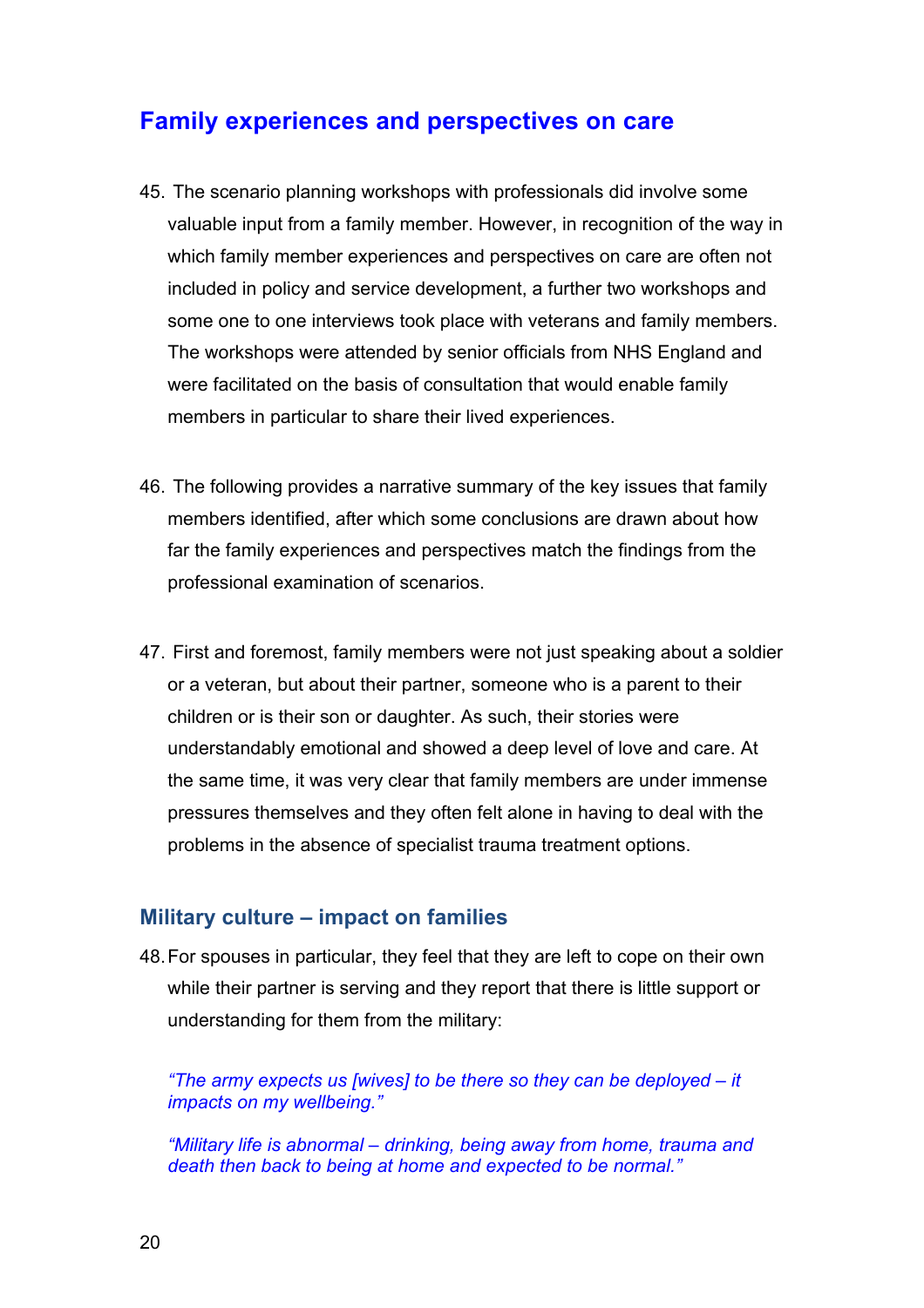## Family experiences and perspectives on care

45. The scenario planning workshops with professionals did involve some valuable input from a family member. However, in recognition of the way in which family member experiences and perspectives on care are often not included in policy and service development, a further two workshops and some one to one interviews took place with veterans and family members. The workshops were attended by senior officials from NHS England and were facilitated on the basis of consultation that would enable family members in particular to share their lived experiences.

46. The following provides a narrative summary of the key issues that family members identified, after which some conclusions are drawn about how far the family experiences and perspectives match the findings from the professional examination of scenarios.

47. First and foremost, family members were not just speaking about a soldier or a veteran, but about their partner, someone who is a parent to their children or is their son or daughter. As such, their stories were understandably emotional and showed a deep level of love and care. At the same time, it was very clear that family members are under immense pressures themselves and they often felt alone in having to deal with the problems in the absence of specialist trauma treatment options.

### Military culture – impact on families

48. For spouses in particular, they feel that they are left to cope on their own while their partner is serving and they report that there is little support or understanding for them from the military:

*"The army expects us [wives] to be there so they can be deployed – it impacts on my wellbeing."*

*"Military life is abnormal – drinking, being away from home, trauma and death then back to being at home and expected to be normal."*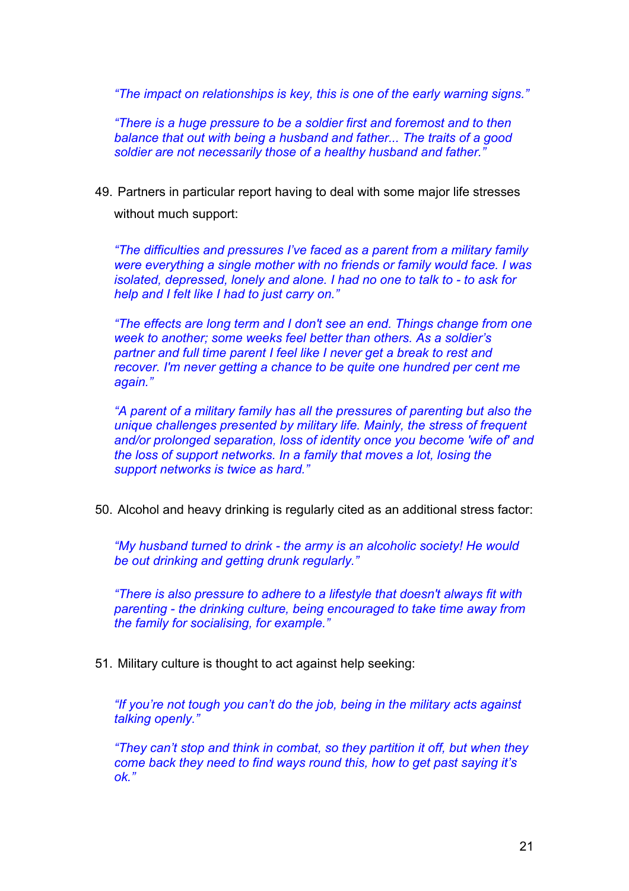*"The impact on relationships is key, this is one of the early warning signs."*

*"There is a huge pressure to be a soldier first and foremost and to then balance that out with being a husband and father... The traits of a good soldier are not necessarily those of a healthy husband and father."*

49. Partners in particular report having to deal with some major life stresses without much support:

*"The difficulties and pressures I've faced as a parent from a military family were everything a single mother with no friends or family would face. I was isolated, depressed, lonely and alone. I had no one to talk to - to ask for help and I felt like I had to just carry on."*

*"The effects are long term and I don't see an end. Things change from one week to another; some weeks feel better than others. As a soldier's partner and full time parent I feel like I never get a break to rest and recover. I'm never getting a chance to be quite one hundred per cent me again."*

*"A parent of a military family has all the pressures of parenting but also the unique challenges presented by military life. Mainly, the stress of frequent and/or prolonged separation, loss of identity once you become 'wife of' and the loss of support networks. In a family that moves a lot, losing the support networks is twice as hard."*

50. Alcohol and heavy drinking is regularly cited as an additional stress factor:

*"My husband turned to drink - the army is an alcoholic society! He would be out drinking and getting drunk regularly."*

*"There is also pressure to adhere to a lifestyle that doesn't always fit with parenting - the drinking culture, being encouraged to take time away from the family for socialising, for example."*

51. Military culture is thought to act against help seeking:

*"If you're not tough you can't do the job, being in the military acts against talking openly."*

*"They can't stop and think in combat, so they partition it off, but when they come back they need to find ways round this, how to get past saying it's ok."*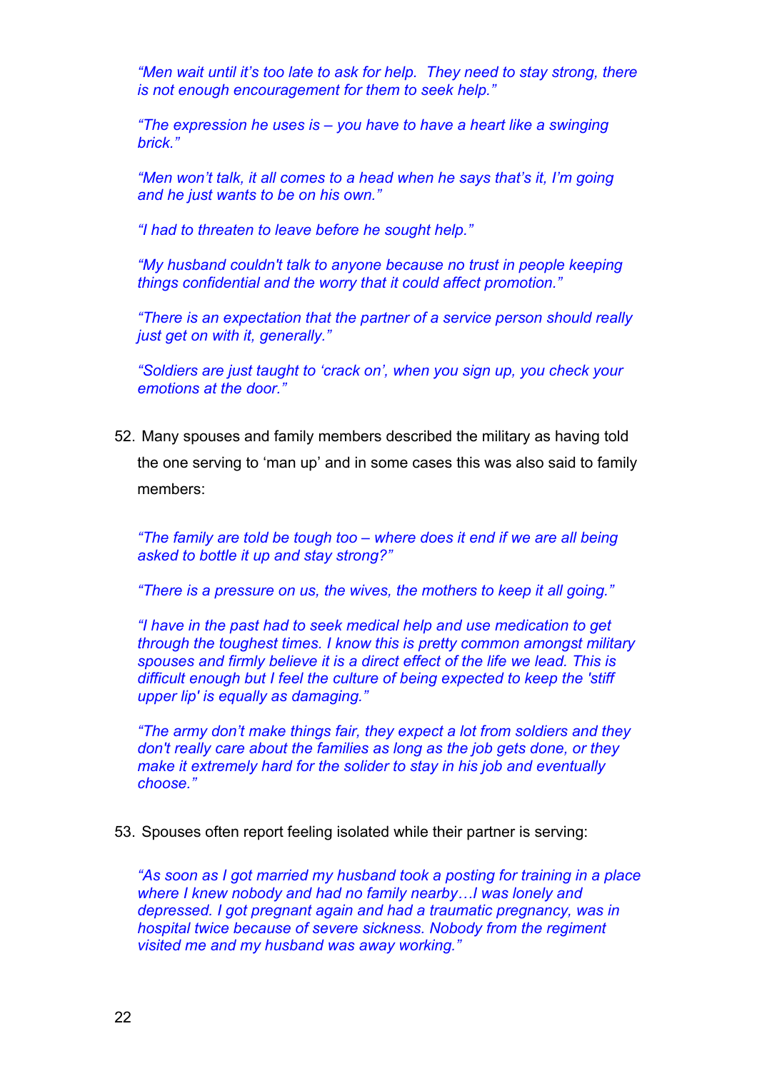*"Men wait until it's too late to ask for help. They need to stay strong, there is not enough encouragement for them to seek help."*

*"The expression he uses is – you have to have a heart like a swinging brick."*

*"Men won't talk, it all comes to a head when he says that's it, I'm going and he just wants to be on his own."*

*"I had to threaten to leave before he sought help."*

*"My husband couldn't talk to anyone because no trust in people keeping things confidential and the worry that it could affect promotion."*

*"There is an expectation that the partner of a service person should really just get on with it, generally."*

*"Soldiers are just taught to 'crack on', when you sign up, you check your emotions at the door."*

52. Many spouses and family members described the military as having told the one serving to 'man up' and in some cases this was also said to family members:

*"The family are told be tough too – where does it end if we are all being asked to bottle it up and stay strong?"*

*"There is a pressure on us, the wives, the mothers to keep it all going."*

*"I have in the past had to seek medical help and use medication to get through the toughest times. I know this is pretty common amongst military spouses and firmly believe it is a direct effect of the life we lead. This is difficult enough but I feel the culture of being expected to keep the 'stiff upper lip' is equally as damaging."*

*"The army don't make things fair, they expect a lot from soldiers and they don't really care about the families as long as the job gets done, or they make it extremely hard for the solider to stay in his job and eventually choose."*

53. Spouses often report feeling isolated while their partner is serving:

*"As soon as I got married my husband took a posting for training in a place where I knew nobody and had no family nearby…I was lonely and depressed. I got pregnant again and had a traumatic pregnancy, was in hospital twice because of severe sickness. Nobody from the regiment visited me and my husband was away working."*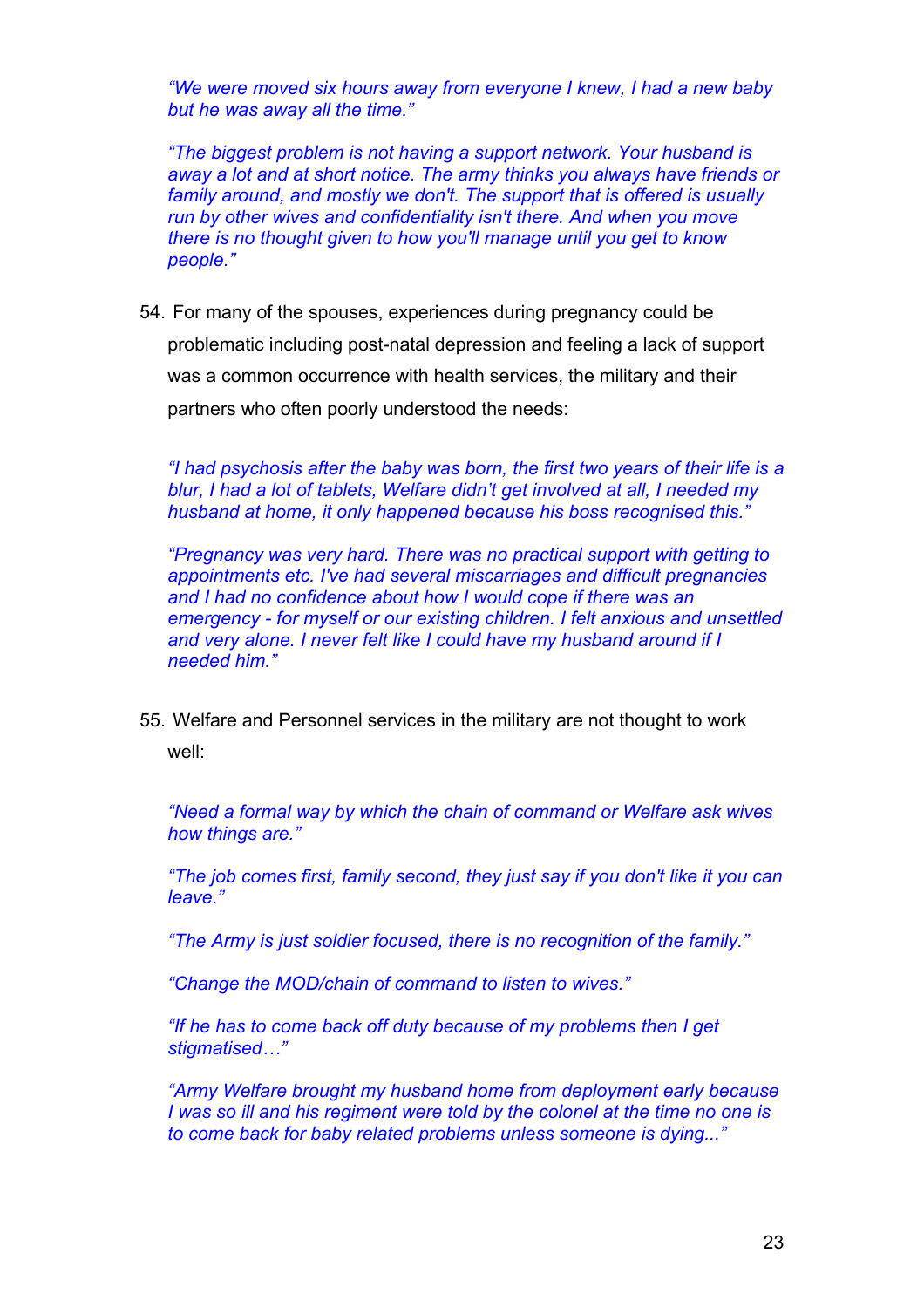*"We were moved six hours away from everyone I knew, I had a new baby but he was away all the time."*

*"The biggest problem is not having a support network. Your husband is away a lot and at short notice. The army thinks you always have friends or family around, and mostly we don't. The support that is offered is usually run by other wives and confidentiality isn't there. And when you move there is no thought given to how you'll manage until you get to know people."*

54. For many of the spouses, experiences during pregnancy could be problematic including post-natal depression and feeling a lack of support was a common occurrence with health services, the military and their partners who often poorly understood the needs:

*"I had psychosis after the baby was born, the first two years of their life is a blur, I had a lot of tablets, Welfare didn't get involved at all, I needed my husband at home, it only happened because his boss recognised this."*

*"Pregnancy was very hard. There was no practical support with getting to appointments etc. I've had several miscarriages and difficult pregnancies and I had no confidence about how I would cope if there was an emergency - for myself or our existing children. I felt anxious and unsettled and very alone. I never felt like I could have my husband around if I needed him."*

55. Welfare and Personnel services in the military are not thought to work well:

*"Need a formal way by which the chain of command or Welfare ask wives how things are."*

*"The job comes first, family second, they just say if you don't like it you can leave."*

*"The Army is just soldier focused, there is no recognition of the family."*

*"Change the MOD/chain of command to listen to wives."*

*"If he has to come back off duty because of my problems then I get stigmatised…"*

*"Army Welfare brought my husband home from deployment early because I was so ill and his regiment were told by the colonel at the time no one is to come back for baby related problems unless someone is dying..."*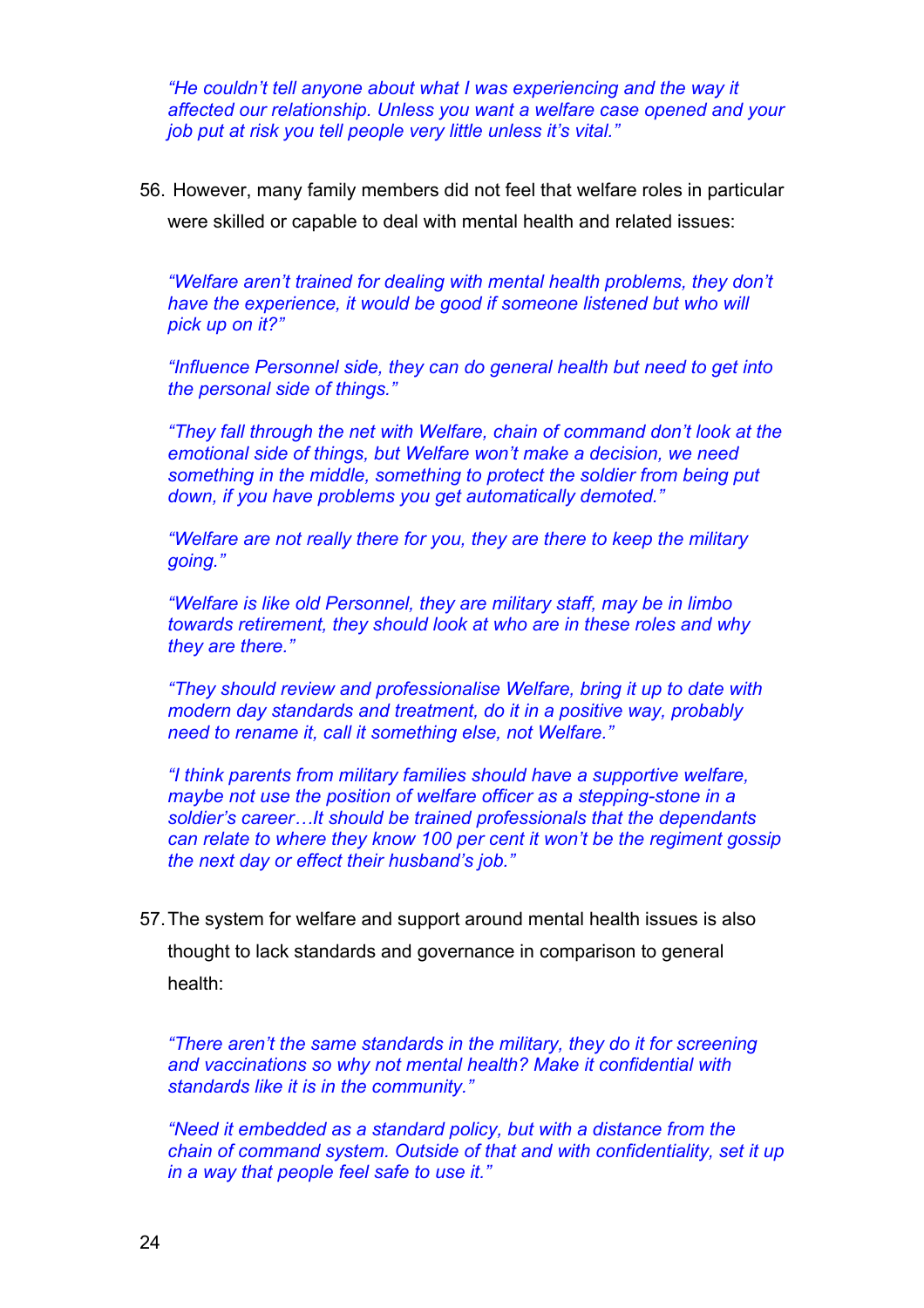*"He couldn't tell anyone about what I was experiencing and the way it affected our relationship. Unless you want a welfare case opened and your job put at risk you tell people very little unless it's vital."*

56. However, many family members did not feel that welfare roles in particular were skilled or capable to deal with mental health and related issues:

*"Welfare aren't trained for dealing with mental health problems, they don't have the experience, it would be good if someone listened but who will pick up on it?"*

*"Influence Personnel side, they can do general health but need to get into the personal side of things."*

*"They fall through the net with Welfare, chain of command don't look at the emotional side of things, but Welfare won't make a decision, we need something in the middle, something to protect the soldier from being put down, if you have problems you get automatically demoted."*

*"Welfare are not really there for you, they are there to keep the military going."*

*"Welfare is like old Personnel, they are military staff, may be in limbo towards retirement, they should look at who are in these roles and why they are there."*

*"They should review and professionalise Welfare, bring it up to date with modern day standards and treatment, do it in a positive way, probably need to rename it, call it something else, not Welfare."*

*"I think parents from military families should have a supportive welfare, maybe not use the position of welfare officer as a stepping-stone in a soldier's career…It should be trained professionals that the dependants can relate to where they know 100 per cent it won't be the regiment gossip the next day or effect their husband's job."*

57. The system for welfare and support around mental health issues is also thought to lack standards and governance in comparison to general health:

*"There aren't the same standards in the military, they do it for screening and vaccinations so why not mental health? Make it confidential with standards like it is in the community."*

*"Need it embedded as a standard policy, but with a distance from the chain of command system. Outside of that and with confidentiality, set it up in a way that people feel safe to use it."*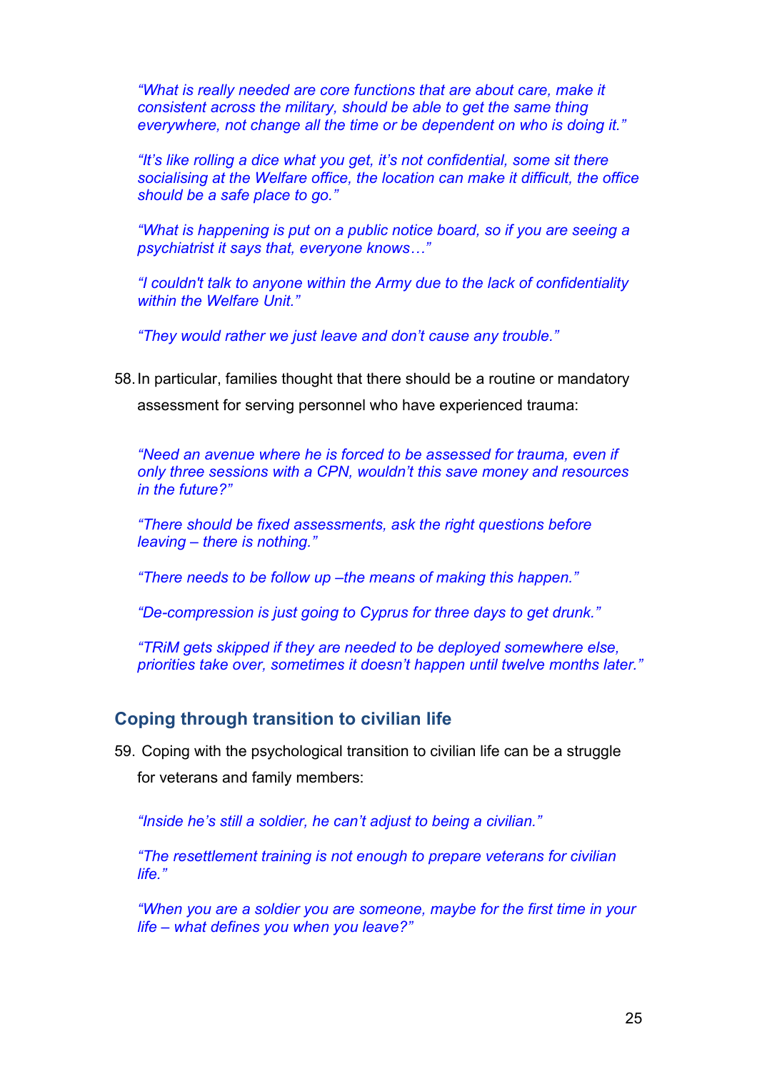*"What is really needed are core functions that are about care, make it consistent across the military, should be able to get the same thing everywhere, not change all the time or be dependent on who is doing it."*

*"It's like rolling a dice what you get, it's not confidential, some sit there socialising at the Welfare office, the location can make it difficult, the office should be a safe place to go."*

*"What is happening is put on a public notice board, so if you are seeing a psychiatrist it says that, everyone knows…"*

*"I couldn't talk to anyone within the Army due to the lack of confidentiality within the Welfare Unit."*

*"They would rather we just leave and don't cause any trouble."*

58. In particular, families thought that there should be a routine or mandatory assessment for serving personnel who have experienced trauma:

*"Need an avenue where he is forced to be assessed for trauma, even if only three sessions with a CPN, wouldn't this save money and resources in the future?"*

*"There should be fixed assessments, ask the right questions before leaving – there is nothing."*

*"There needs to be follow up –the means of making this happen."*

*"De-compression is just going to Cyprus for three days to get drunk."*

*"TRiM gets skipped if they are needed to be deployed somewhere else, priorities take over, sometimes it doesn't happen until twelve months later."*

## Coping through transition to civilian life

59. Coping with the psychological transition to civilian life can be a struggle for veterans and family members:

*"Inside he's still a soldier, he can't adjust to being a civilian."*

*"The resettlement training is not enough to prepare veterans for civilian life."*

*"When you are a soldier you are someone, maybe for the first time in your life – what defines you when you leave?"*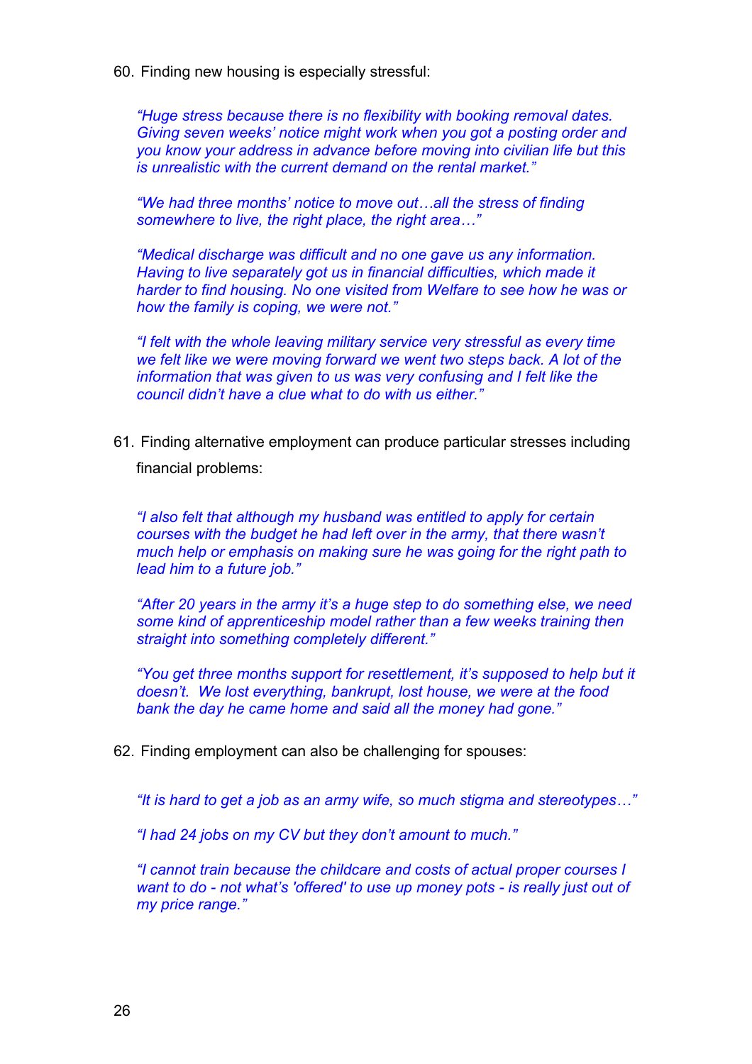60. Finding new housing is especially stressful:

> *"Huge stress because there is no flexibility with booking removal dates. Giving seven weeks' notice might work when you got a posting order and you know your address in advance before moving into civilian life but this is unrealistic with the current demand on the rental market."*

> *"We had three months' notice to move out…all the stress of finding somewhere to live, the right place, the right area…"*

> *"Medical discharge was difficult and no one gave us any information. Having to live separately got us in financial difficulties, which made it harder to find housing. No one visited from Welfare to see how he was or how the family is coping, we were not."*

> *"I felt with the whole leaving military service very stressful as every time we felt like we were moving forward we went two steps back. A lot of the information that was given to us was very confusing and I felt like the council didn't have a clue what to do with us either."*

61. Finding alternative employment can produce particular stresses including financial problems:

> *"I also felt that although my husband was entitled to apply for certain courses with the budget he had left over in the army, that there wasn't much help or emphasis on making sure he was going for the right path to lead him to a future job."*

> *"After 20 years in the army it's a huge step to do something else, we need some kind of apprenticeship model rather than a few weeks training then straight into something completely different."*

> *"You get three months support for resettlement, it's supposed to help but it doesn't. We lost everything, bankrupt, lost house, we were at the food bank the day he came home and said all the money had gone."*

62. Finding employment can also be challenging for spouses:

> *"It is hard to get a job as an army wife, so much stigma and stereotypes…"*

> *"I had 24 jobs on my CV but they don't amount to much."*

> *"I cannot train because the childcare and costs of actual proper courses I want to do - not what's 'offered' to use up money pots - is really just out of my price range."*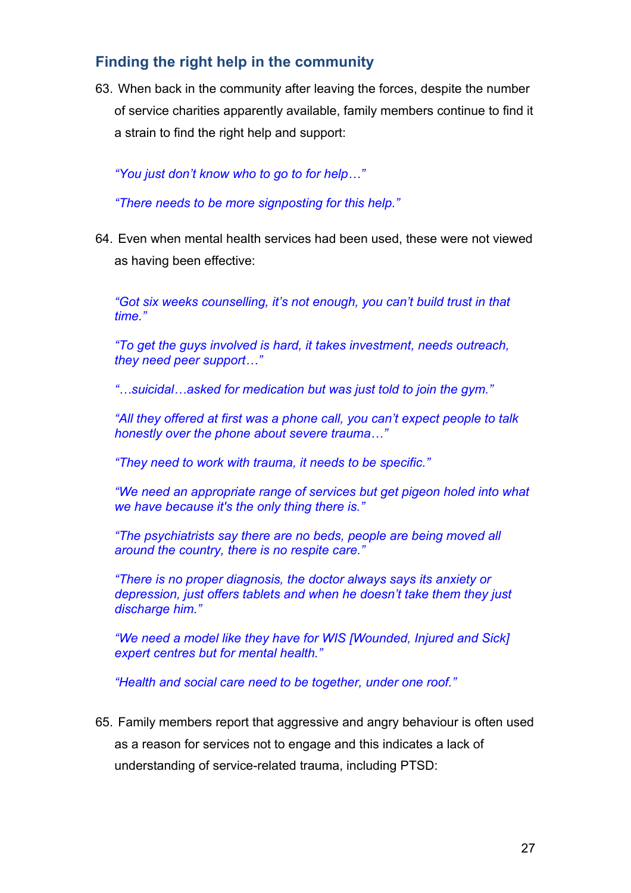## Finding the right help in the community

63. When back in the community after leaving the forces, despite the number of service charities apparently available, family members continue to find it a strain to find the right help and support:

*"You just don't know who to go to for help…"*

*"There needs to be more signposting for this help."*

64. Even when mental health services had been used, these were not viewed as having been effective:

*"Got six weeks counselling, it's not enough, you can't build trust in that time."*

*"To get the guys involved is hard, it takes investment, needs outreach, they need peer support…"*

*"…suicidal…asked for medication but was just told to join the gym."*

*"All they offered at first was a phone call, you can't expect people to talk honestly over the phone about severe trauma…"*

*"They need to work with trauma, it needs to be specific."*

*"We need an appropriate range of services but get pigeon holed into what we have because it's the only thing there is."*

*"The psychiatrists say there are no beds, people are being moved all around the country, there is no respite care."*

*"There is no proper diagnosis, the doctor always says its anxiety or depression, just offers tablets and when he doesn't take them they just discharge him."*

*"We need a model like they have for WIS [Wounded, Injured and Sick] expert centres but for mental health."*

*"Health and social care need to be together, under one roof."*

65. Family members report that aggressive and angry behaviour is often used as a reason for services not to engage and this indicates a lack of understanding of service-related trauma, including PTSD: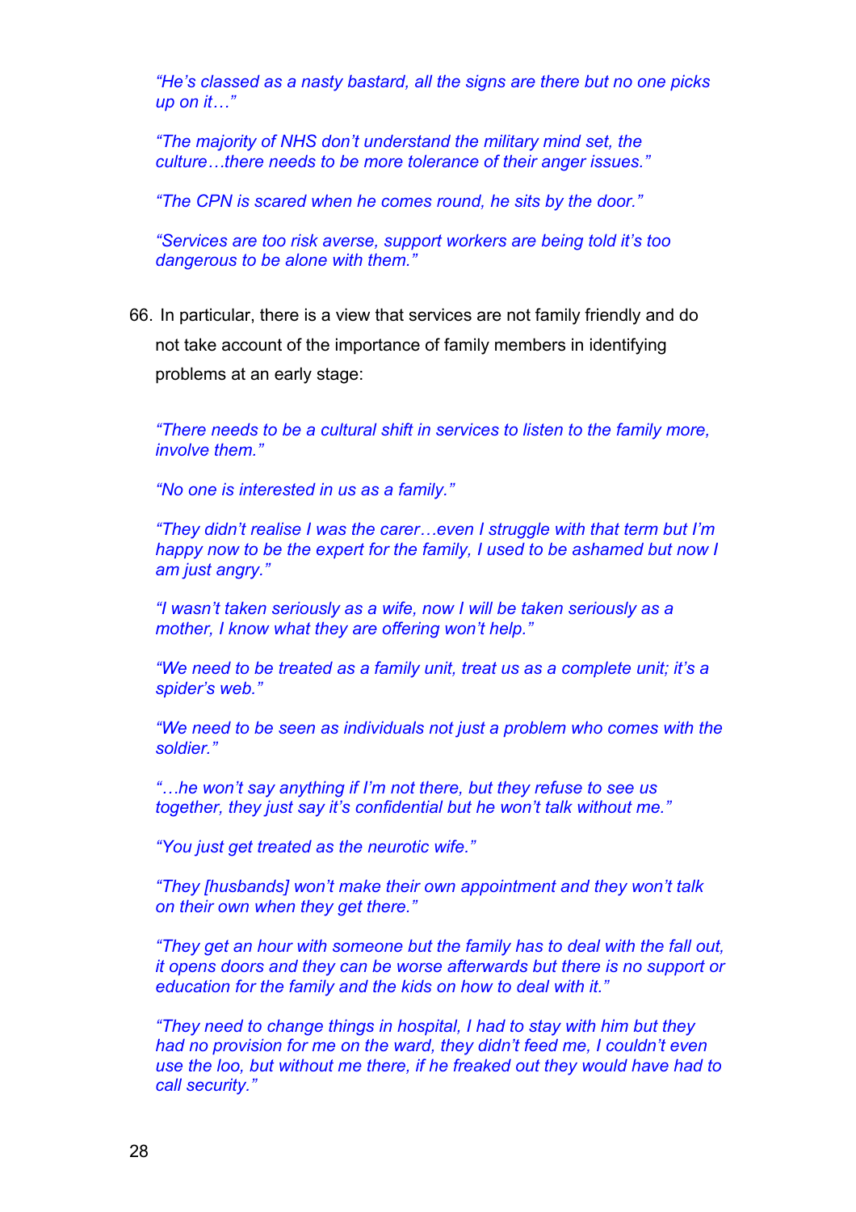*"He's classed as a nasty bastard, all the signs are there but no one picks up on it…"*

*"The majority of NHS don't understand the military mind set, the culture…there needs to be more tolerance of their anger issues."*

*"The CPN is scared when he comes round, he sits by the door."*

*"Services are too risk averse, support workers are being told it's too dangerous to be alone with them."*

66. In particular, there is a view that services are not family friendly and do not take account of the importance of family members in identifying problems at an early stage:

*"There needs to be a cultural shift in services to listen to the family more, involve them."*

*"No one is interested in us as a family."*

*"They didn't realise I was the carer…even I struggle with that term but I'm happy now to be the expert for the family, I used to be ashamed but now I am just angry."*

*"I wasn't taken seriously as a wife, now I will be taken seriously as a mother, I know what they are offering won't help."*

*"We need to be treated as a family unit, treat us as a complete unit; it's a spider's web."*

*"We need to be seen as individuals not just a problem who comes with the soldier."*

*"…he won't say anything if I'm not there, but they refuse to see us together, they just say it's confidential but he won't talk without me."*

*"You just get treated as the neurotic wife."*

*"They [husbands] won't make their own appointment and they won't talk on their own when they get there."*

*"They get an hour with someone but the family has to deal with the fall out, it opens doors and they can be worse afterwards but there is no support or education for the family and the kids on how to deal with it."*

*"They need to change things in hospital, I had to stay with him but they had no provision for me on the ward, they didn't feed me, I couldn't even use the loo, but without me there, if he freaked out they would have had to call security."*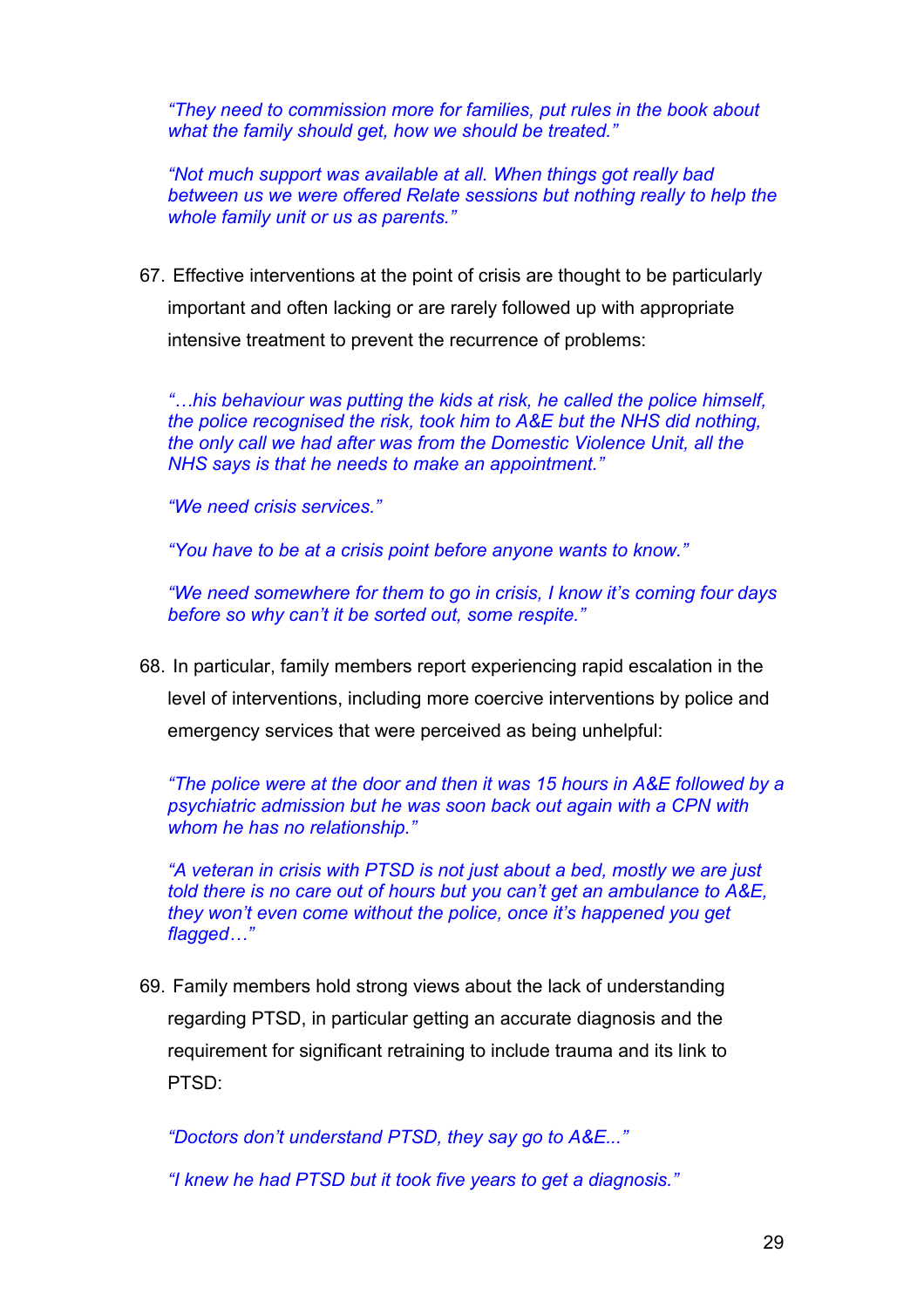*"They need to commission more for families, put rules in the book about what the family should get, how we should be treated."*

*"Not much support was available at all. When things got really bad between us we were offered Relate sessions but nothing really to help the whole family unit or us as parents."*

67. Effective interventions at the point of crisis are thought to be particularly important and often lacking or are rarely followed up with appropriate intensive treatment to prevent the recurrence of problems:

*"…his behaviour was putting the kids at risk, he called the police himself, the police recognised the risk, took him to A&E but the NHS did nothing, the only call we had after was from the Domestic Violence Unit, all the NHS says is that he needs to make an appointment."*

*"We need crisis services."*

*"You have to be at a crisis point before anyone wants to know."*

*"We need somewhere for them to go in crisis, I know it's coming four days before so why can't it be sorted out, some respite."*

68. In particular, family members report experiencing rapid escalation in the level of interventions, including more coercive interventions by police and emergency services that were perceived as being unhelpful:

*"The police were at the door and then it was 15 hours in A&E followed by a psychiatric admission but he was soon back out again with a CPN with whom he has no relationship."*

*"A veteran in crisis with PTSD is not just about a bed, mostly we are just told there is no care out of hours but you can't get an ambulance to A&E, they won't even come without the police, once it's happened you get flagged…"*

69. Family members hold strong views about the lack of understanding regarding PTSD, in particular getting an accurate diagnosis and the requirement for significant retraining to include trauma and its link to PTSD:

*"Doctors don't understand PTSD, they say go to A&E..."*

*"I knew he had PTSD but it took five years to get a diagnosis."*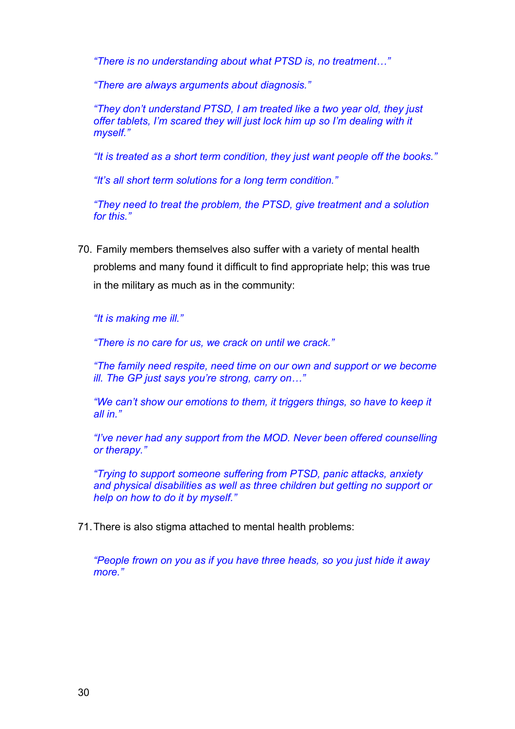*"There is no understanding about what PTSD is, no treatment…"*

*"There are always arguments about diagnosis."*

*"They don't understand PTSD, I am treated like a two year old, they just offer tablets, I'm scared they will just lock him up so I'm dealing with it myself."*

*"It is treated as a short term condition, they just want people off the books."*

*"It's all short term solutions for a long term condition."*

*"They need to treat the problem, the PTSD, give treatment and a solution for this."*

70. Family members themselves also suffer with a variety of mental health problems and many found it difficult to find appropriate help; this was true in the military as much as in the community:

*"It is making me ill."*

*"There is no care for us, we crack on until we crack."*

*"The family need respite, need time on our own and support or we become ill. The GP just says you're strong, carry on…"*

*"We can't show our emotions to them, it triggers things, so have to keep it all in."*

*"I've never had any support from the MOD. Never been offered counselling or therapy."*

*"Trying to support someone suffering from PTSD, panic attacks, anxiety and physical disabilities as well as three children but getting no support or help on how to do it by myself."*

71. There is also stigma attached to mental health problems:

*"People frown on you as if you have three heads, so you just hide it away more."*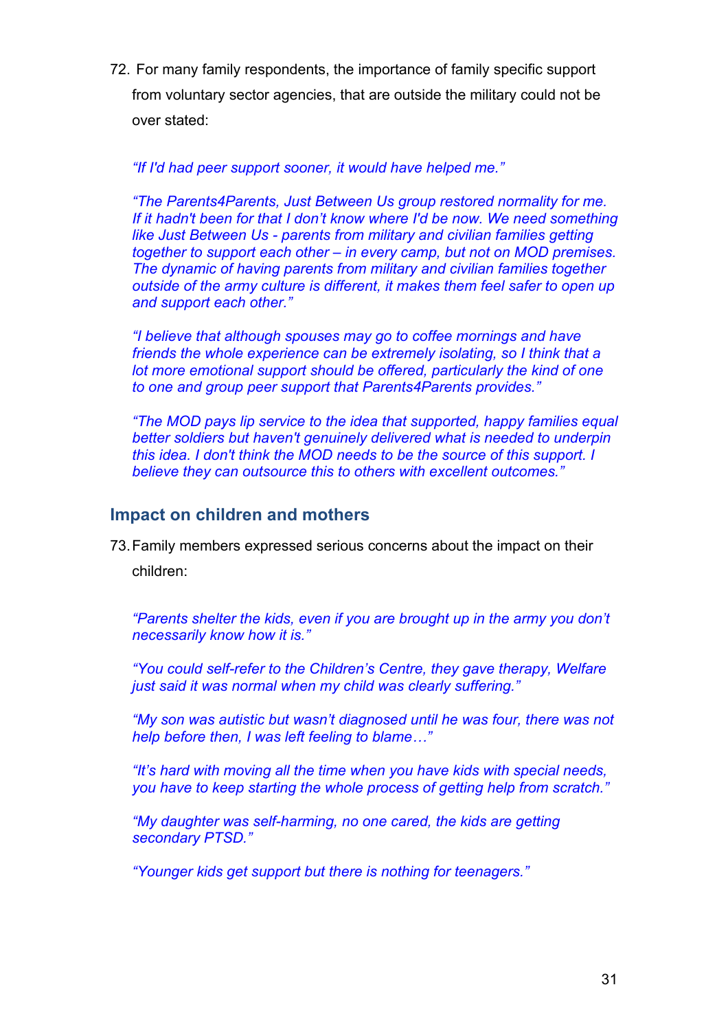72. For many family respondents, the importance of family specific support from voluntary sector agencies, that are outside the military could not be over stated:

> *"If I'd had peer support sooner, it would have helped me."*
>
> *"The Parents4Parents, Just Between Us group restored normality for me. If it hadn't been for that I don't know where I'd be now. We need something like Just Between Us - parents from military and civilian families getting together to support each other – in every camp, but not on MOD premises. The dynamic of having parents from military and civilian families together outside of the army culture is different, it makes them feel safer to open up and support each other."*
>
> *"I believe that although spouses may go to coffee mornings and have friends the whole experience can be extremely isolating, so I think that a lot more emotional support should be offered, particularly the kind of one to one and group peer support that Parents4Parents provides."*
>
> *"The MOD pays lip service to the idea that supported, happy families equal better soldiers but haven't genuinely delivered what is needed to underpin this idea. I don't think the MOD needs to be the source of this support. I believe they can outsource this to others with excellent outcomes."*

## Impact on children and mothers

73. Family members expressed serious concerns about the impact on their children:

> *"Parents shelter the kids, even if you are brought up in the army you don't necessarily know how it is."*
>
> *"You could self-refer to the Children's Centre, they gave therapy, Welfare just said it was normal when my child was clearly suffering."*
>
> *"My son was autistic but wasn't diagnosed until he was four, there was not help before then, I was left feeling to blame…"*
>
> *"It's hard with moving all the time when you have kids with special needs, you have to keep starting the whole process of getting help from scratch."*
>
> *"My daughter was self-harming, no one cared, the kids are getting secondary PTSD."*
>
> *"Younger kids get support but there is nothing for teenagers."*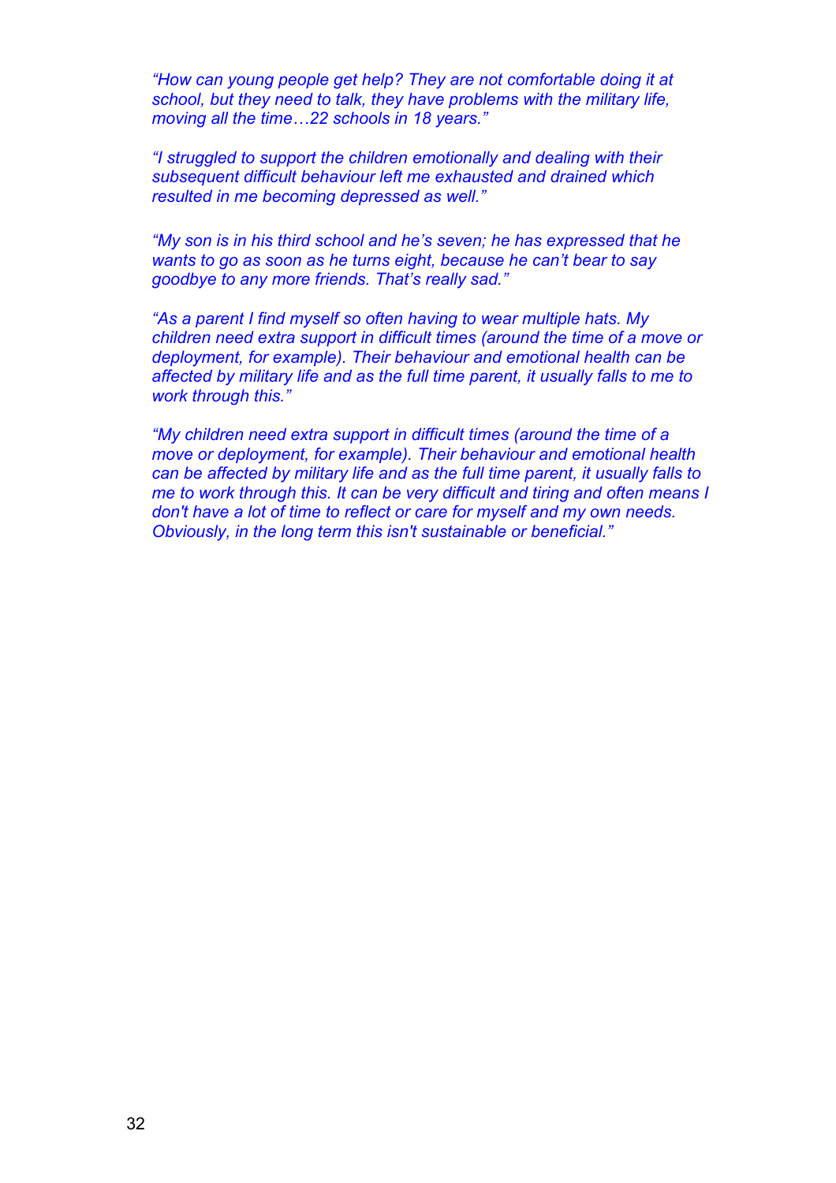*“How can young people get help? They are not comfortable doing it at school, but they need to talk, they have problems with the military life, moving all the time…22 schools in 18 years.”*

*“I struggled to support the children emotionally and dealing with their subsequent difficult behaviour left me exhausted and drained which resulted in me becoming depressed as well.”*

*“My son is in his third school and he’s seven; he has expressed that he wants to go as soon as he turns eight, because he can’t bear to say goodbye to any more friends. That’s really sad.”*

*“As a parent I find myself so often having to wear multiple hats. My children need extra support in difficult times (around the time of a move or deployment, for example). Their behaviour and emotional health can be affected by military life and as the full time parent, it usually falls to me to work through this.”*

*“My children need extra support in difficult times (around the time of a move or deployment, for example). Their behaviour and emotional health can be affected by military life and as the full time parent, it usually falls to me to work through this. It can be very difficult and tiring and often means I don't have a lot of time to reflect or care for myself and my own needs. Obviously, in the long term this isn't sustainable or beneficial.”*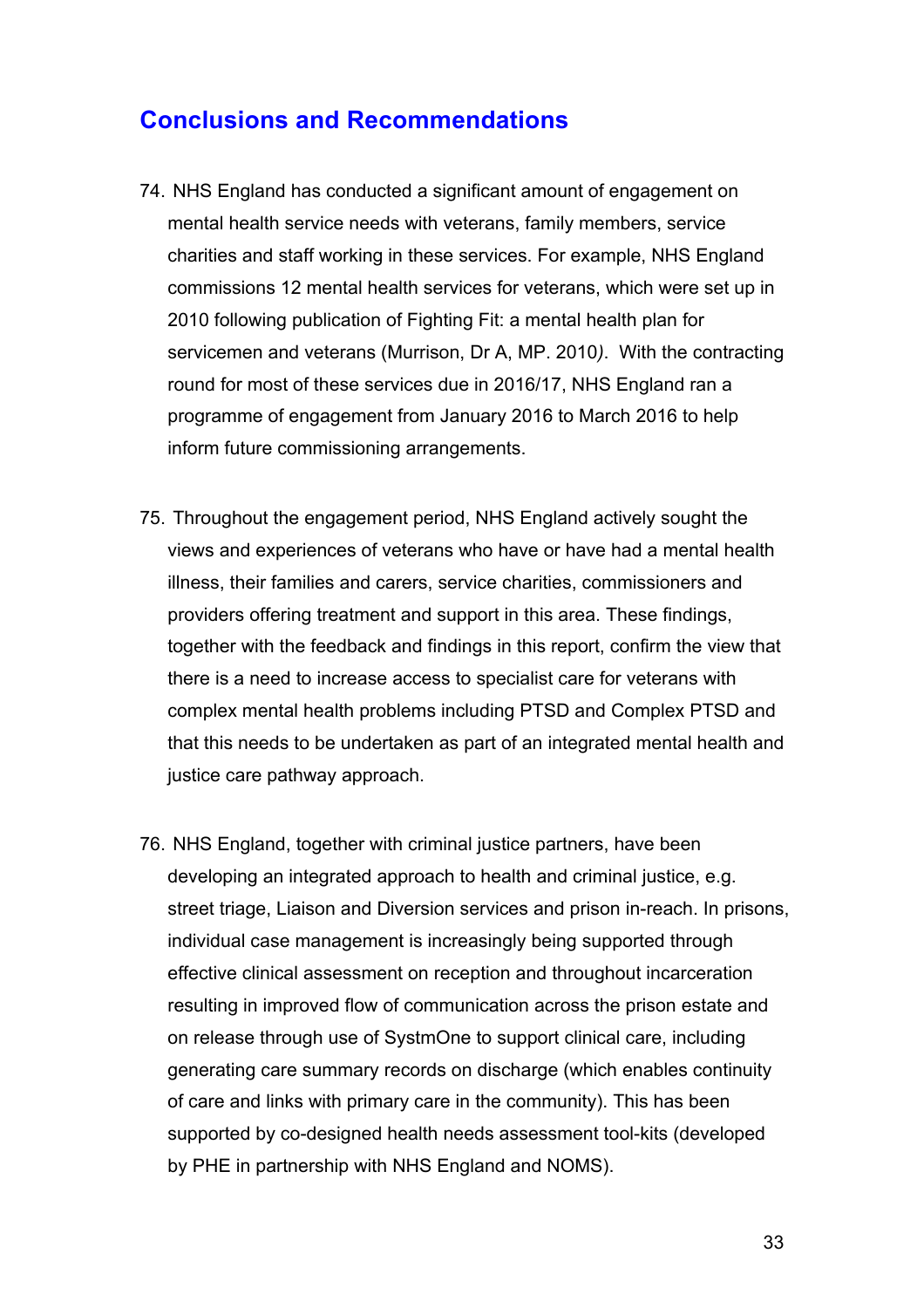## Conclusions and Recommendations

74. NHS England has conducted a significant amount of engagement on mental health service needs with veterans, family members, service charities and staff working in these services. For example, NHS England commissions 12 mental health services for veterans, which were set up in 2010 following publication of Fighting Fit: a mental health plan for servicemen and veterans (Murrison, Dr A, MP. 2010*)*. With the contracting round for most of these services due in 2016/17, NHS England ran a programme of engagement from January 2016 to March 2016 to help inform future commissioning arrangements.

75. Throughout the engagement period, NHS England actively sought the views and experiences of veterans who have or have had a mental health illness, their families and carers, service charities, commissioners and providers offering treatment and support in this area. These findings, together with the feedback and findings in this report, confirm the view that there is a need to increase access to specialist care for veterans with complex mental health problems including PTSD and Complex PTSD and that this needs to be undertaken as part of an integrated mental health and justice care pathway approach.

76. NHS England, together with criminal justice partners, have been developing an integrated approach to health and criminal justice, e.g. street triage, Liaison and Diversion services and prison in-reach. In prisons, individual case management is increasingly being supported through effective clinical assessment on reception and throughout incarceration resulting in improved flow of communication across the prison estate and on release through use of SystmOne to support clinical care, including generating care summary records on discharge (which enables continuity of care and links with primary care in the community). This has been supported by co-designed health needs assessment tool-kits (developed by PHE in partnership with NHS England and NOMS).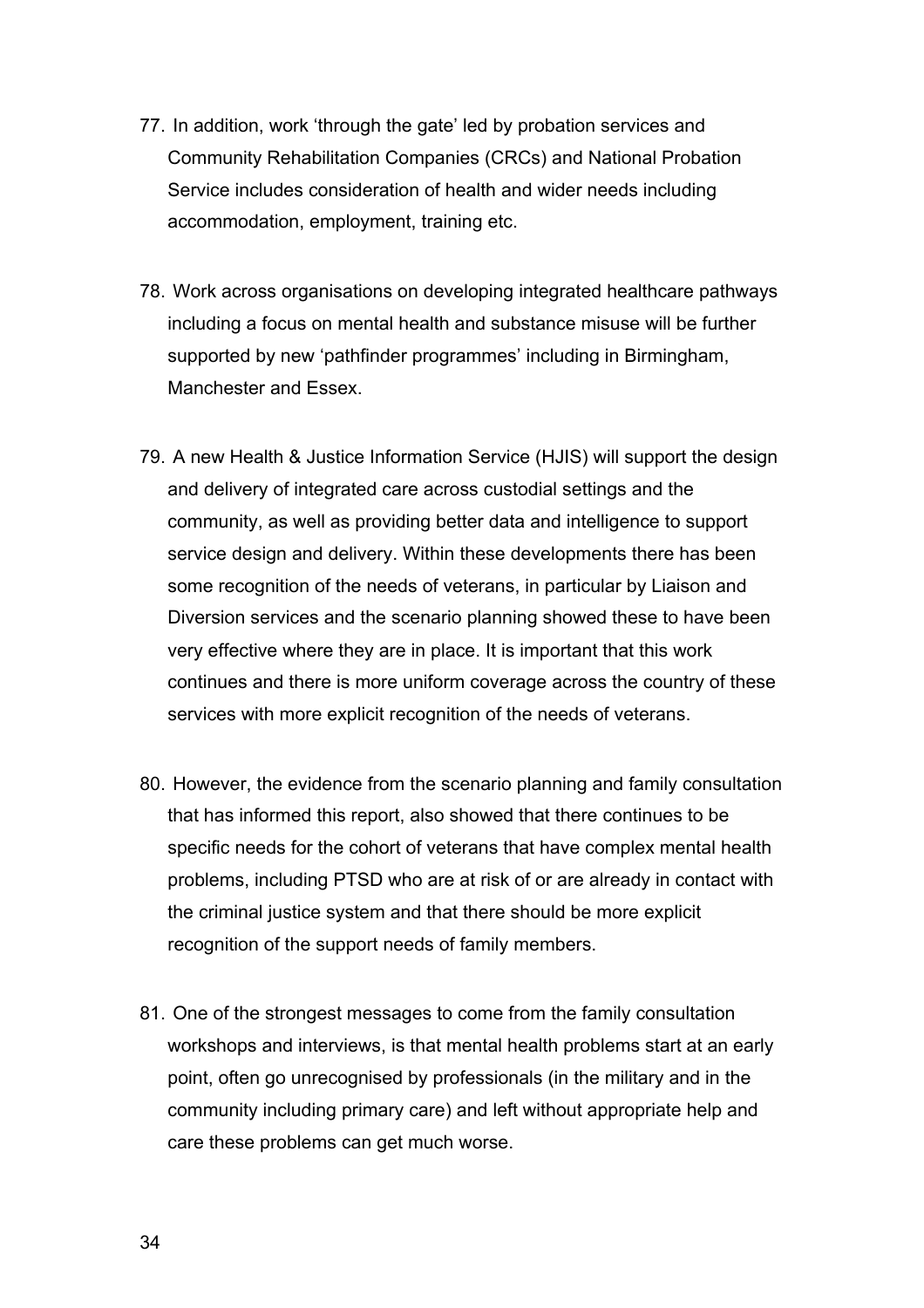77. In addition, work ‘through the gate’ led by probation services and Community Rehabilitation Companies (CRCs) and National Probation Service includes consideration of health and wider needs including accommodation, employment, training etc.

78. Work across organisations on developing integrated healthcare pathways including a focus on mental health and substance misuse will be further supported by new ‘pathfinder programmes’ including in Birmingham, Manchester and Essex.

79. A new Health & Justice Information Service (HJIS) will support the design and delivery of integrated care across custodial settings and the community, as well as providing better data and intelligence to support service design and delivery. Within these developments there has been some recognition of the needs of veterans, in particular by Liaison and Diversion services and the scenario planning showed these to have been very effective where they are in place. It is important that this work continues and there is more uniform coverage across the country of these services with more explicit recognition of the needs of veterans.

80. However, the evidence from the scenario planning and family consultation that has informed this report, also showed that there continues to be specific needs for the cohort of veterans that have complex mental health problems, including PTSD who are at risk of or are already in contact with the criminal justice system and that there should be more explicit recognition of the support needs of family members.

81. One of the strongest messages to come from the family consultation workshops and interviews, is that mental health problems start at an early point, often go unrecognised by professionals (in the military and in the community including primary care) and left without appropriate help and care these problems can get much worse.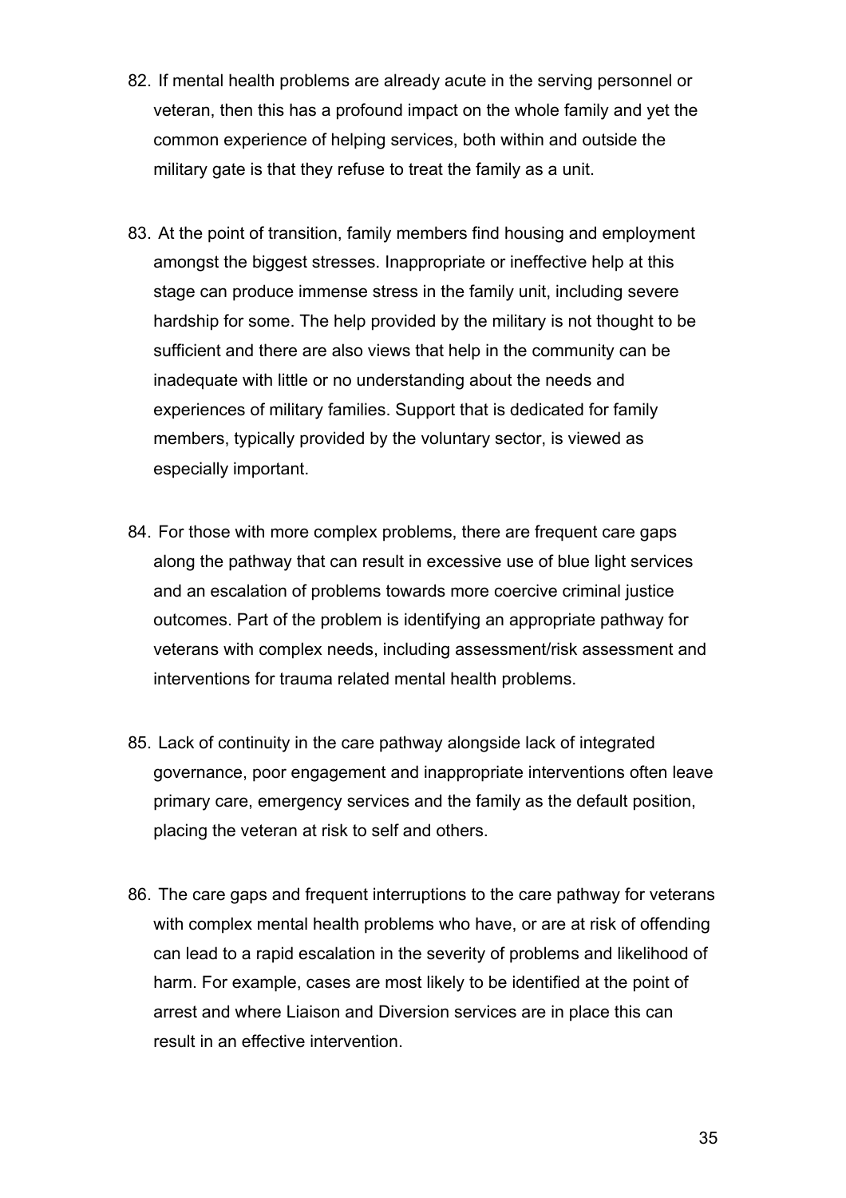82. If mental health problems are already acute in the serving personnel or veteran, then this has a profound impact on the whole family and yet the common experience of helping services, both within and outside the military gate is that they refuse to treat the family as a unit.

83. At the point of transition, family members find housing and employment amongst the biggest stresses. Inappropriate or ineffective help at this stage can produce immense stress in the family unit, including severe hardship for some. The help provided by the military is not thought to be sufficient and there are also views that help in the community can be inadequate with little or no understanding about the needs and experiences of military families. Support that is dedicated for family members, typically provided by the voluntary sector, is viewed as especially important.

84. For those with more complex problems, there are frequent care gaps along the pathway that can result in excessive use of blue light services and an escalation of problems towards more coercive criminal justice outcomes. Part of the problem is identifying an appropriate pathway for veterans with complex needs, including assessment/risk assessment and interventions for trauma related mental health problems.

85. Lack of continuity in the care pathway alongside lack of integrated governance, poor engagement and inappropriate interventions often leave primary care, emergency services and the family as the default position, placing the veteran at risk to self and others.

86. The care gaps and frequent interruptions to the care pathway for veterans with complex mental health problems who have, or are at risk of offending can lead to a rapid escalation in the severity of problems and likelihood of harm. For example, cases are most likely to be identified at the point of arrest and where Liaison and Diversion services are in place this can result in an effective intervention.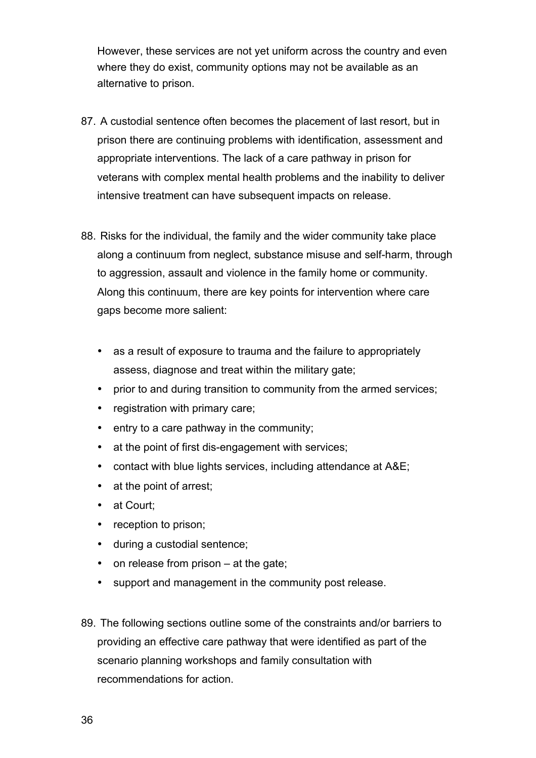However, these services are not yet uniform across the country and even where they do exist, community options may not be available as an alternative to prison.

87. A custodial sentence often becomes the placement of last resort, but in prison there are continuing problems with identification, assessment and appropriate interventions. The lack of a care pathway in prison for veterans with complex mental health problems and the inability to deliver intensive treatment can have subsequent impacts on release.

88. Risks for the individual, the family and the wider community take place along a continuum from neglect, substance misuse and self-harm, through to aggression, assault and violence in the family home or community. Along this continuum, there are key points for intervention where care gaps become more salient:

   - as a result of exposure to trauma and the failure to appropriately assess, diagnose and treat within the military gate;
   - prior to and during transition to community from the armed services;
   - registration with primary care;
   - entry to a care pathway in the community;
   - at the point of first dis-engagement with services;
   - contact with blue lights services, including attendance at A&E;
   - at the point of arrest;
   - at Court;
   - reception to prison;
   - during a custodial sentence;
   - on release from prison – at the gate;
   - support and management in the community post release.

89. The following sections outline some of the constraints and/or barriers to providing an effective care pathway that were identified as part of the scenario planning workshops and family consultation with recommendations for action.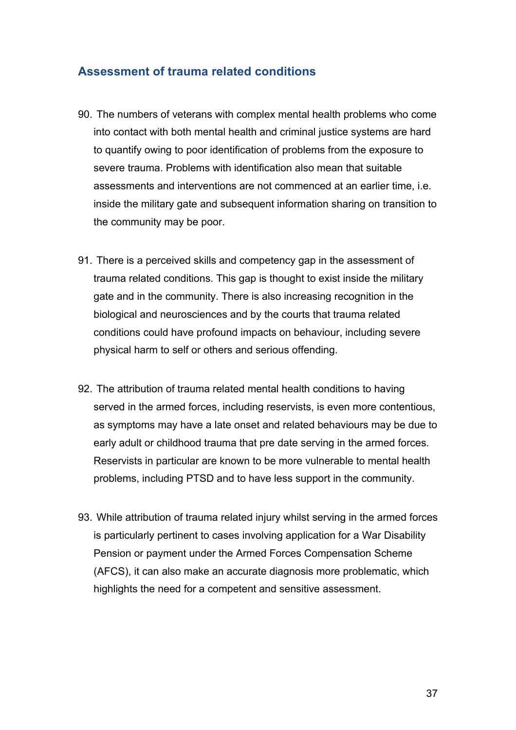## Assessment of trauma related conditions

90. The numbers of veterans with complex mental health problems who come into contact with both mental health and criminal justice systems are hard to quantify owing to poor identification of problems from the exposure to severe trauma. Problems with identification also mean that suitable assessments and interventions are not commenced at an earlier time, i.e. inside the military gate and subsequent information sharing on transition to the community may be poor.

91. There is a perceived skills and competency gap in the assessment of trauma related conditions. This gap is thought to exist inside the military gate and in the community. There is also increasing recognition in the biological and neurosciences and by the courts that trauma related conditions could have profound impacts on behaviour, including severe physical harm to self or others and serious offending.

92. The attribution of trauma related mental health conditions to having served in the armed forces, including reservists, is even more contentious, as symptoms may have a late onset and related behaviours may be due to early adult or childhood trauma that pre date serving in the armed forces. Reservists in particular are known to be more vulnerable to mental health problems, including PTSD and to have less support in the community.

93. While attribution of trauma related injury whilst serving in the armed forces is particularly pertinent to cases involving application for a War Disability Pension or payment under the Armed Forces Compensation Scheme (AFCS), it can also make an accurate diagnosis more problematic, which highlights the need for a competent and sensitive assessment.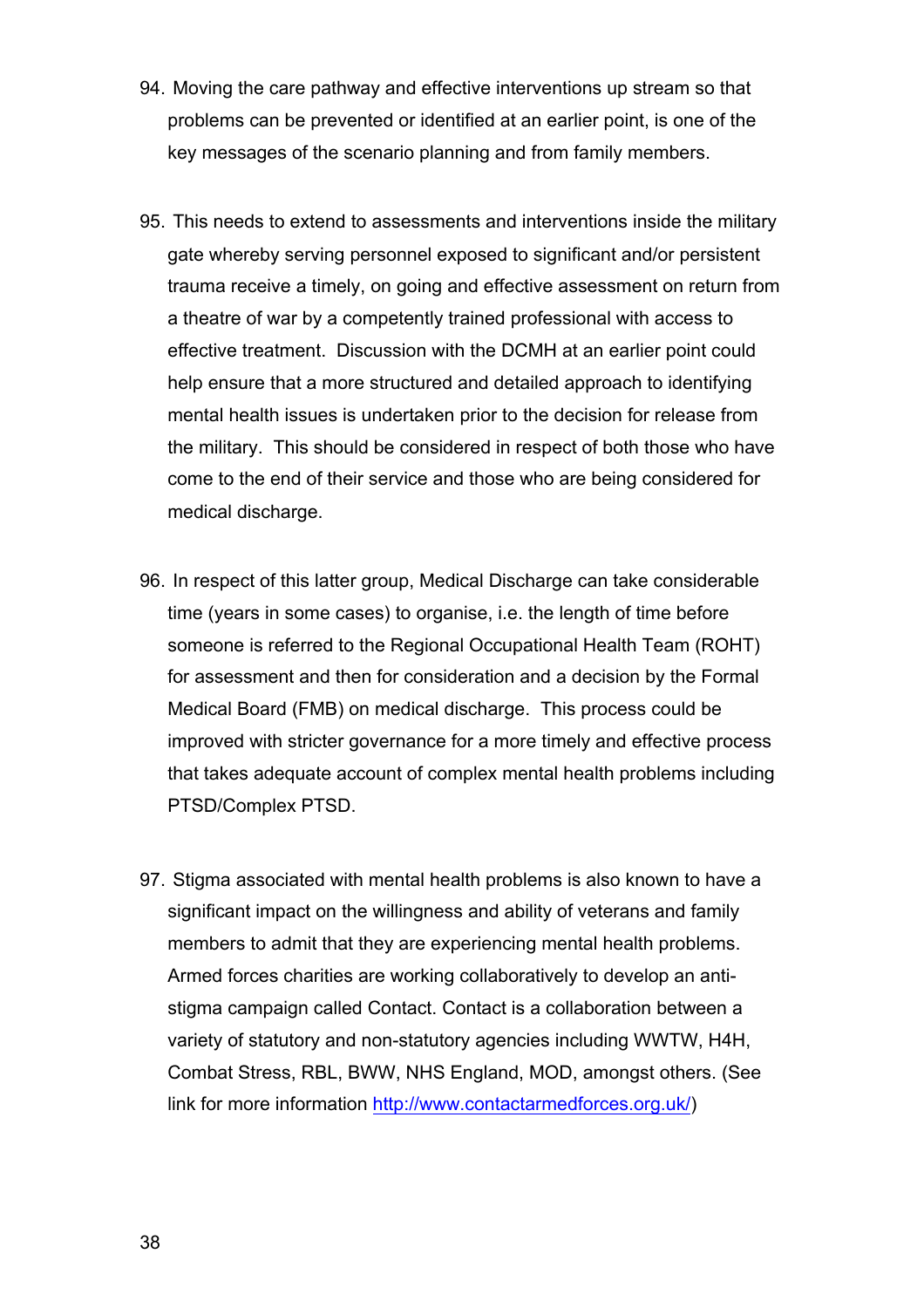94. Moving the care pathway and effective interventions up stream so that problems can be prevented or identified at an earlier point, is one of the key messages of the scenario planning and from family members.

95. This needs to extend to assessments and interventions inside the military gate whereby serving personnel exposed to significant and/or persistent trauma receive a timely, on going and effective assessment on return from a theatre of war by a competently trained professional with access to effective treatment. Discussion with the DCMH at an earlier point could help ensure that a more structured and detailed approach to identifying mental health issues is undertaken prior to the decision for release from the military. This should be considered in respect of both those who have come to the end of their service and those who are being considered for medical discharge.

96. In respect of this latter group, Medical Discharge can take considerable time (years in some cases) to organise, i.e. the length of time before someone is referred to the Regional Occupational Health Team (ROHT) for assessment and then for consideration and a decision by the Formal Medical Board (FMB) on medical discharge. This process could be improved with stricter governance for a more timely and effective process that takes adequate account of complex mental health problems including PTSD/Complex PTSD.

97. Stigma associated with mental health problems is also known to have a significant impact on the willingness and ability of veterans and family members to admit that they are experiencing mental health problems. Armed forces charities are working collaboratively to develop an anti-stigma campaign called Contact. Contact is a collaboration between a variety of statutory and non-statutory agencies including WWTW, H4H, Combat Stress, RBL, BWW, NHS England, MOD, amongst others. (See link for more information [http://www.contactarmedforces.org.uk/](http://www.contactarmedforces.org.uk/))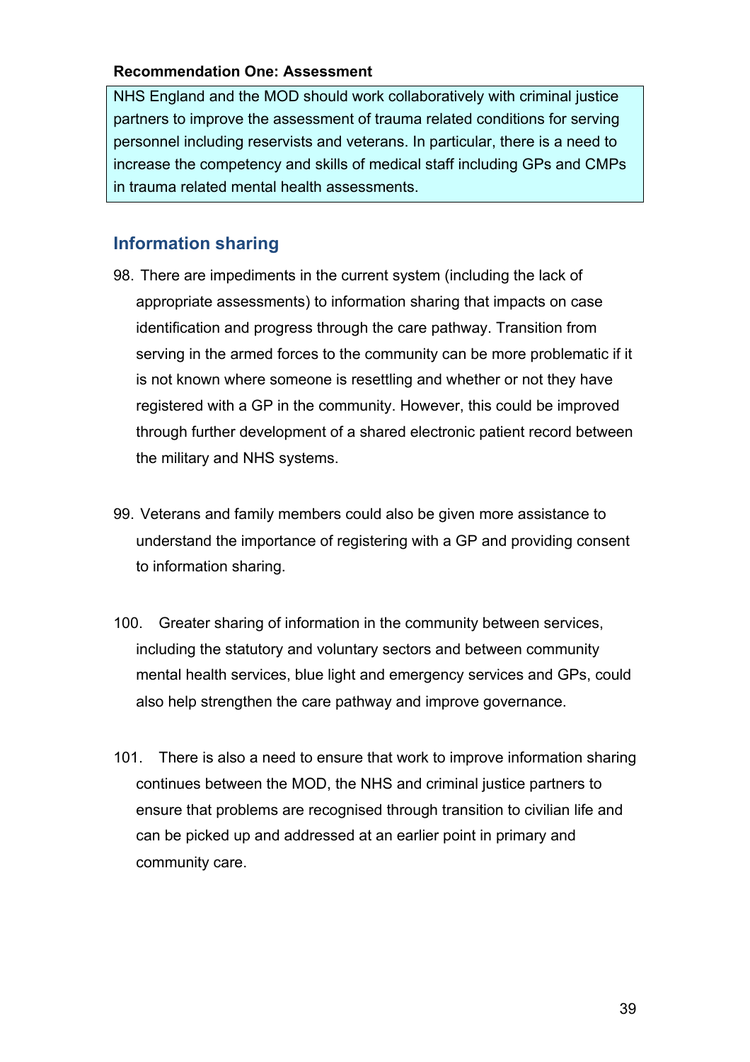**Recommendation One: Assessment**

> NHS England and the MOD should work collaboratively with criminal justice partners to improve the assessment of trauma related conditions for serving personnel including reservists and veterans. In particular, there is a need to increase the competency and skills of medical staff including GPs and CMPs in trauma related mental health assessments.

## Information sharing

98. There are impediments in the current system (including the lack of appropriate assessments) to information sharing that impacts on case identification and progress through the care pathway. Transition from serving in the armed forces to the community can be more problematic if it is not known where someone is resettling and whether or not they have registered with a GP in the community. However, this could be improved through further development of a shared electronic patient record between the military and NHS systems.

99. Veterans and family members could also be given more assistance to understand the importance of registering with a GP and providing consent to information sharing.

100. Greater sharing of information in the community between services, including the statutory and voluntary sectors and between community mental health services, blue light and emergency services and GPs, could also help strengthen the care pathway and improve governance.

101. There is also a need to ensure that work to improve information sharing continues between the MOD, the NHS and criminal justice partners to ensure that problems are recognised through transition to civilian life and can be picked up and addressed at an earlier point in primary and community care.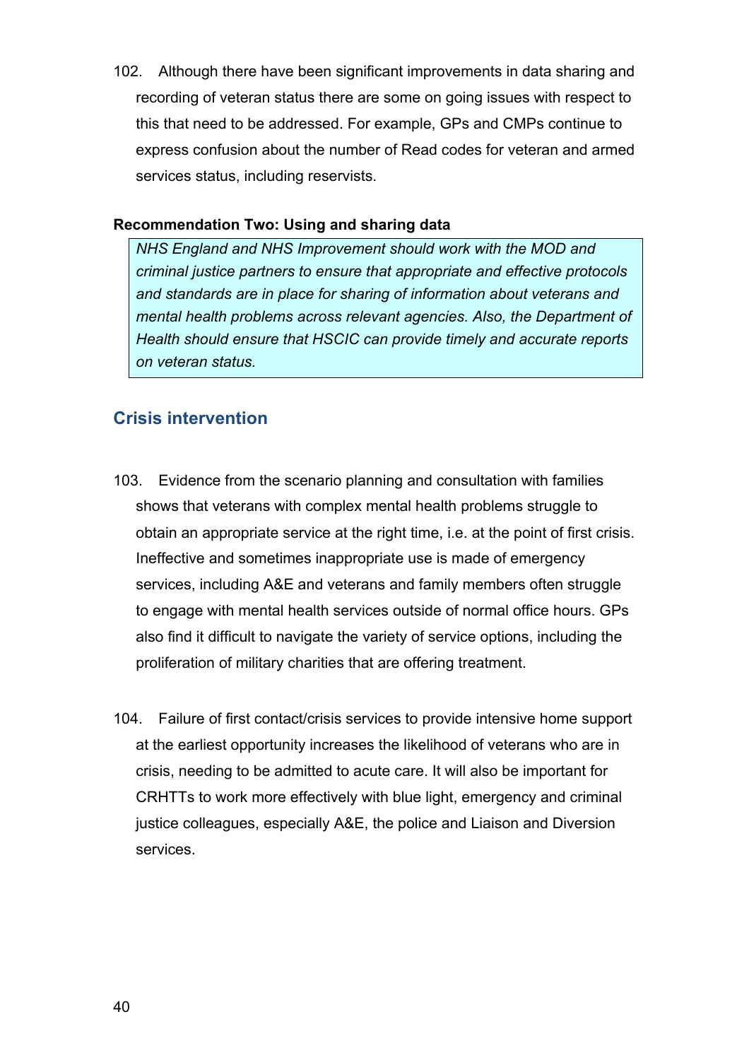102. Although there have been significant improvements in data sharing and recording of veteran status there are some on going issues with respect to this that need to be addressed. For example, GPs and CMPs continue to express confusion about the number of Read codes for veteran and armed services status, including reservists.

**Recommendation Two: Using and sharing data**

> *NHS England and NHS Improvement should work with the MOD and criminal justice partners to ensure that appropriate and effective protocols and standards are in place for sharing of information about veterans and mental health problems across relevant agencies. Also, the Department of Health should ensure that HSCIC can provide timely and accurate reports on veteran status.*

## Crisis intervention

103. Evidence from the scenario planning and consultation with families shows that veterans with complex mental health problems struggle to obtain an appropriate service at the right time, i.e. at the point of first crisis. Ineffective and sometimes inappropriate use is made of emergency services, including A&E and veterans and family members often struggle to engage with mental health services outside of normal office hours. GPs also find it difficult to navigate the variety of service options, including the proliferation of military charities that are offering treatment.

104. Failure of first contact/crisis services to provide intensive home support at the earliest opportunity increases the likelihood of veterans who are in crisis, needing to be admitted to acute care. It will also be important for CRHTTs to work more effectively with blue light, emergency and criminal justice colleagues, especially A&E, the police and Liaison and Diversion services.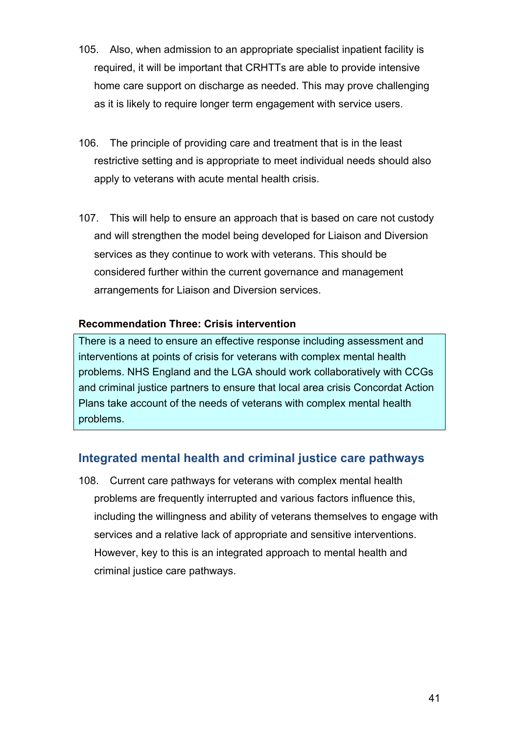105. Also, when admission to an appropriate specialist inpatient facility is required, it will be important that CRHTTs are able to provide intensive home care support on discharge as needed. This may prove challenging as it is likely to require longer term engagement with service users.

106. The principle of providing care and treatment that is in the least restrictive setting and is appropriate to meet individual needs should also apply to veterans with acute mental health crisis.

107. This will help to ensure an approach that is based on care not custody and will strengthen the model being developed for Liaison and Diversion services as they continue to work with veterans. This should be considered further within the current governance and management arrangements for Liaison and Diversion services.

**Recommendation Three: Crisis intervention**

There is a need to ensure an effective response including assessment and interventions at points of crisis for veterans with complex mental health problems. NHS England and the LGA should work collaboratively with CCGs and criminal justice partners to ensure that local area crisis Concordat Action Plans take account of the needs of veterans with complex mental health problems.

## Integrated mental health and criminal justice care pathways

108. Current care pathways for veterans with complex mental health problems are frequently interrupted and various factors influence this, including the willingness and ability of veterans themselves to engage with services and a relative lack of appropriate and sensitive interventions. However, key to this is an integrated approach to mental health and criminal justice care pathways.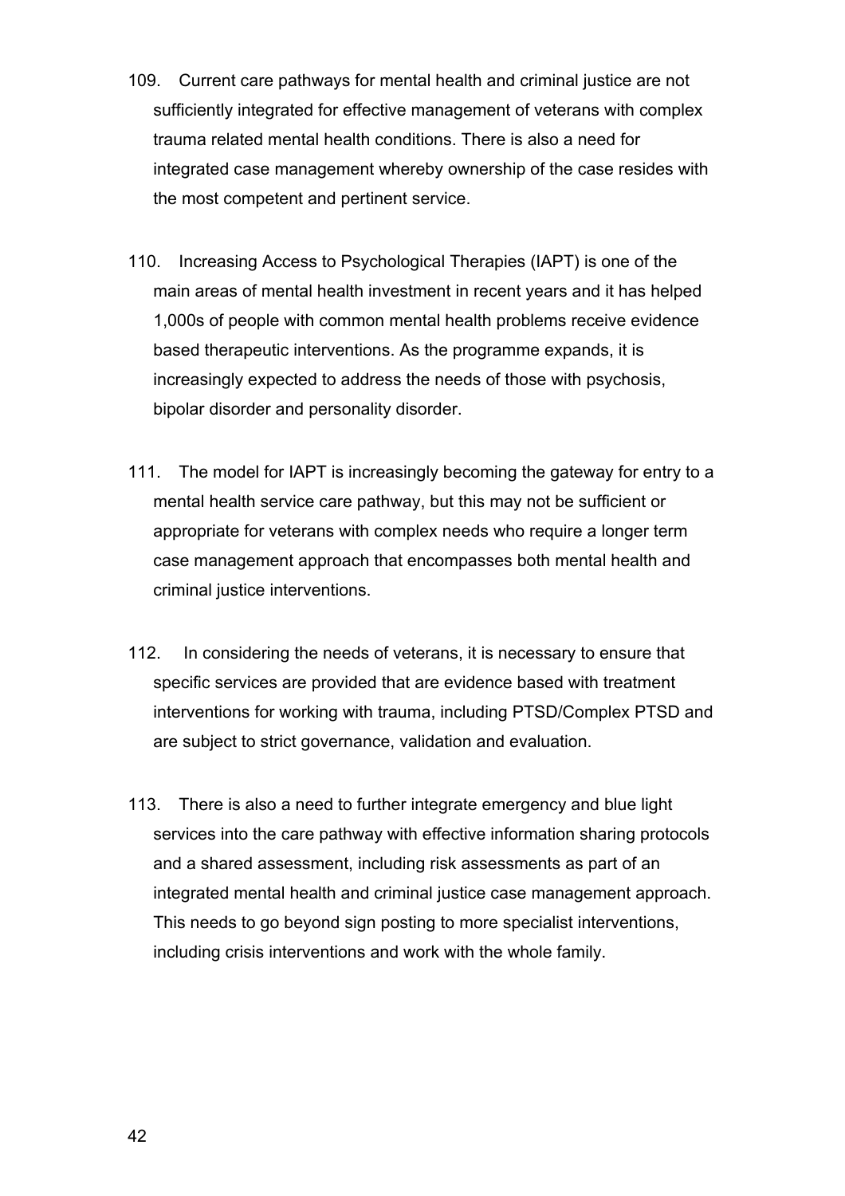109. Current care pathways for mental health and criminal justice are not sufficiently integrated for effective management of veterans with complex trauma related mental health conditions. There is also a need for integrated case management whereby ownership of the case resides with the most competent and pertinent service.

110. Increasing Access to Psychological Therapies (IAPT) is one of the main areas of mental health investment in recent years and it has helped 1,000s of people with common mental health problems receive evidence based therapeutic interventions. As the programme expands, it is increasingly expected to address the needs of those with psychosis, bipolar disorder and personality disorder.

111. The model for IAPT is increasingly becoming the gateway for entry to a mental health service care pathway, but this may not be sufficient or appropriate for veterans with complex needs who require a longer term case management approach that encompasses both mental health and criminal justice interventions.

112. In considering the needs of veterans, it is necessary to ensure that specific services are provided that are evidence based with treatment interventions for working with trauma, including PTSD/Complex PTSD and are subject to strict governance, validation and evaluation.

113. There is also a need to further integrate emergency and blue light services into the care pathway with effective information sharing protocols and a shared assessment, including risk assessments as part of an integrated mental health and criminal justice case management approach. This needs to go beyond sign posting to more specialist interventions, including crisis interventions and work with the whole family.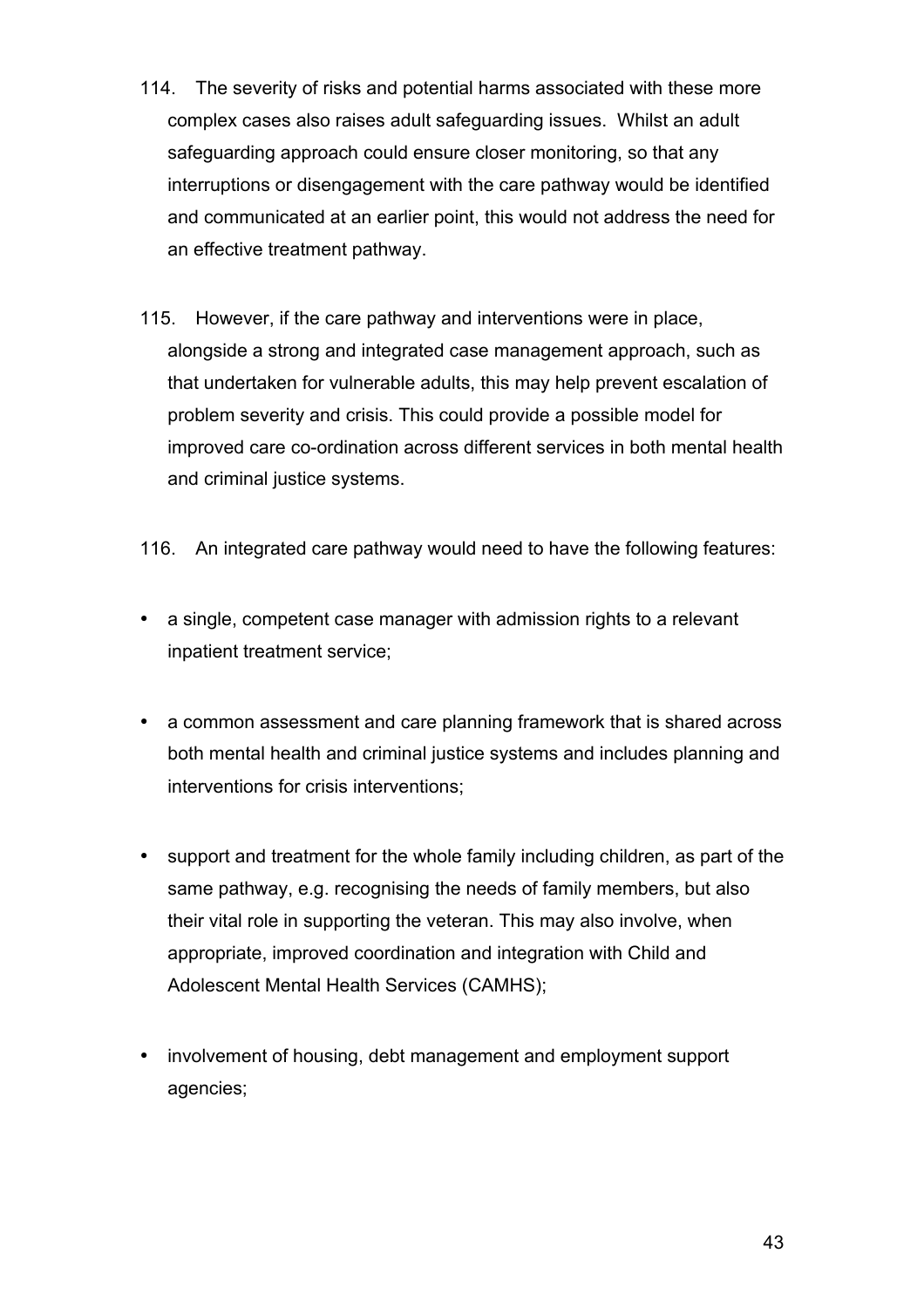114. The severity of risks and potential harms associated with these more complex cases also raises adult safeguarding issues. Whilst an adult safeguarding approach could ensure closer monitoring, so that any interruptions or disengagement with the care pathway would be identified and communicated at an earlier point, this would not address the need for an effective treatment pathway.

115. However, if the care pathway and interventions were in place, alongside a strong and integrated case management approach, such as that undertaken for vulnerable adults, this may help prevent escalation of problem severity and crisis. This could provide a possible model for improved care co-ordination across different services in both mental health and criminal justice systems.

116. An integrated care pathway would need to have the following features:

- a single, competent case manager with admission rights to a relevant inpatient treatment service;
- a common assessment and care planning framework that is shared across both mental health and criminal justice systems and includes planning and interventions for crisis interventions;
- support and treatment for the whole family including children, as part of the same pathway, e.g. recognising the needs of family members, but also their vital role in supporting the veteran. This may also involve, when appropriate, improved coordination and integration with Child and Adolescent Mental Health Services (CAMHS);
- involvement of housing, debt management and employment support agencies;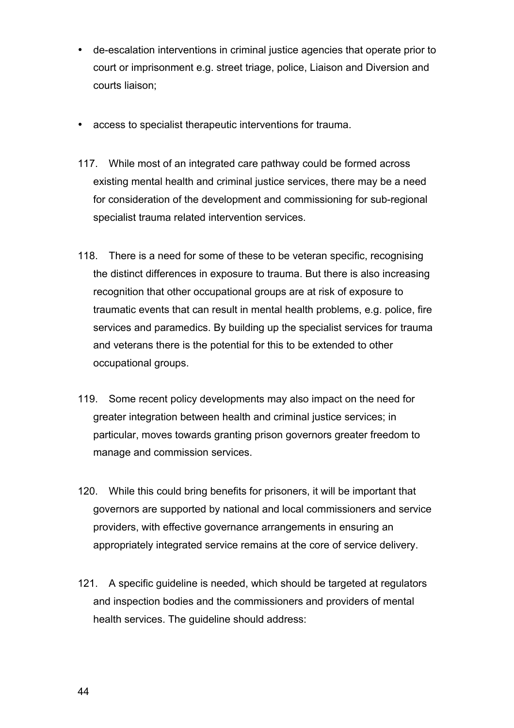- de-escalation interventions in criminal justice agencies that operate prior to court or imprisonment e.g. street triage, police, Liaison and Diversion and courts liaison;

- access to specialist therapeutic interventions for trauma.

117. While most of an integrated care pathway could be formed across existing mental health and criminal justice services, there may be a need for consideration of the development and commissioning for sub-regional specialist trauma related intervention services.

118. There is a need for some of these to be veteran specific, recognising the distinct differences in exposure to trauma. But there is also increasing recognition that other occupational groups are at risk of exposure to traumatic events that can result in mental health problems, e.g. police, fire services and paramedics. By building up the specialist services for trauma and veterans there is the potential for this to be extended to other occupational groups.

119. Some recent policy developments may also impact on the need for greater integration between health and criminal justice services; in particular, moves towards granting prison governors greater freedom to manage and commission services.

120. While this could bring benefits for prisoners, it will be important that governors are supported by national and local commissioners and service providers, with effective governance arrangements in ensuring an appropriately integrated service remains at the core of service delivery.

121. A specific guideline is needed, which should be targeted at regulators and inspection bodies and the commissioners and providers of mental health services. The guideline should address: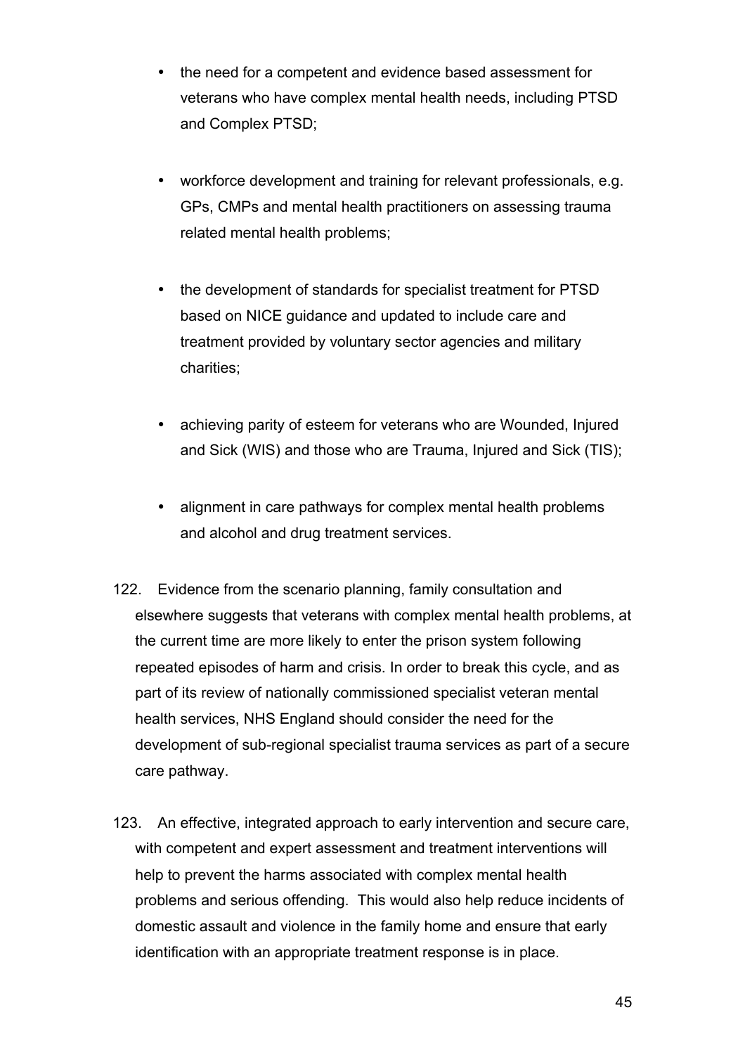- the need for a competent and evidence based assessment for veterans who have complex mental health needs, including PTSD and Complex PTSD;
- workforce development and training for relevant professionals, e.g. GPs, CMPs and mental health practitioners on assessing trauma related mental health problems;
- the development of standards for specialist treatment for PTSD based on NICE guidance and updated to include care and treatment provided by voluntary sector agencies and military charities;
- achieving parity of esteem for veterans who are Wounded, Injured and Sick (WIS) and those who are Trauma, Injured and Sick (TIS);
- alignment in care pathways for complex mental health problems and alcohol and drug treatment services.

122. Evidence from the scenario planning, family consultation and elsewhere suggests that veterans with complex mental health problems, at the current time are more likely to enter the prison system following repeated episodes of harm and crisis. In order to break this cycle, and as part of its review of nationally commissioned specialist veteran mental health services, NHS England should consider the need for the development of sub-regional specialist trauma services as part of a secure care pathway.

123. An effective, integrated approach to early intervention and secure care, with competent and expert assessment and treatment interventions will help to prevent the harms associated with complex mental health problems and serious offending. This would also help reduce incidents of domestic assault and violence in the family home and ensure that early identification with an appropriate treatment response is in place.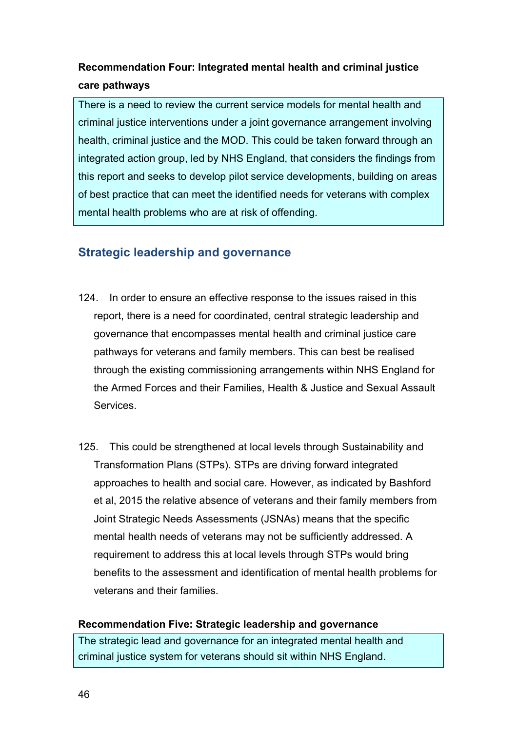**Recommendation Four: Integrated mental health and criminal justice care pathways**

> There is a need to review the current service models for mental health and criminal justice interventions under a joint governance arrangement involving health, criminal justice and the MOD. This could be taken forward through an integrated action group, led by NHS England, that considers the findings from this report and seeks to develop pilot service developments, building on areas of best practice that can meet the identified needs for veterans with complex mental health problems who are at risk of offending.

## Strategic leadership and governance

124. In order to ensure an effective response to the issues raised in this report, there is a need for coordinated, central strategic leadership and governance that encompasses mental health and criminal justice care pathways for veterans and family members. This can best be realised through the existing commissioning arrangements within NHS England for the Armed Forces and their Families, Health & Justice and Sexual Assault Services.

125. This could be strengthened at local levels through Sustainability and Transformation Plans (STPs). STPs are driving forward integrated approaches to health and social care. However, as indicated by Bashford et al, 2015 the relative absence of veterans and their family members from Joint Strategic Needs Assessments (JSNAs) means that the specific mental health needs of veterans may not be sufficiently addressed. A requirement to address this at local levels through STPs would bring benefits to the assessment and identification of mental health problems for veterans and their families.

**Recommendation Five: Strategic leadership and governance**

> The strategic lead and governance for an integrated mental health and criminal justice system for veterans should sit within NHS England.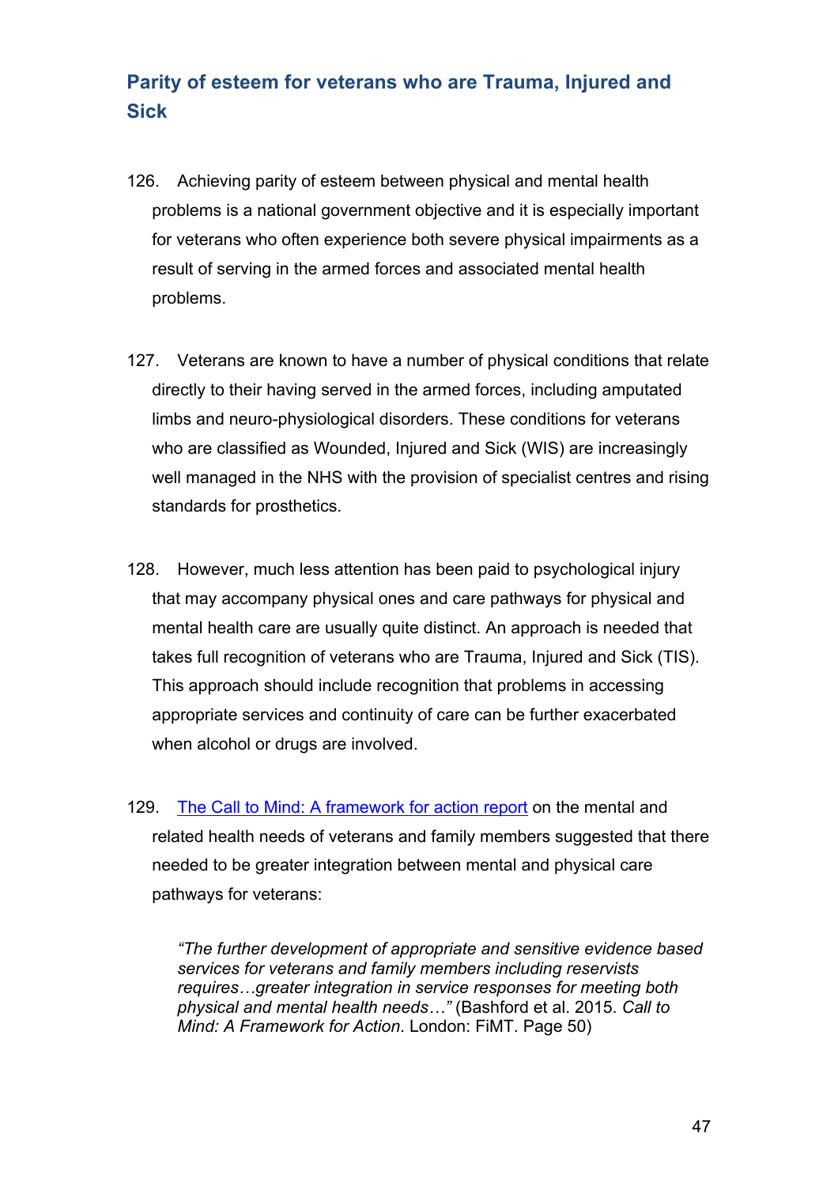## Parity of esteem for veterans who are Trauma, Injured and Sick

126. Achieving parity of esteem between physical and mental health problems is a national government objective and it is especially important for veterans who often experience both severe physical impairments as a result of serving in the armed forces and associated mental health problems.

127. Veterans are known to have a number of physical conditions that relate directly to their having served in the armed forces, including amputated limbs and neuro-physiological disorders. These conditions for veterans who are classified as Wounded, Injured and Sick (WIS) are increasingly well managed in the NHS with the provision of specialist centres and rising standards for prosthetics.

128. However, much less attention has been paid to psychological injury that may accompany physical ones and care pathways for physical and mental health care are usually quite distinct. An approach is needed that takes full recognition of veterans who are Trauma, Injured and Sick (TIS). This approach should include recognition that problems in accessing appropriate services and continuity of care can be further exacerbated when alcohol or drugs are involved.

129. The Call to Mind: A framework for action report on the mental and related health needs of veterans and family members suggested that there needed to be greater integration between mental and physical care pathways for veterans:

> *"The further development of appropriate and sensitive evidence based services for veterans and family members including reservists requires…greater integration in service responses for meeting both physical and mental health needs…"* (Bashford et al. 2015. *Call to Mind: A Framework for Action*. London: FiMT. Page 50)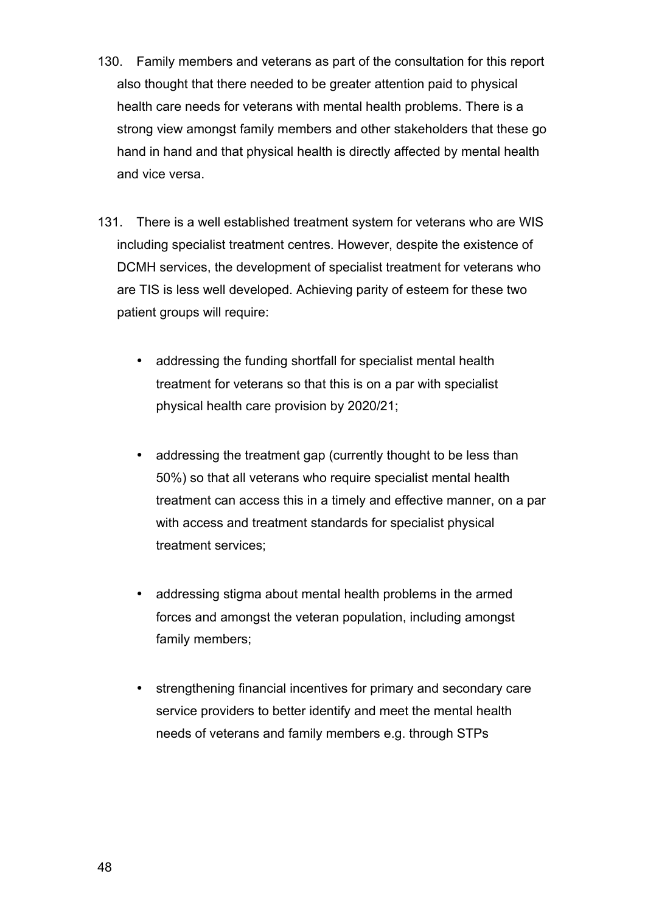130. Family members and veterans as part of the consultation for this report also thought that there needed to be greater attention paid to physical health care needs for veterans with mental health problems. There is a strong view amongst family members and other stakeholders that these go hand in hand and that physical health is directly affected by mental health and vice versa.

131. There is a well established treatment system for veterans who are WIS including specialist treatment centres. However, despite the existence of DCMH services, the development of specialist treatment for veterans who are TIS is less well developed. Achieving parity of esteem for these two patient groups will require:

- addressing the funding shortfall for specialist mental health treatment for veterans so that this is on a par with specialist physical health care provision by 2020/21;

- addressing the treatment gap (currently thought to be less than 50%) so that all veterans who require specialist mental health treatment can access this in a timely and effective manner, on a par with access and treatment standards for specialist physical treatment services;

- addressing stigma about mental health problems in the armed forces and amongst the veteran population, including amongst family members;

- strengthening financial incentives for primary and secondary care service providers to better identify and meet the mental health needs of veterans and family members e.g. through STPs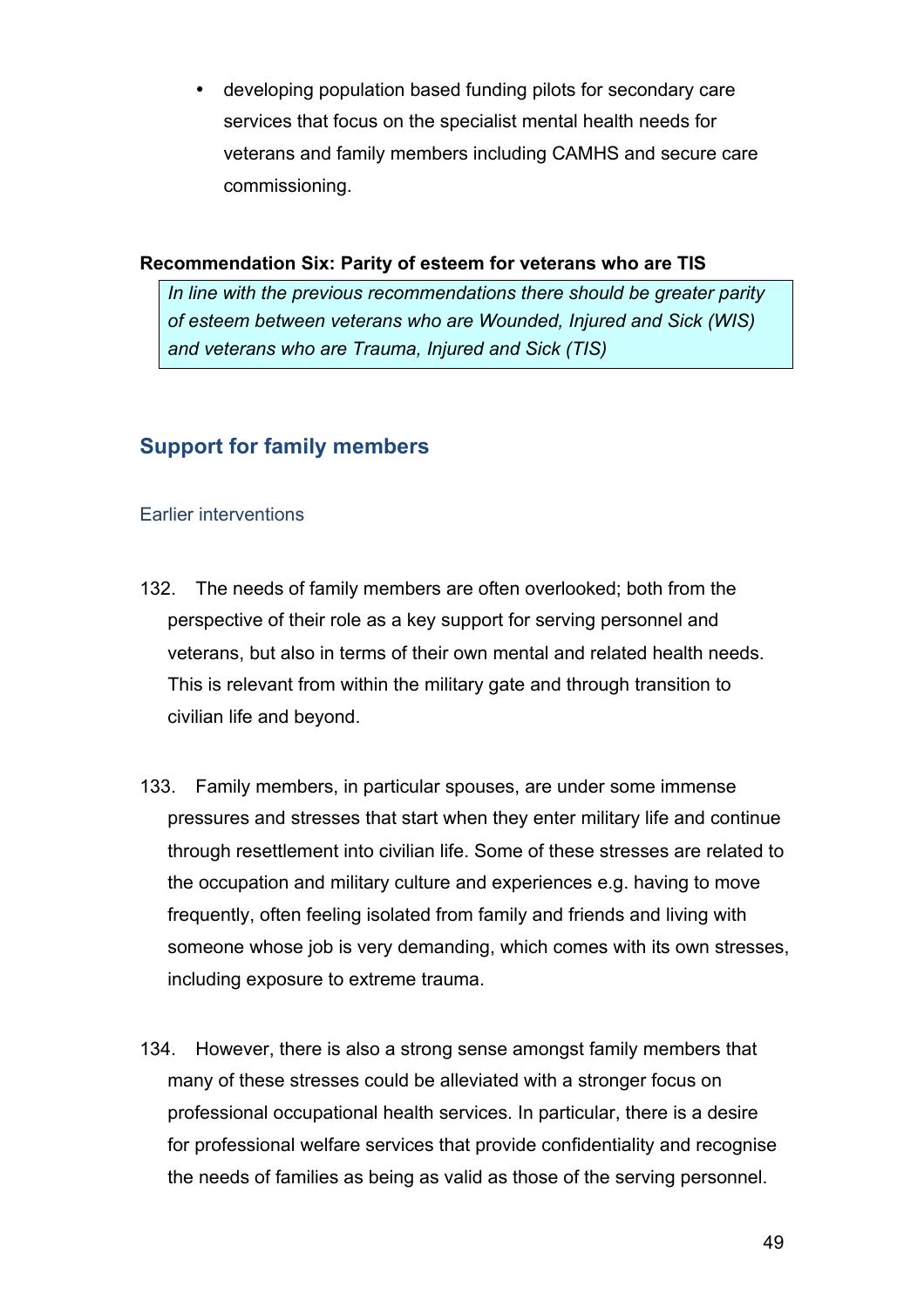- developing population based funding pilots for secondary care services that focus on the specialist mental health needs for veterans and family members including CAMHS and secure care commissioning.

**Recommendation Six: Parity of esteem for veterans who are TIS**

> *In line with the previous recommendations there should be greater parity of esteem between veterans who are Wounded, Injured and Sick (WIS) and veterans who are Trauma, Injured and Sick (TIS)*

## Support for family members

### Earlier interventions

132. The needs of family members are often overlooked; both from the perspective of their role as a key support for serving personnel and veterans, but also in terms of their own mental and related health needs. This is relevant from within the military gate and through transition to civilian life and beyond.

133. Family members, in particular spouses, are under some immense pressures and stresses that start when they enter military life and continue through resettlement into civilian life. Some of these stresses are related to the occupation and military culture and experiences e.g. having to move frequently, often feeling isolated from family and friends and living with someone whose job is very demanding, which comes with its own stresses, including exposure to extreme trauma.

134. However, there is also a strong sense amongst family members that many of these stresses could be alleviated with a stronger focus on professional occupational health services. In particular, there is a desire for professional welfare services that provide confidentiality and recognise the needs of families as being as valid as those of the serving personnel.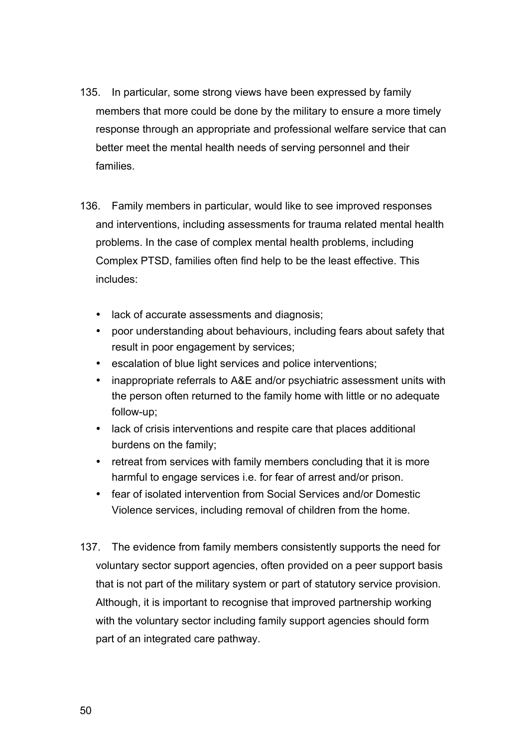135. In particular, some strong views have been expressed by family members that more could be done by the military to ensure a more timely response through an appropriate and professional welfare service that can better meet the mental health needs of serving personnel and their families.

136. Family members in particular, would like to see improved responses and interventions, including assessments for trauma related mental health problems. In the case of complex mental health problems, including Complex PTSD, families often find help to be the least effective. This includes:

- lack of accurate assessments and diagnosis;
- poor understanding about behaviours, including fears about safety that result in poor engagement by services;
- escalation of blue light services and police interventions;
- inappropriate referrals to A&E and/or psychiatric assessment units with the person often returned to the family home with little or no adequate follow-up;
- lack of crisis interventions and respite care that places additional burdens on the family;
- retreat from services with family members concluding that it is more harmful to engage services i.e. for fear of arrest and/or prison.
- fear of isolated intervention from Social Services and/or Domestic Violence services, including removal of children from the home.

137. The evidence from family members consistently supports the need for voluntary sector support agencies, often provided on a peer support basis that is not part of the military system or part of statutory service provision. Although, it is important to recognise that improved partnership working with the voluntary sector including family support agencies should form part of an integrated care pathway.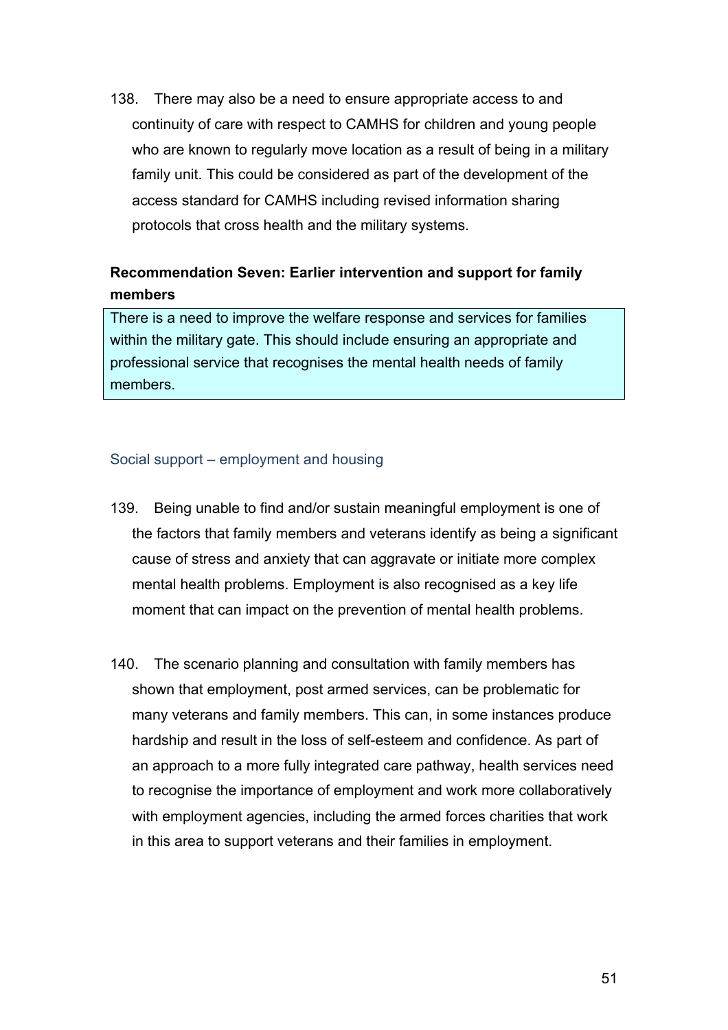138. There may also be a need to ensure appropriate access to and continuity of care with respect to CAMHS for children and young people who are known to regularly move location as a result of being in a military family unit. This could be considered as part of the development of the access standard for CAMHS including revised information sharing protocols that cross health and the military systems.

**Recommendation Seven: Earlier intervention and support for family members**

> There is a need to improve the welfare response and services for families within the military gate. This should include ensuring an appropriate and professional service that recognises the mental health needs of family members.

### Social support – employment and housing

139. Being unable to find and/or sustain meaningful employment is one of the factors that family members and veterans identify as being a significant cause of stress and anxiety that can aggravate or initiate more complex mental health problems. Employment is also recognised as a key life moment that can impact on the prevention of mental health problems.

140. The scenario planning and consultation with family members has shown that employment, post armed services, can be problematic for many veterans and family members. This can, in some instances produce hardship and result in the loss of self-esteem and confidence. As part of an approach to a more fully integrated care pathway, health services need to recognise the importance of employment and work more collaboratively with employment agencies, including the armed forces charities that work in this area to support veterans and their families in employment.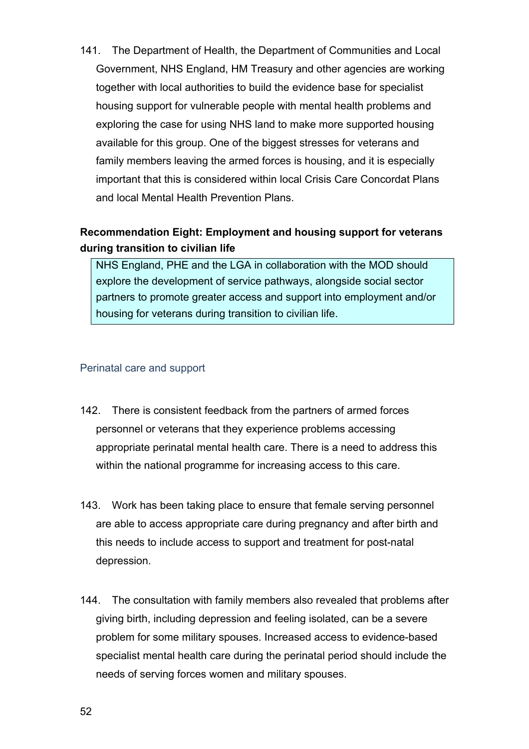141. The Department of Health, the Department of Communities and Local Government, NHS England, HM Treasury and other agencies are working together with local authorities to build the evidence base for specialist housing support for vulnerable people with mental health problems and exploring the case for using NHS land to make more supported housing available for this group. One of the biggest stresses for veterans and family members leaving the armed forces is housing, and it is especially important that this is considered within local Crisis Care Concordat Plans and local Mental Health Prevention Plans.

**Recommendation Eight: Employment and housing support for veterans during transition to civilian life**

> NHS England, PHE and the LGA in collaboration with the MOD should explore the development of service pathways, alongside social sector partners to promote greater access and support into employment and/or housing for veterans during transition to civilian life.

### Perinatal care and support

142. There is consistent feedback from the partners of armed forces personnel or veterans that they experience problems accessing appropriate perinatal mental health care. There is a need to address this within the national programme for increasing access to this care.

143. Work has been taking place to ensure that female serving personnel are able to access appropriate care during pregnancy and after birth and this needs to include access to support and treatment for post-natal depression.

144. The consultation with family members also revealed that problems after giving birth, including depression and feeling isolated, can be a severe problem for some military spouses. Increased access to evidence-based specialist mental health care during the perinatal period should include the needs of serving forces women and military spouses.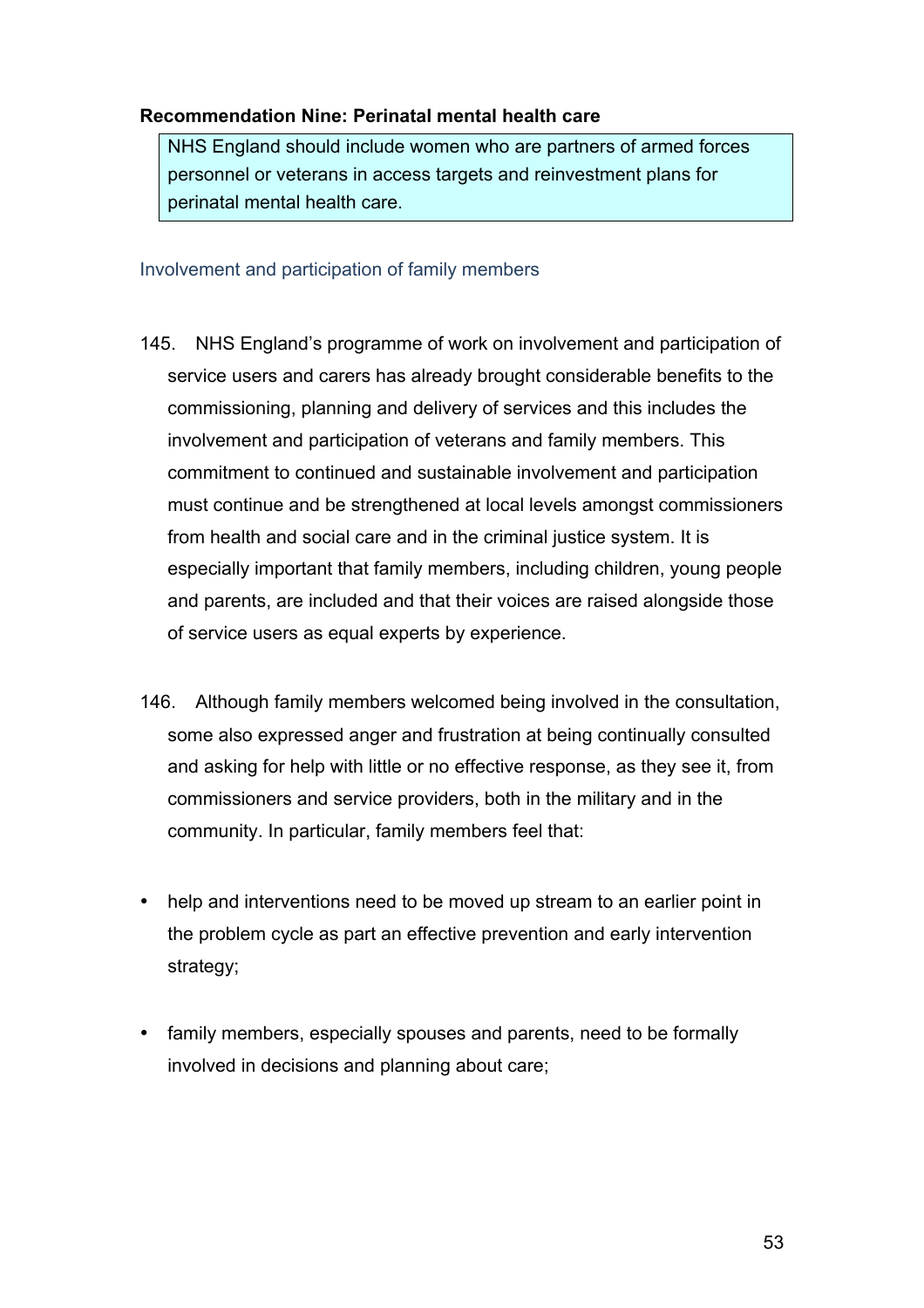**Recommendation Nine: Perinatal mental health care**

> NHS England should include women who are partners of armed forces personnel or veterans in access targets and reinvestment plans for perinatal mental health care.

### Involvement and participation of family members

145. NHS England's programme of work on involvement and participation of service users and carers has already brought considerable benefits to the commissioning, planning and delivery of services and this includes the involvement and participation of veterans and family members. This commitment to continued and sustainable involvement and participation must continue and be strengthened at local levels amongst commissioners from health and social care and in the criminal justice system. It is especially important that family members, including children, young people and parents, are included and that their voices are raised alongside those of service users as equal experts by experience.

146. Although family members welcomed being involved in the consultation, some also expressed anger and frustration at being continually consulted and asking for help with little or no effective response, as they see it, from commissioners and service providers, both in the military and in the community. In particular, family members feel that:

- help and interventions need to be moved up stream to an earlier point in the problem cycle as part an effective prevention and early intervention strategy;

- family members, especially spouses and parents, need to be formally involved in decisions and planning about care;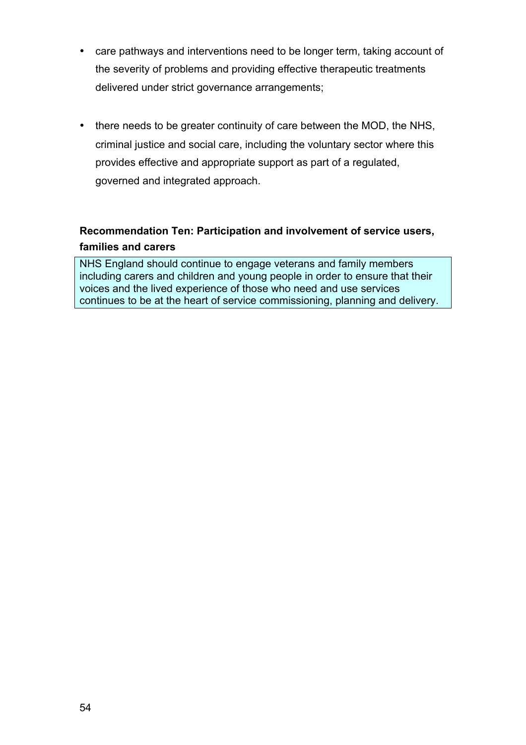- care pathways and interventions need to be longer term, taking account of the severity of problems and providing effective therapeutic treatments delivered under strict governance arrangements;

- there needs to be greater continuity of care between the MOD, the NHS, criminal justice and social care, including the voluntary sector where this provides effective and appropriate support as part of a regulated, governed and integrated approach.

**Recommendation Ten: Participation and involvement of service users, families and carers**

NHS England should continue to engage veterans and family members including carers and children and young people in order to ensure that their voices and the lived experience of those who need and use services continues to be at the heart of service commissioning, planning and delivery.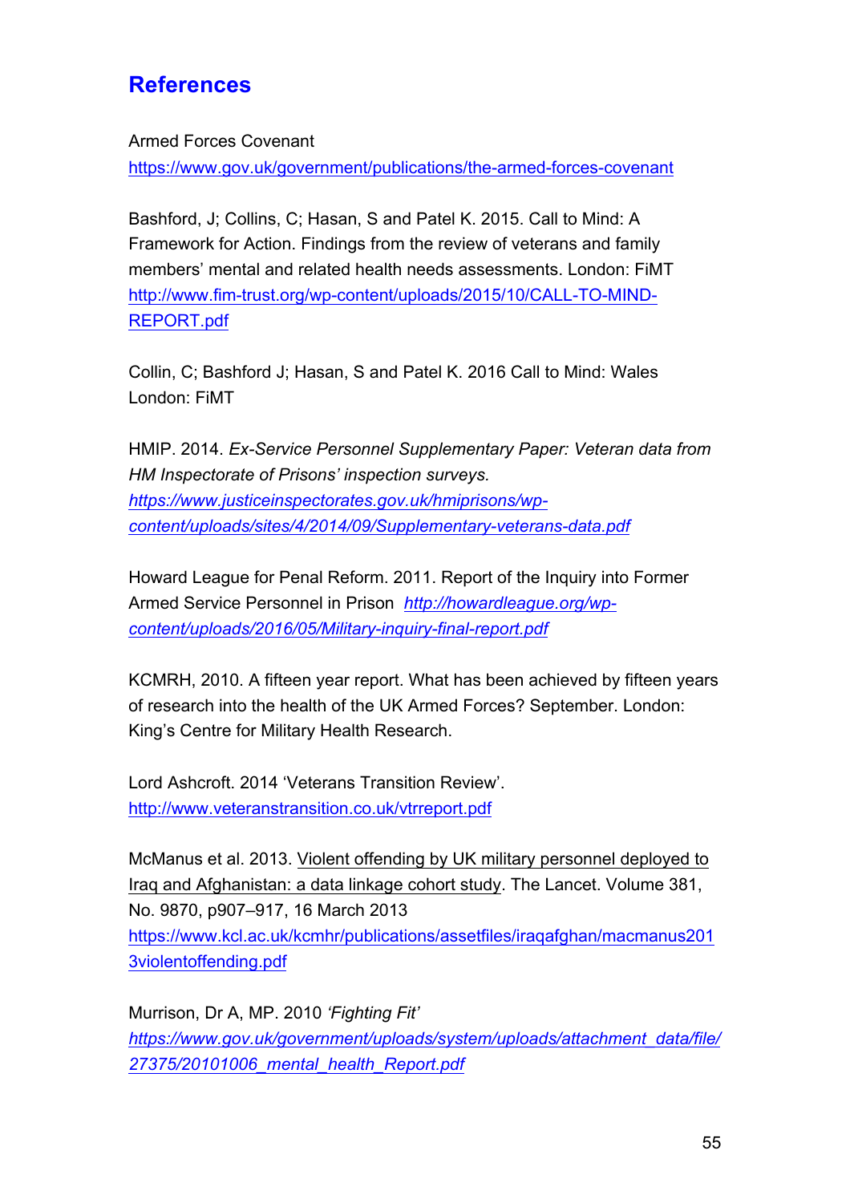# References

Armed Forces Covenant
https://www.gov.uk/government/publications/the-armed-forces-covenant

Bashford, J; Collins, C; Hasan, S and Patel K. 2015. Call to Mind: A Framework for Action. Findings from the review of veterans and family members' mental and related health needs assessments. London: FiMT http://www.fim-trust.org/wp-content/uploads/2015/10/CALL-TO-MIND-REPORT.pdf

Collin, C; Bashford J; Hasan, S and Patel K. 2016 Call to Mind: Wales London: FiMT

HMIP. 2014. *Ex-Service Personnel Supplementary Paper: Veteran data from HM Inspectorate of Prisons' inspection surveys.* *https://www.justiceinspectorates.gov.uk/hmiprisons/wp-content/uploads/sites/4/2014/09/Supplementary-veterans-data.pdf*

Howard League for Penal Reform. 2011. Report of the Inquiry into Former Armed Service Personnel in Prison *http://howardleague.org/wp-content/uploads/2016/05/Military-inquiry-final-report.pdf*

KCMRH, 2010. A fifteen year report. What has been achieved by fifteen years of research into the health of the UK Armed Forces? September. London: King's Centre for Military Health Research.

Lord Ashcroft. 2014 'Veterans Transition Review'. http://www.veteranstransition.co.uk/vtrreport.pdf

McManus et al. 2013. Violent offending by UK military personnel deployed to Iraq and Afghanistan: a data linkage cohort study. The Lancet. Volume 381, No. 9870, p907–917, 16 March 2013 https://www.kcl.ac.uk/kcmhr/publications/assetfiles/iraqafghan/macmanus2013violentoffending.pdf

Murrison, Dr A, MP. 2010 *'Fighting Fit'* *https://www.gov.uk/government/uploads/system/uploads/attachment_data/file/27375/20101006_mental_health_Report.pdf*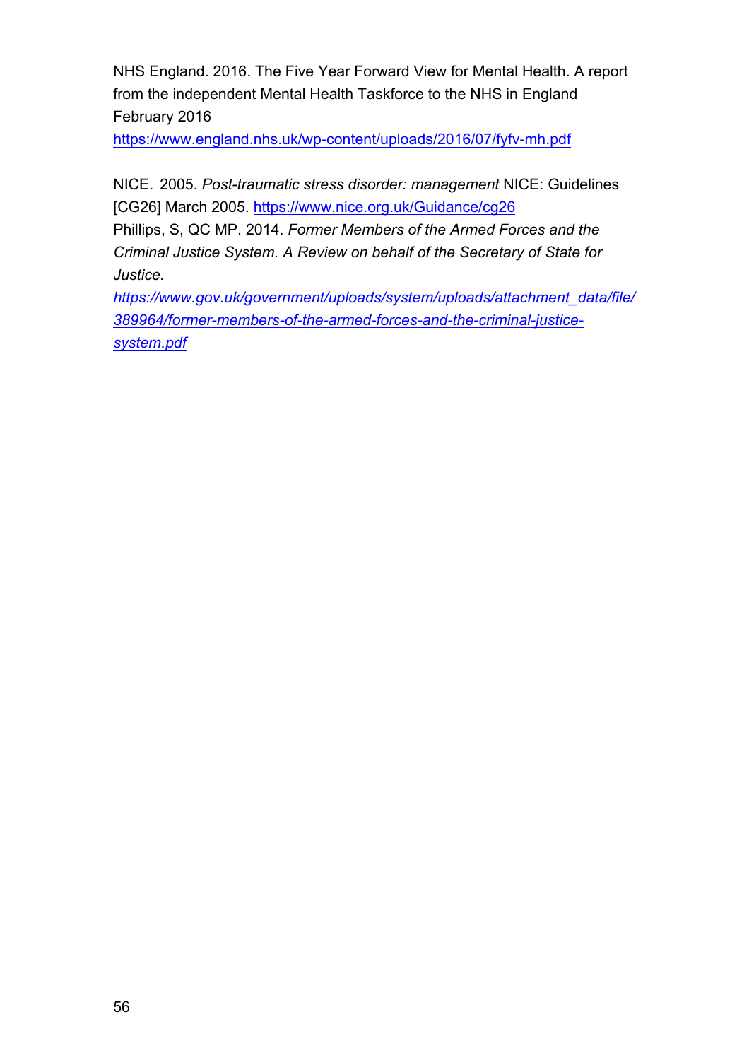NHS England. 2016. The Five Year Forward View for Mental Health. A report from the independent Mental Health Taskforce to the NHS in England February 2016
https://www.england.nhs.uk/wp-content/uploads/2016/07/fyfv-mh.pdf

NICE. 2005. *Post-traumatic stress disorder: management* NICE: Guidelines [CG26] March 2005. https://www.nice.org.uk/Guidance/cg26

Phillips, S, QC MP. 2014. *Former Members of the Armed Forces and the Criminal Justice System. A Review on behalf of the Secretary of State for Justice.*
*https://www.gov.uk/government/uploads/system/uploads/attachment_data/file/389964/former-members-of-the-armed-forces-and-the-criminal-justice-system.pdf*